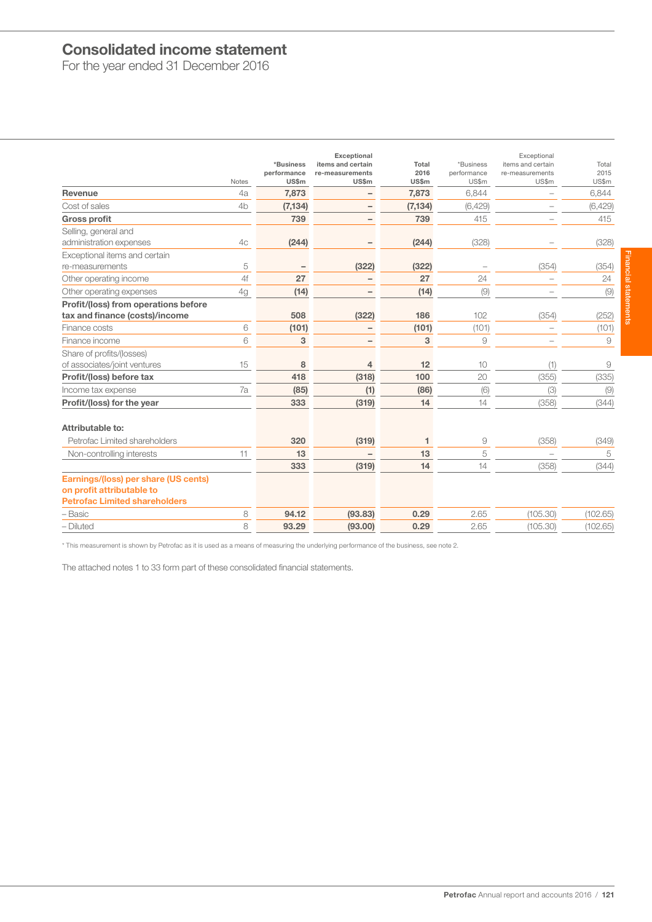# Consolidated income statement

For the year ended 31 December 2016

| | Notes | *Business performance US$m | Exceptional items and certain re-measurements US$m | Total 2016 US$m | *Business performance US$m | Exceptional items and certain re-measurements US$m | Total 2015 US$m |
|---|---|---|---|---|---|---|---|
| **Revenue** | 4a | **7,873** | **–** | **7,873** | 6,844 | – | 6,844 |
| Cost of sales | 4b | **(7,134)** | **–** | **(7,134)** | (6,429) | – | (6,429) |
| **Gross profit** | | **739** | **–** | **739** | 415 | – | 415 |
| Selling, general and administration expenses | 4c | **(244)** | **–** | **(244)** | (328) | – | (328) |
| Exceptional items and certain re-measurements | 5 | **–** | **(322)** | **(322)** | – | (354) | (354) |
| Other operating income | 4f | **27** | **–** | **27** | 24 | – | 24 |
| Other operating expenses | 4g | **(14)** | **–** | **(14)** | (9) | – | (9) |
| **Profit/(loss) from operations before tax and finance (costs)/income** | | **508** | **(322)** | **186** | 102 | (354) | (252) |
| Finance costs | 6 | **(101)** | **–** | **(101)** | (101) | – | (101) |
| Finance income | 6 | **3** | **–** | **3** | 9 | – | 9 |
| Share of profits/(losses) of associates/joint ventures | 15 | **8** | **4** | **12** | 10 | (1) | 9 |
| **Profit/(loss) before tax** | | **418** | **(318)** | **100** | 20 | (355) | (335) |
| Income tax expense | 7a | **(85)** | **(1)** | **(86)** | (6) | (3) | (9) |
| **Profit/(loss) for the year** | | **333** | **(319)** | **14** | 14 | (358) | (344) |
| **Attributable to:** | | | | | | | |
| Petrofac Limited shareholders | | **320** | **(319)** | **1** | 9 | (358) | (349) |
| Non-controlling interests | 11 | **13** | **–** | **13** | 5 | – | 5 |
| | | **333** | **(319)** | **14** | 14 | (358) | (344) |
| **Earnings/(loss) per share (US cents) on profit attributable to Petrofac Limited shareholders** | | | | | | | |
| – Basic | 8 | **94.12** | **(93.83)** | **0.29** | 2.65 | (105.30) | (102.65) |
| – Diluted | 8 | **93.29** | **(93.00)** | **0.29** | 2.65 | (105.30) | (102.65) |

\* This measurement is shown by Petrofac as it is used as a means of measuring the underlying performance of the business, see note 2.

The attached notes 1 to 33 form part of these consolidated financial statements.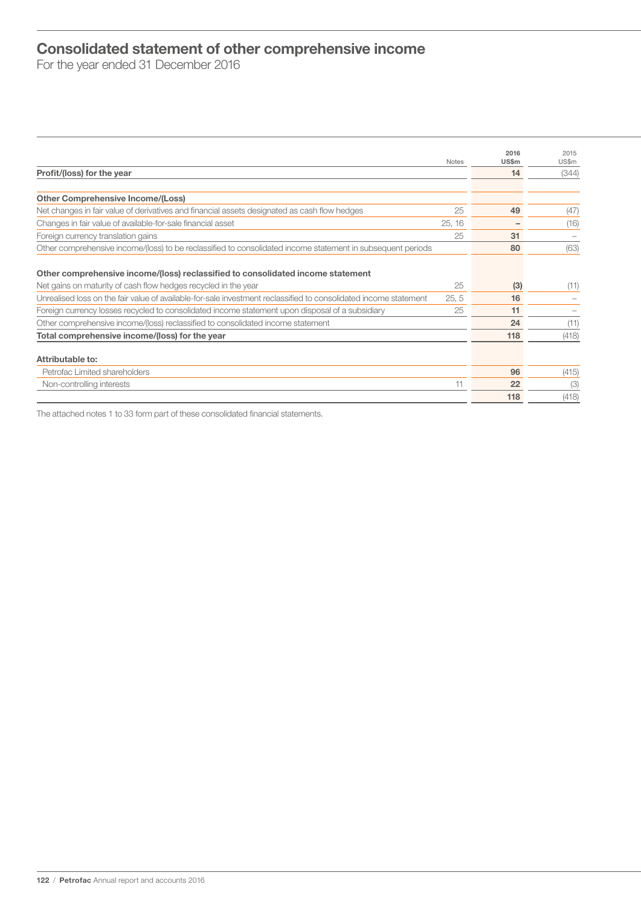# Consolidated statement of other comprehensive income

For the year ended 31 December 2016

| | Notes | 2016 US$m | 2015 US$m |
|---|---|---|---|
| **Profit/(loss) for the year** | | **14** | (344) |
| | | | |
| **Other Comprehensive Income/(Loss)** | | | |
| Net changes in fair value of derivatives and financial assets designated as cash flow hedges | 25 | **49** | (47) |
| Changes in fair value of available-for-sale financial asset | 25, 16 | **–** | (16) |
| Foreign currency translation gains | 25 | **31** | – |
| Other comprehensive income/(loss) to be reclassified to consolidated income statement in subsequent periods | | **80** | (63) |
| | | | |
| **Other comprehensive income/(loss) reclassified to consolidated income statement** | | | |
| Net gains on maturity of cash flow hedges recycled in the year | 25 | **(3)** | (11) |
| Unrealised loss on the fair value of available-for-sale investment reclassified to consolidated income statement | 25, 5 | **16** | – |
| Foreign currency losses recycled to consolidated income statement upon disposal of a subsidiary | 25 | **11** | – |
| Other comprehensive income/(loss) reclassified to consolidated income statement | | **24** | (11) |
| **Total comprehensive income/(loss) for the year** | | **118** | (418) |
| | | | |
| **Attributable to:** | | | |
| Petrofac Limited shareholders | | **96** | (415) |
| Non-controlling interests | 11 | **22** | (3) |
| | | **118** | (418) |

The attached notes 1 to 33 form part of these consolidated financial statements.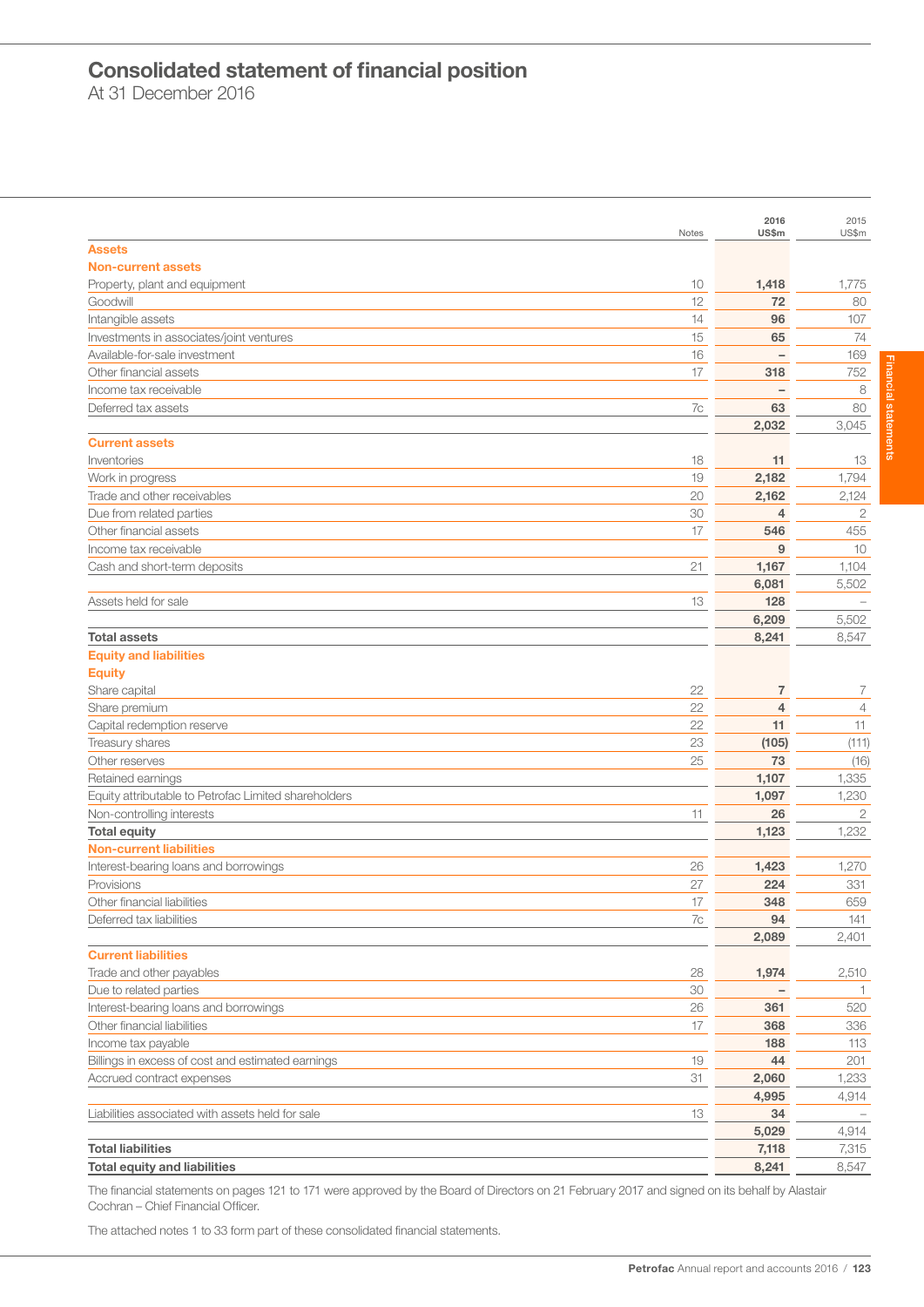# Consolidated statement of financial position

At 31 December 2016

| | Notes | 2016 US$m | 2015 US$m |
|---|---|---|---|
| **Assets** | | | |
| **Non-current assets** | | | |
| Property, plant and equipment | 10 | **1,418** | 1,775 |
| Goodwill | 12 | **72** | 80 |
| Intangible assets | 14 | **96** | 107 |
| Investments in associates/joint ventures | 15 | **65** | 74 |
| Available-for-sale investment | 16 | **–** | 169 |
| Other financial assets | 17 | **318** | 752 |
| Income tax receivable | | **–** | 8 |
| Deferred tax assets | 7c | **63** | 80 |
| | | **2,032** | 3,045 |
| **Current assets** | | | |
| Inventories | 18 | **11** | 13 |
| Work in progress | 19 | **2,182** | 1,794 |
| Trade and other receivables | 20 | **2,162** | 2,124 |
| Due from related parties | 30 | **4** | 2 |
| Other financial assets | 17 | **546** | 455 |
| Income tax receivable | | **9** | 10 |
| Cash and short-term deposits | 21 | **1,167** | 1,104 |
| | | **6,081** | 5,502 |
| Assets held for sale | 13 | **128** | – |
| | | **6,209** | 5,502 |
| **Total assets** | | **8,241** | 8,547 |
| **Equity and liabilities** | | | |
| **Equity** | | | |
| Share capital | 22 | **7** | 7 |
| Share premium | 22 | **4** | 4 |
| Capital redemption reserve | 22 | **11** | 11 |
| Treasury shares | 23 | **(105)** | (111) |
| Other reserves | 25 | **73** | (16) |
| Retained earnings | | **1,107** | 1,335 |
| Equity attributable to Petrofac Limited shareholders | | **1,097** | 1,230 |
| Non-controlling interests | 11 | **26** | 2 |
| **Total equity** | | **1,123** | 1,232 |
| **Non-current liabilities** | | | |
| Interest-bearing loans and borrowings | 26 | **1,423** | 1,270 |
| Provisions | 27 | **224** | 331 |
| Other financial liabilities | 17 | **348** | 659 |
| Deferred tax liabilities | 7c | **94** | 141 |
| | | **2,089** | 2,401 |
| **Current liabilities** | | | |
| Trade and other payables | 28 | **1,974** | 2,510 |
| Due to related parties | 30 | **–** | 1 |
| Interest-bearing loans and borrowings | 26 | **361** | 520 |
| Other financial liabilities | 17 | **368** | 336 |
| Income tax payable | | **188** | 113 |
| Billings in excess of cost and estimated earnings | 19 | **44** | 201 |
| Accrued contract expenses | 31 | **2,060** | 1,233 |
| | | **4,995** | 4,914 |
| Liabilities associated with assets held for sale | 13 | **34** | – |
| | | **5,029** | 4,914 |
| **Total liabilities** | | **7,118** | 7,315 |
| **Total equity and liabilities** | | **8,241** | 8,547 |

The financial statements on pages 121 to 171 were approved by the Board of Directors on 21 February 2017 and signed on its behalf by Alastair Cochran – Chief Financial Officer.

The attached notes 1 to 33 form part of these consolidated financial statements.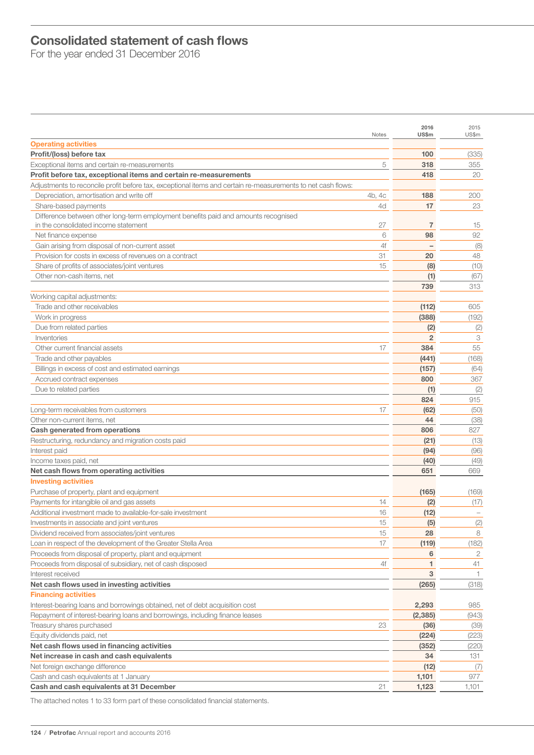# Consolidated statement of cash flows

For the year ended 31 December 2016

| | Notes | 2016 US$m | 2015 US$m |
|---|---|---|---|
| **Operating activities** | | | |
| **Profit/(loss) before tax** | | **100** | (335) |
| Exceptional items and certain re-measurements | 5 | **318** | 355 |
| **Profit before tax, exceptional items and certain re-measurements** | | **418** | 20 |
| Adjustments to reconcile profit before tax, exceptional items and certain re-measurements to net cash flows: | | | |
| Depreciation, amortisation and write off | 4b, 4c | **188** | 200 |
| Share-based payments | 4d | **17** | 23 |
| Difference between other long-term employment benefits paid and amounts recognised in the consolidated income statement | 27 | **7** | 15 |
| Net finance expense | 6 | **98** | 92 |
| Gain arising from disposal of non-current asset | 4f | **–** | (8) |
| Provision for costs in excess of revenues on a contract | 31 | **20** | 48 |
| Share of profits of associates/joint ventures | 15 | **(8)** | (10) |
| Other non-cash items, net | | **(1)** | (67) |
| | | **739** | 313 |
| Working capital adjustments: | | | |
| Trade and other receivables | | **(112)** | 605 |
| Work in progress | | **(388)** | (192) |
| Due from related parties | | **(2)** | (2) |
| Inventories | | **2** | 3 |
| Other current financial assets | 17 | **384** | 55 |
| Trade and other payables | | **(441)** | (168) |
| Billings in excess of cost and estimated earnings | | **(157)** | (64) |
| Accrued contract expenses | | **800** | 367 |
| Due to related parties | | **(1)** | (2) |
| | | **824** | 915 |
| Long-term receivables from customers | 17 | **(62)** | (50) |
| Other non-current items, net | | **44** | (38) |
| **Cash generated from operations** | | **806** | 827 |
| Restructuring, redundancy and migration costs paid | | **(21)** | (13) |
| Interest paid | | **(94)** | (96) |
| Income taxes paid, net | | **(40)** | (49) |
| **Net cash flows from operating activities** | | **651** | 669 |
| **Investing activities** | | | |
| Purchase of property, plant and equipment | | **(165)** | (169) |
| Payments for intangible oil and gas assets | 14 | **(2)** | (17) |
| Additional investment made to available-for-sale investment | 16 | **(12)** | – |
| Investments in associate and joint ventures | 15 | **(5)** | (2) |
| Dividend received from associates/joint ventures | 15 | **28** | 8 |
| Loan in respect of the development of the Greater Stella Area | 17 | **(119)** | (182) |
| Proceeds from disposal of property, plant and equipment | | **6** | 2 |
| Proceeds from disposal of subsidiary, net of cash disposed | 4f | **1** | 41 |
| Interest received | | **3** | 1 |
| **Net cash flows used in investing activities** | | **(265)** | (318) |
| **Financing activities** | | | |
| Interest-bearing loans and borrowings obtained, net of debt acquisition cost | | **2,293** | 985 |
| Repayment of interest-bearing loans and borrowings, including finance leases | | **(2,385)** | (943) |
| Treasury shares purchased | 23 | **(36)** | (39) |
| Equity dividends paid, net | | **(224)** | (223) |
| **Net cash flows used in financing activities** | | **(352)** | (220) |
| **Net increase in cash and cash equivalents** | | **34** | 131 |
| Net foreign exchange difference | | **(12)** | (7) |
| Cash and cash equivalents at 1 January | | **1,101** | 977 |
| **Cash and cash equivalents at 31 December** | 21 | **1,123** | 1,101 |

The attached notes 1 to 33 form part of these consolidated financial statements.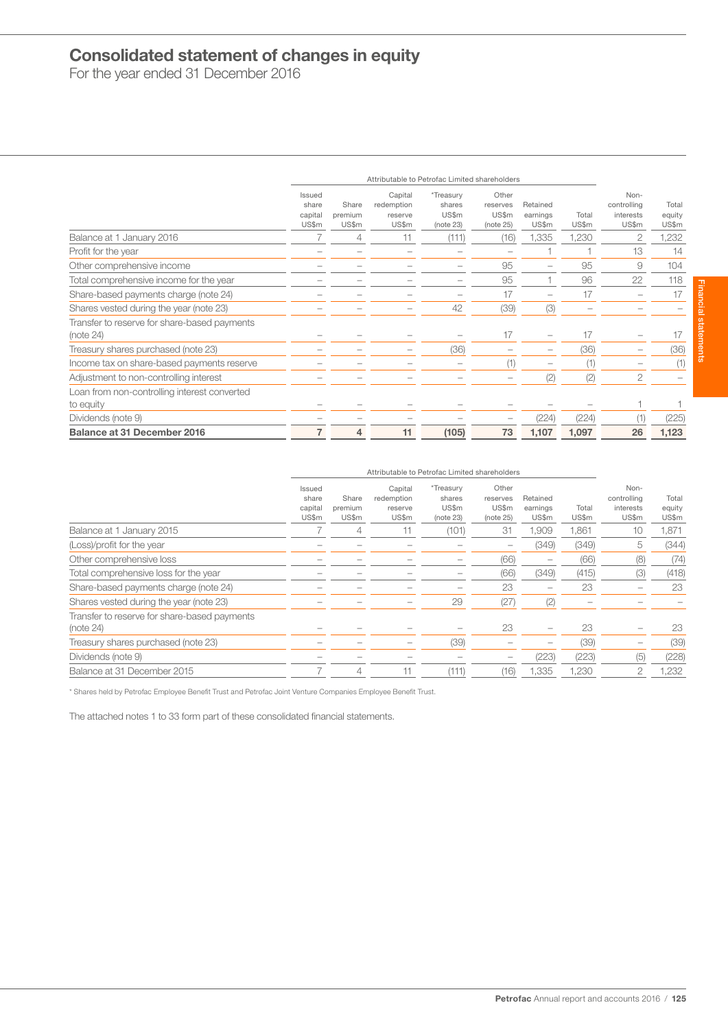# Consolidated statement of changes in equity

For the year ended 31 December 2016

| | Attributable to Petrofac Limited shareholders | | | | | | | | |
|---|---|---|---|---|---|---|---|---|---|
| | Issued share capital US$m | Share premium US$m | Capital redemption reserve US$m | *Treasury shares US$m (note 23) | Other reserves US$m (note 25) | Retained earnings US$m | Total US$m | Non-controlling interests US$m | Total equity US$m |
| Balance at 1 January 2016 | 7 | 4 | 11 | (111) | (16) | 1,335 | 1,230 | 2 | 1,232 |
| Profit for the year | – | – | – | – | – | 1 | 1 | 13 | 14 |
| Other comprehensive income | – | – | – | – | 95 | – | 95 | 9 | 104 |
| Total comprehensive income for the year | – | – | – | – | 95 | 1 | 96 | 22 | 118 |
| Share-based payments charge (note 24) | – | – | – | – | 17 | – | 17 | – | 17 |
| Shares vested during the year (note 23) | – | – | – | 42 | (39) | (3) | – | – | – |
| Transfer to reserve for share-based payments (note 24) | – | – | – | – | 17 | – | 17 | – | 17 |
| Treasury shares purchased (note 23) | – | – | – | (36) | – | – | (36) | – | (36) |
| Income tax on share-based payments reserve | – | – | – | – | (1) | – | (1) | – | (1) |
| Adjustment to non-controlling interest | – | – | – | – | – | (2) | (2) | 2 | – |
| Loan from non-controlling interest converted to equity | – | – | – | – | – | – | – | 1 | 1 |
| Dividends (note 9) | – | – | – | – | – | (224) | (224) | (1) | (225) |
| **Balance at 31 December 2016** | **7** | **4** | **11** | **(105)** | **73** | **1,107** | **1,097** | **26** | **1,123** |

| | Attributable to Petrofac Limited shareholders | | | | | | | | |
|---|---|---|---|---|---|---|---|---|---|
| | Issued share capital US$m | Share premium US$m | Capital redemption reserve US$m | *Treasury shares US$m (note 23) | Other reserves US$m (note 25) | Retained earnings US$m | Total US$m | Non-controlling interests US$m | Total equity US$m |
| Balance at 1 January 2015 | 7 | 4 | 11 | (101) | 31 | 1,909 | 1,861 | 10 | 1,871 |
| (Loss)/profit for the year | – | – | – | – | – | (349) | (349) | 5 | (344) |
| Other comprehensive loss | – | – | – | – | (66) | – | (66) | (8) | (74) |
| Total comprehensive loss for the year | – | – | – | – | (66) | (349) | (415) | (3) | (418) |
| Share-based payments charge (note 24) | – | – | – | – | 23 | – | 23 | – | 23 |
| Shares vested during the year (note 23) | – | – | – | 29 | (27) | (2) | – | – | – |
| Transfer to reserve for share-based payments (note 24) | – | – | – | – | 23 | – | 23 | – | 23 |
| Treasury shares purchased (note 23) | – | – | – | (39) | – | – | (39) | – | (39) |
| Dividends (note 9) | – | – | – | – | – | (223) | (223) | (5) | (228) |
| Balance at 31 December 2015 | 7 | 4 | 11 | (111) | (16) | 1,335 | 1,230 | 2 | 1,232 |

* Shares held by Petrofac Employee Benefit Trust and Petrofac Joint Venture Companies Employee Benefit Trust.

The attached notes 1 to 33 form part of these consolidated financial statements.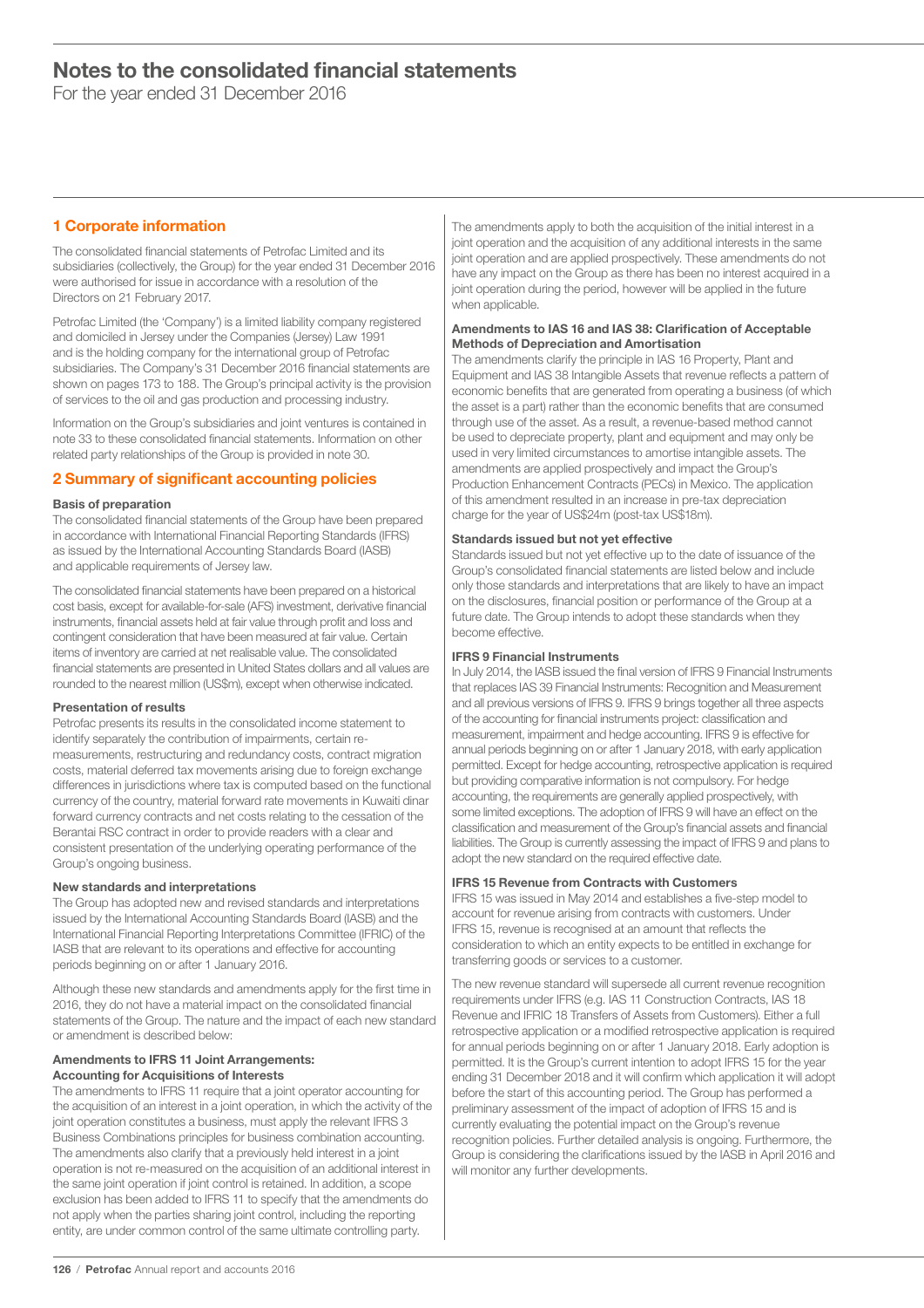# Notes to the consolidated financial statements

For the year ended 31 December 2016

## 1 Corporate information

The consolidated financial statements of Petrofac Limited and its subsidiaries (collectively, the Group) for the year ended 31 December 2016 were authorised for issue in accordance with a resolution of the Directors on 21 February 2017.

Petrofac Limited (the 'Company') is a limited liability company registered and domiciled in Jersey under the Companies (Jersey) Law 1991 and is the holding company for the international group of Petrofac subsidiaries. The Company's 31 December 2016 financial statements are shown on pages 173 to 188. The Group's principal activity is the provision of services to the oil and gas production and processing industry.

Information on the Group's subsidiaries and joint ventures is contained in note 33 to these consolidated financial statements. Information on other related party relationships of the Group is provided in note 30.

## 2 Summary of significant accounting policies

### Basis of preparation

The consolidated financial statements of the Group have been prepared in accordance with International Financial Reporting Standards (IFRS) as issued by the International Accounting Standards Board (IASB) and applicable requirements of Jersey law.

The consolidated financial statements have been prepared on a historical cost basis, except for available-for-sale (AFS) investment, derivative financial instruments, financial assets held at fair value through profit and loss and contingent consideration that have been measured at fair value. Certain items of inventory are carried at net realisable value. The consolidated financial statements are presented in United States dollars and all values are rounded to the nearest million (US$m), except when otherwise indicated.

### Presentation of results

Petrofac presents its results in the consolidated income statement to identify separately the contribution of impairments, certain re-measurements, restructuring and redundancy costs, contract migration costs, material deferred tax movements arising due to foreign exchange differences in jurisdictions where tax is computed based on the functional currency of the country, material forward rate movements in Kuwaiti dinar forward currency contracts and net costs relating to the cessation of the Berantai RSC contract in order to provide readers with a clear and consistent presentation of the underlying operating performance of the Group's ongoing business.

### New standards and interpretations

The Group has adopted new and revised standards and interpretations issued by the International Accounting Standards Board (IASB) and the International Financial Reporting Interpretations Committee (IFRIC) of the IASB that are relevant to its operations and effective for accounting periods beginning on or after 1 January 2016.

Although these new standards and amendments apply for the first time in 2016, they do not have a material impact on the consolidated financial statements of the Group. The nature and the impact of each new standard or amendment is described below:

#### Amendments to IFRS 11 Joint Arrangements: Accounting for Acquisitions of Interests

The amendments to IFRS 11 require that a joint operator accounting for the acquisition of an interest in a joint operation, in which the activity of the joint operation constitutes a business, must apply the relevant IFRS 3 Business Combinations principles for business combination accounting. The amendments also clarify that a previously held interest in a joint operation is not re-measured on the acquisition of an additional interest in the same joint operation if joint control is retained. In addition, a scope exclusion has been added to IFRS 11 to specify that the amendments do not apply when the parties sharing joint control, including the reporting entity, are under common control of the same ultimate controlling party.

The amendments apply to both the acquisition of the initial interest in a joint operation and the acquisition of any additional interests in the same joint operation and are applied prospectively. These amendments do not have any impact on the Group as there has been no interest acquired in a joint operation during the period, however will be applied in the future when applicable.

#### Amendments to IAS 16 and IAS 38: Clarification of Acceptable Methods of Depreciation and Amortisation

The amendments clarify the principle in IAS 16 Property, Plant and Equipment and IAS 38 Intangible Assets that revenue reflects a pattern of economic benefits that are generated from operating a business (of which the asset is a part) rather than the economic benefits that are consumed through use of the asset. As a result, a revenue-based method cannot be used to depreciate property, plant and equipment and may only be used in very limited circumstances to amortise intangible assets. The amendments are applied prospectively and impact the Group's Production Enhancement Contracts (PECs) in Mexico. The application of this amendment resulted in an increase in pre-tax depreciation charge for the year of US$24m (post-tax US$18m).

### Standards issued but not yet effective

Standards issued but not yet effective up to the date of issuance of the Group's consolidated financial statements are listed below and include only those standards and interpretations that are likely to have an impact on the disclosures, financial position or performance of the Group at a future date. The Group intends to adopt these standards when they become effective.

#### IFRS 9 Financial Instruments

In July 2014, the IASB issued the final version of IFRS 9 Financial Instruments that replaces IAS 39 Financial Instruments: Recognition and Measurement and all previous versions of IFRS 9. IFRS 9 brings together all three aspects of the accounting for financial instruments project: classification and measurement, impairment and hedge accounting. IFRS 9 is effective for annual periods beginning on or after 1 January 2018, with early application permitted. Except for hedge accounting, retrospective application is required but providing comparative information is not compulsory. For hedge accounting, the requirements are generally applied prospectively, with some limited exceptions. The adoption of IFRS 9 will have an effect on the classification and measurement of the Group's financial assets and financial liabilities. The Group is currently assessing the impact of IFRS 9 and plans to adopt the new standard on the required effective date.

#### IFRS 15 Revenue from Contracts with Customers

IFRS 15 was issued in May 2014 and establishes a five-step model to account for revenue arising from contracts with customers. Under IFRS 15, revenue is recognised at an amount that reflects the consideration to which an entity expects to be entitled in exchange for transferring goods or services to a customer.

The new revenue standard will supersede all current revenue recognition requirements under IFRS (e.g. IAS 11 Construction Contracts, IAS 18 Revenue and IFRIC 18 Transfers of Assets from Customers). Either a full retrospective application or a modified retrospective application is required for annual periods beginning on or after 1 January 2018. Early adoption is permitted. It is the Group's current intention to adopt IFRS 15 for the year ending 31 December 2018 and it will confirm which application it will adopt before the start of this accounting period. The Group has performed a preliminary assessment of the impact of adoption of IFRS 15 and is currently evaluating the potential impact on the Group's revenue recognition policies. Further detailed analysis is ongoing. Furthermore, the Group is considering the clarifications issued by the IASB in April 2016 and will monitor any further developments.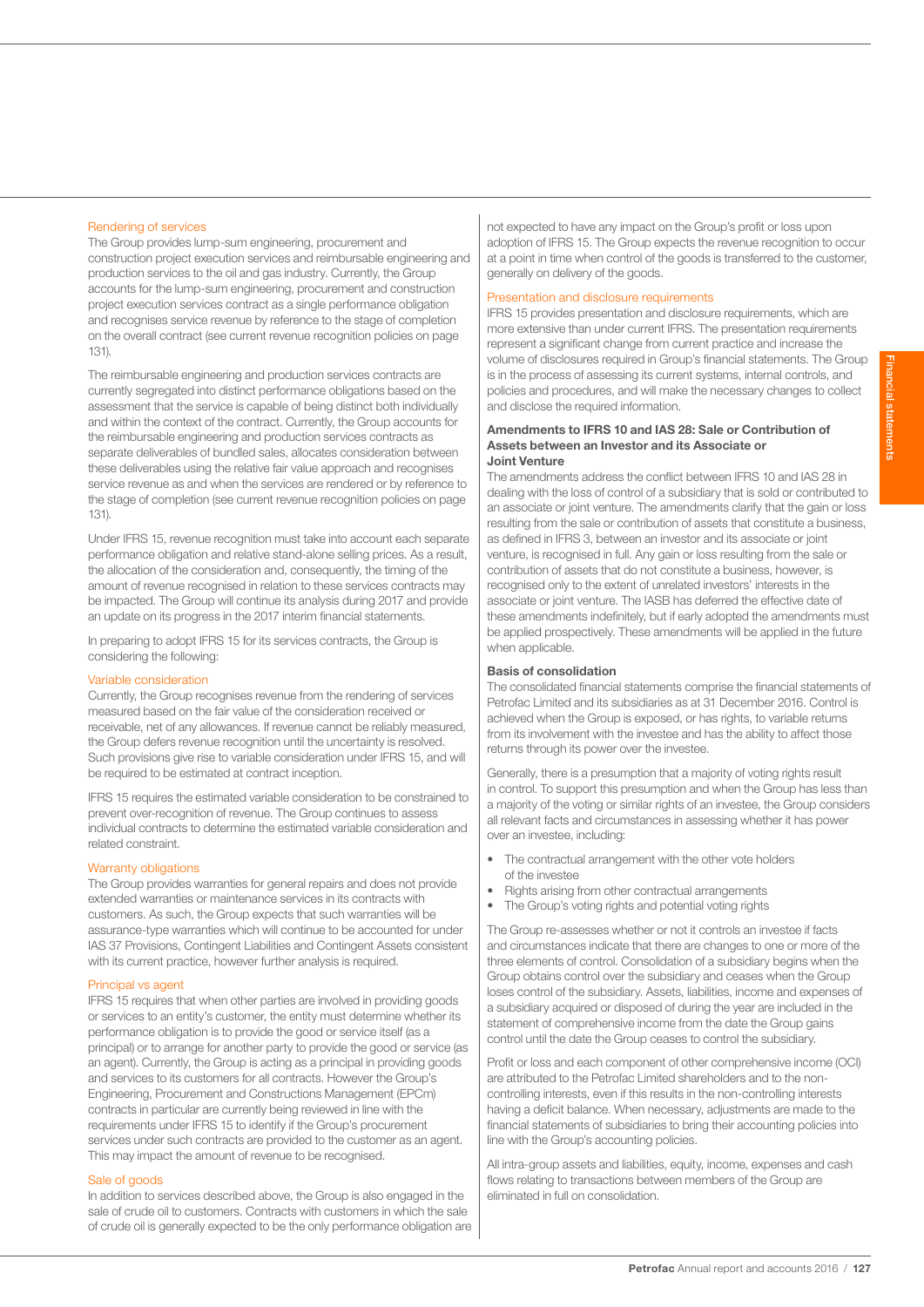### Rendering of services

The Group provides lump-sum engineering, procurement and construction project execution services and reimbursable engineering and production services to the oil and gas industry. Currently, the Group accounts for the lump-sum engineering, procurement and construction project execution services contract as a single performance obligation and recognises service revenue by reference to the stage of completion on the overall contract (see current revenue recognition policies on page 131).

The reimbursable engineering and production services contracts are currently segregated into distinct performance obligations based on the assessment that the service is capable of being distinct both individually and within the context of the contract. Currently, the Group accounts for the reimbursable engineering and production services contracts as separate deliverables of bundled sales, allocates consideration between these deliverables using the relative fair value approach and recognises service revenue as and when the services are rendered or by reference to the stage of completion (see current revenue recognition policies on page 131).

Under IFRS 15, revenue recognition must take into account each separate performance obligation and relative stand-alone selling prices. As a result, the allocation of the consideration and, consequently, the timing of the amount of revenue recognised in relation to these services contracts may be impacted. The Group will continue its analysis during 2017 and provide an update on its progress in the 2017 interim financial statements.

In preparing to adopt IFRS 15 for its services contracts, the Group is considering the following:

### Variable consideration

Currently, the Group recognises revenue from the rendering of services measured based on the fair value of the consideration received or receivable, net of any allowances. If revenue cannot be reliably measured, the Group defers revenue recognition until the uncertainty is resolved. Such provisions give rise to variable consideration under IFRS 15, and will be required to be estimated at contract inception.

IFRS 15 requires the estimated variable consideration to be constrained to prevent over-recognition of revenue. The Group continues to assess individual contracts to determine the estimated variable consideration and related constraint.

### Warranty obligations

The Group provides warranties for general repairs and does not provide extended warranties or maintenance services in its contracts with customers. As such, the Group expects that such warranties will be assurance-type warranties which will continue to be accounted for under IAS 37 Provisions, Contingent Liabilities and Contingent Assets consistent with its current practice, however further analysis is required.

### Principal vs agent

IFRS 15 requires that when other parties are involved in providing goods or services to an entity's customer, the entity must determine whether its performance obligation is to provide the good or service itself (as a principal) or to arrange for another party to provide the good or service (as an agent). Currently, the Group is acting as a principal in providing goods and services to its customers for all contracts. However the Group's Engineering, Procurement and Constructions Management (EPCm) contracts in particular are currently being reviewed in line with the requirements under IFRS 15 to identify if the Group's procurement services under such contracts are provided to the customer as an agent. This may impact the amount of revenue to be recognised.

### Sale of goods

In addition to services described above, the Group is also engaged in the sale of crude oil to customers. Contracts with customers in which the sale of crude oil is generally expected to be the only performance obligation are not expected to have any impact on the Group's profit or loss upon adoption of IFRS 15. The Group expects the revenue recognition to occur at a point in time when control of the goods is transferred to the customer, generally on delivery of the goods.

### Presentation and disclosure requirements

IFRS 15 provides presentation and disclosure requirements, which are more extensive than under current IFRS. The presentation requirements represent a significant change from current practice and increase the volume of disclosures required in Group's financial statements. The Group is in the process of assessing its current systems, internal controls, and policies and procedures, and will make the necessary changes to collect and disclose the required information.

**Amendments to IFRS 10 and IAS 28: Sale or Contribution of Assets between an Investor and its Associate or Joint Venture**

The amendments address the conflict between IFRS 10 and IAS 28 in dealing with the loss of control of a subsidiary that is sold or contributed to an associate or joint venture. The amendments clarify that the gain or loss resulting from the sale or contribution of assets that constitute a business, as defined in IFRS 3, between an investor and its associate or joint venture, is recognised in full. Any gain or loss resulting from the sale or contribution of assets that do not constitute a business, however, is recognised only to the extent of unrelated investors' interests in the associate or joint venture. The IASB has deferred the effective date of these amendments indefinitely, but if early adopted the amendments must be applied prospectively. These amendments will be applied in the future when applicable.

**Basis of consolidation**

The consolidated financial statements comprise the financial statements of Petrofac Limited and its subsidiaries as at 31 December 2016. Control is achieved when the Group is exposed, or has rights, to variable returns from its involvement with the investee and has the ability to affect those returns through its power over the investee.

Generally, there is a presumption that a majority of voting rights result in control. To support this presumption and when the Group has less than a majority of the voting or similar rights of an investee, the Group considers all relevant facts and circumstances in assessing whether it has power over an investee, including:

- The contractual arrangement with the other vote holders of the investee
- Rights arising from other contractual arrangements
- The Group's voting rights and potential voting rights

The Group re-assesses whether or not it controls an investee if facts and circumstances indicate that there are changes to one or more of the three elements of control. Consolidation of a subsidiary begins when the Group obtains control over the subsidiary and ceases when the Group loses control of the subsidiary. Assets, liabilities, income and expenses of a subsidiary acquired or disposed of during the year are included in the statement of comprehensive income from the date the Group gains control until the date the Group ceases to control the subsidiary.

Profit or loss and each component of other comprehensive income (OCI) are attributed to the Petrofac Limited shareholders and to the non-controlling interests, even if this results in the non-controlling interests having a deficit balance. When necessary, adjustments are made to the financial statements of subsidiaries to bring their accounting policies into line with the Group's accounting policies.

All intra-group assets and liabilities, equity, income, expenses and cash flows relating to transactions between members of the Group are eliminated in full on consolidation.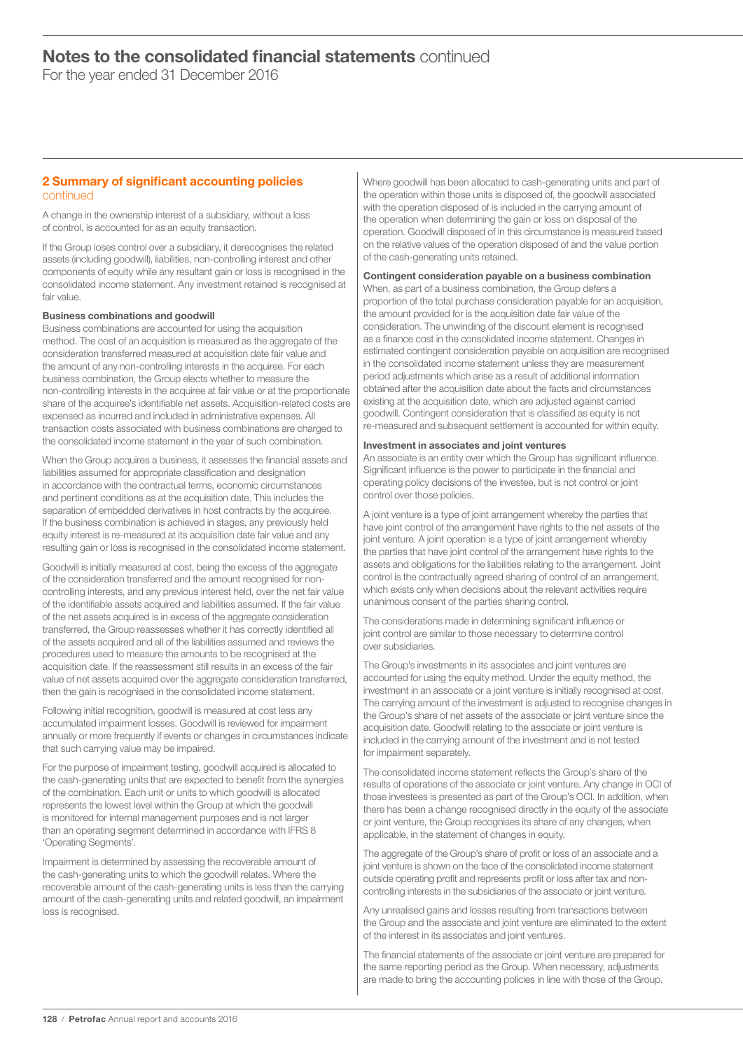## 2 Summary of significant accounting policies continued

A change in the ownership interest of a subsidiary, without a loss of control, is accounted for as an equity transaction.

If the Group loses control over a subsidiary, it derecognises the related assets (including goodwill), liabilities, non-controlling interest and other components of equity while any resultant gain or loss is recognised in the consolidated income statement. Any investment retained is recognised at fair value.

**Business combinations and goodwill**

Business combinations are accounted for using the acquisition method. The cost of an acquisition is measured as the aggregate of the consideration transferred measured at acquisition date fair value and the amount of any non-controlling interests in the acquiree. For each business combination, the Group elects whether to measure the non-controlling interests in the acquiree at fair value or at the proportionate share of the acquiree's identifiable net assets. Acquisition-related costs are expensed as incurred and included in administrative expenses. All transaction costs associated with business combinations are charged to the consolidated income statement in the year of such combination.

When the Group acquires a business, it assesses the financial assets and liabilities assumed for appropriate classification and designation in accordance with the contractual terms, economic circumstances and pertinent conditions as at the acquisition date. This includes the separation of embedded derivatives in host contracts by the acquiree. If the business combination is achieved in stages, any previously held equity interest is re-measured at its acquisition date fair value and any resulting gain or loss is recognised in the consolidated income statement.

Goodwill is initially measured at cost, being the excess of the aggregate of the consideration transferred and the amount recognised for non-controlling interests, and any previous interest held, over the net fair value of the identifiable assets acquired and liabilities assumed. If the fair value of the net assets acquired is in excess of the aggregate consideration transferred, the Group reassesses whether it has correctly identified all of the assets acquired and all of the liabilities assumed and reviews the procedures used to measure the amounts to be recognised at the acquisition date. If the reassessment still results in an excess of the fair value of net assets acquired over the aggregate consideration transferred, then the gain is recognised in the consolidated income statement.

Following initial recognition, goodwill is measured at cost less any accumulated impairment losses. Goodwill is reviewed for impairment annually or more frequently if events or changes in circumstances indicate that such carrying value may be impaired.

For the purpose of impairment testing, goodwill acquired is allocated to the cash-generating units that are expected to benefit from the synergies of the combination. Each unit or units to which goodwill is allocated represents the lowest level within the Group at which the goodwill is monitored for internal management purposes and is not larger than an operating segment determined in accordance with IFRS 8 'Operating Segments'.

Impairment is determined by assessing the recoverable amount of the cash-generating units to which the goodwill relates. Where the recoverable amount of the cash-generating units is less than the carrying amount of the cash-generating units and related goodwill, an impairment loss is recognised.

Where goodwill has been allocated to cash-generating units and part of the operation within those units is disposed of, the goodwill associated with the operation disposed of is included in the carrying amount of the operation when determining the gain or loss on disposal of the operation. Goodwill disposed of in this circumstance is measured based on the relative values of the operation disposed of and the value portion of the cash-generating units retained.

**Contingent consideration payable on a business combination**

When, as part of a business combination, the Group defers a proportion of the total purchase consideration payable for an acquisition, the amount provided for is the acquisition date fair value of the consideration. The unwinding of the discount element is recognised as a finance cost in the consolidated income statement. Changes in estimated contingent consideration payable on acquisition are recognised in the consolidated income statement unless they are measurement period adjustments which arise as a result of additional information obtained after the acquisition date about the facts and circumstances existing at the acquisition date, which are adjusted against carried goodwill. Contingent consideration that is classified as equity is not re-measured and subsequent settlement is accounted for within equity.

**Investment in associates and joint ventures**

An associate is an entity over which the Group has significant influence. Significant influence is the power to participate in the financial and operating policy decisions of the investee, but is not control or joint control over those policies.

A joint venture is a type of joint arrangement whereby the parties that have joint control of the arrangement have rights to the net assets of the joint venture. A joint operation is a type of joint arrangement whereby the parties that have joint control of the arrangement have rights to the assets and obligations for the liabilities relating to the arrangement. Joint control is the contractually agreed sharing of control of an arrangement, which exists only when decisions about the relevant activities require unanimous consent of the parties sharing control.

The considerations made in determining significant influence or joint control are similar to those necessary to determine control over subsidiaries.

The Group's investments in its associates and joint ventures are accounted for using the equity method. Under the equity method, the investment in an associate or a joint venture is initially recognised at cost. The carrying amount of the investment is adjusted to recognise changes in the Group's share of net assets of the associate or joint venture since the acquisition date. Goodwill relating to the associate or joint venture is included in the carrying amount of the investment and is not tested for impairment separately.

The consolidated income statement reflects the Group's share of the results of operations of the associate or joint venture. Any change in OCI of those investees is presented as part of the Group's OCI. In addition, when there has been a change recognised directly in the equity of the associate or joint venture, the Group recognises its share of any changes, when applicable, in the statement of changes in equity.

The aggregate of the Group's share of profit or loss of an associate and a joint venture is shown on the face of the consolidated income statement outside operating profit and represents profit or loss after tax and non-controlling interests in the subsidiaries of the associate or joint venture.

Any unrealised gains and losses resulting from transactions between the Group and the associate and joint venture are eliminated to the extent of the interest in its associates and joint ventures.

The financial statements of the associate or joint venture are prepared for the same reporting period as the Group. When necessary, adjustments are made to bring the accounting policies in line with those of the Group.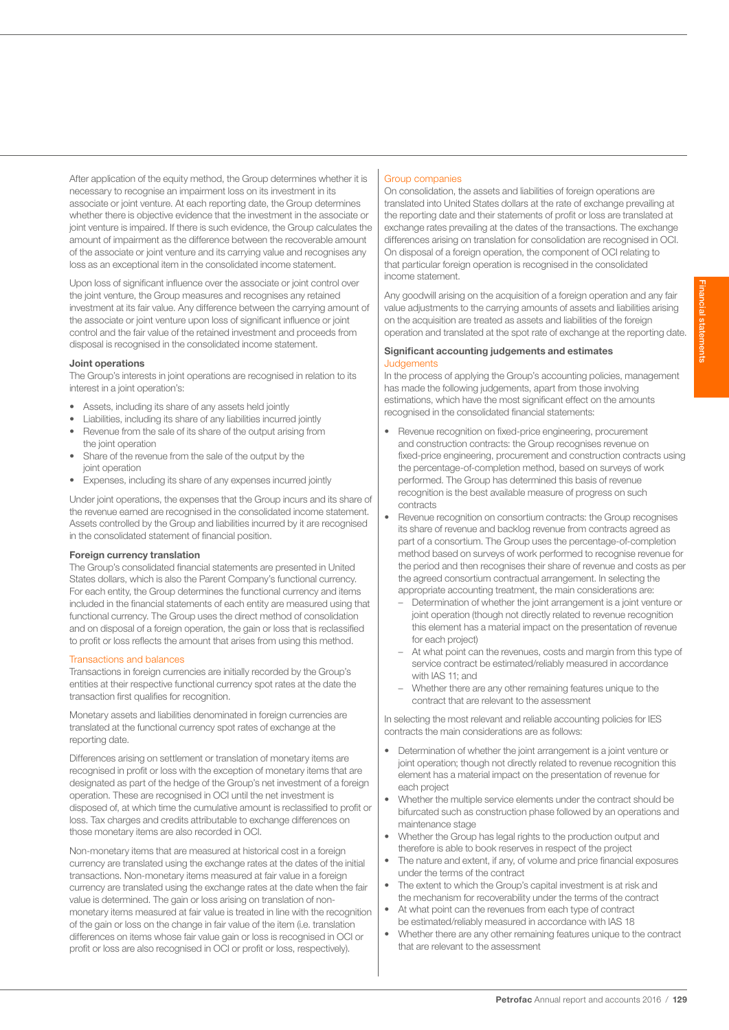After application of the equity method, the Group determines whether it is necessary to recognise an impairment loss on its investment in its associate or joint venture. At each reporting date, the Group determines whether there is objective evidence that the investment in the associate or joint venture is impaired. If there is such evidence, the Group calculates the amount of impairment as the difference between the recoverable amount of the associate or joint venture and its carrying value and recognises any loss as an exceptional item in the consolidated income statement.

Upon loss of significant influence over the associate or joint control over the joint venture, the Group measures and recognises any retained investment at its fair value. Any difference between the carrying amount of the associate or joint venture upon loss of significant influence or joint control and the fair value of the retained investment and proceeds from disposal is recognised in the consolidated income statement.

**Joint operations**

The Group's interests in joint operations are recognised in relation to its interest in a joint operation's:

- Assets, including its share of any assets held jointly
- Liabilities, including its share of any liabilities incurred jointly
- Revenue from the sale of its share of the output arising from the joint operation
- Share of the revenue from the sale of the output by the joint operation
- Expenses, including its share of any expenses incurred jointly

Under joint operations, the expenses that the Group incurs and its share of the revenue earned are recognised in the consolidated income statement. Assets controlled by the Group and liabilities incurred by it are recognised in the consolidated statement of financial position.

**Foreign currency translation**

The Group's consolidated financial statements are presented in United States dollars, which is also the Parent Company's functional currency. For each entity, the Group determines the functional currency and items included in the financial statements of each entity are measured using that functional currency. The Group uses the direct method of consolidation and on disposal of a foreign operation, the gain or loss that is reclassified to profit or loss reflects the amount that arises from using this method.

Transactions and balances

Transactions in foreign currencies are initially recorded by the Group's entities at their respective functional currency spot rates at the date the transaction first qualifies for recognition.

Monetary assets and liabilities denominated in foreign currencies are translated at the functional currency spot rates of exchange at the reporting date.

Differences arising on settlement or translation of monetary items are recognised in profit or loss with the exception of monetary items that are designated as part of the hedge of the Group's net investment of a foreign operation. These are recognised in OCI until the net investment is disposed of, at which time the cumulative amount is reclassified to profit or loss. Tax charges and credits attributable to exchange differences on those monetary items are also recorded in OCI.

Non-monetary items that are measured at historical cost in a foreign currency are translated using the exchange rates at the dates of the initial transactions. Non-monetary items measured at fair value in a foreign currency are translated using the exchange rates at the date when the fair value is determined. The gain or loss arising on translation of non-monetary items measured at fair value is treated in line with the recognition of the gain or loss on the change in fair value of the item (i.e. translation differences on items whose fair value gain or loss is recognised in OCI or profit or loss are also recognised in OCI or profit or loss, respectively).

Group companies

On consolidation, the assets and liabilities of foreign operations are translated into United States dollars at the rate of exchange prevailing at the reporting date and their statements of profit or loss are translated at exchange rates prevailing at the dates of the transactions. The exchange differences arising on translation for consolidation are recognised in OCI. On disposal of a foreign operation, the component of OCI relating to that particular foreign operation is recognised in the consolidated income statement.

Any goodwill arising on the acquisition of a foreign operation and any fair value adjustments to the carrying amounts of assets and liabilities arising on the acquisition are treated as assets and liabilities of the foreign operation and translated at the spot rate of exchange at the reporting date.

**Significant accounting judgements and estimates**

Judgements

In the process of applying the Group's accounting policies, management has made the following judgements, apart from those involving estimations, which have the most significant effect on the amounts recognised in the consolidated financial statements:

- Revenue recognition on fixed-price engineering, procurement and construction contracts: the Group recognises revenue on fixed-price engineering, procurement and construction contracts using the percentage-of-completion method, based on surveys of work performed. The Group has determined this basis of revenue recognition is the best available measure of progress on such contracts
- Revenue recognition on consortium contracts: the Group recognises its share of revenue and backlog revenue from contracts agreed as part of a consortium. The Group uses the percentage-of-completion method based on surveys of work performed to recognise revenue for the period and then recognises their share of revenue and costs as per the agreed consortium contractual arrangement. In selecting the appropriate accounting treatment, the main considerations are:
  - Determination of whether the joint arrangement is a joint venture or joint operation (though not directly related to revenue recognition this element has a material impact on the presentation of revenue for each project)
  - At what point can the revenues, costs and margin from this type of service contract be estimated/reliably measured in accordance with IAS 11; and
  - Whether there are any other remaining features unique to the contract that are relevant to the assessment

In selecting the most relevant and reliable accounting policies for IES contracts the main considerations are as follows:

- Determination of whether the joint arrangement is a joint venture or joint operation; though not directly related to revenue recognition this element has a material impact on the presentation of revenue for each project
- Whether the multiple service elements under the contract should be bifurcated such as construction phase followed by an operations and maintenance stage
- Whether the Group has legal rights to the production output and therefore is able to book reserves in respect of the project
- The nature and extent, if any, of volume and price financial exposures under the terms of the contract
- The extent to which the Group's capital investment is at risk and the mechanism for recoverability under the terms of the contract
- At what point can the revenues from each type of contract be estimated/reliably measured in accordance with IAS 18
- Whether there are any other remaining features unique to the contract that are relevant to the assessment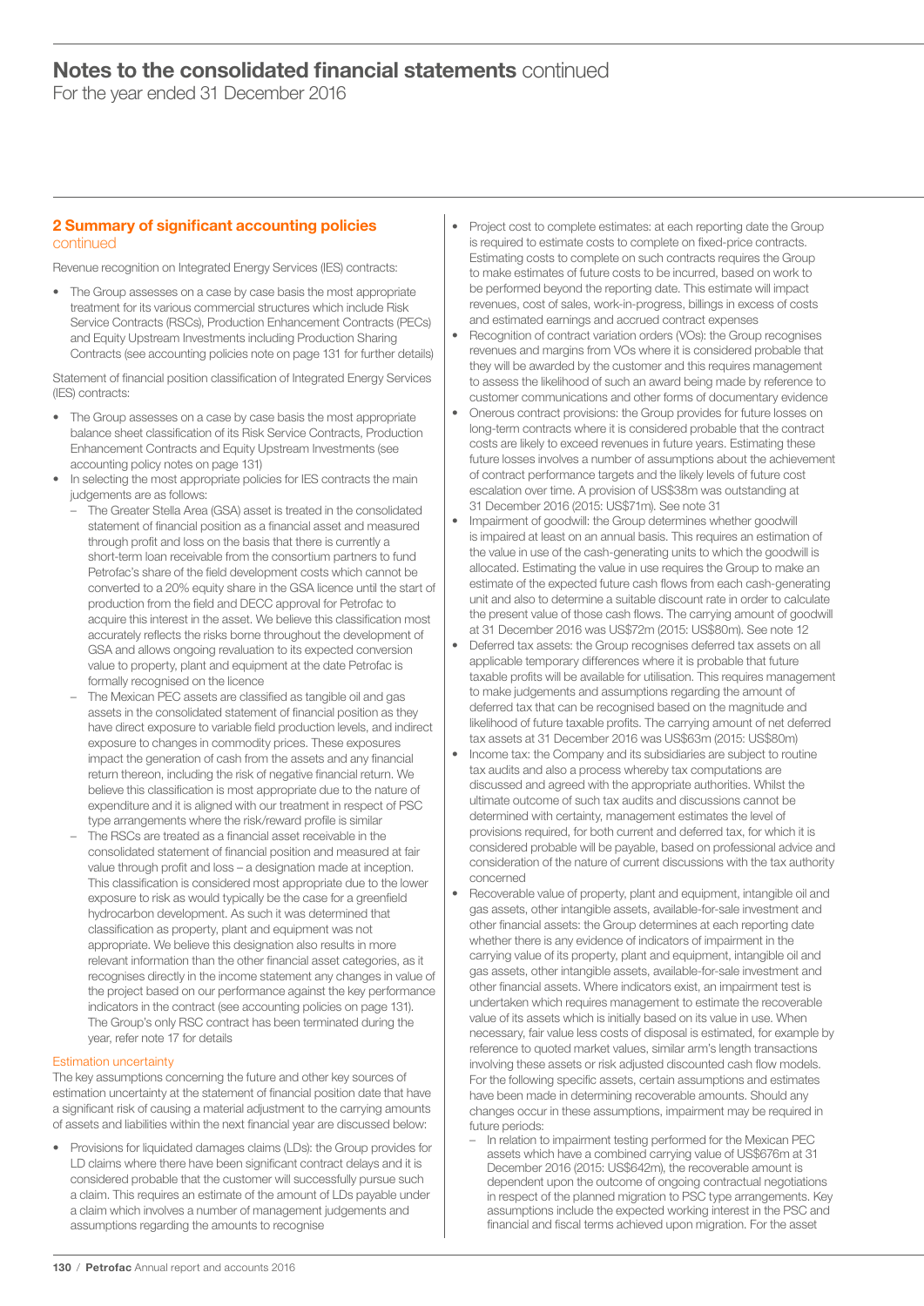## 2 Summary of significant accounting policies continued

Revenue recognition on Integrated Energy Services (IES) contracts:

- The Group assesses on a case by case basis the most appropriate treatment for its various commercial structures which include Risk Service Contracts (RSCs), Production Enhancement Contracts (PECs) and Equity Upstream Investments including Production Sharing Contracts (see accounting policies note on page 131 for further details)

Statement of financial position classification of Integrated Energy Services (IES) contracts:

- The Group assesses on a case by case basis the most appropriate balance sheet classification of its Risk Service Contracts, Production Enhancement Contracts and Equity Upstream Investments (see accounting policy notes on page 131)
- In selecting the most appropriate policies for IES contracts the main judgements are as follows:
  - The Greater Stella Area (GSA) asset is treated in the consolidated statement of financial position as a financial asset and measured through profit and loss on the basis that there is currently a short-term loan receivable from the consortium partners to fund Petrofac's share of the field development costs which cannot be converted to a 20% equity share in the GSA licence until the start of production from the field and DECC approval for Petrofac to acquire this interest in the asset. We believe this classification most accurately reflects the risks borne throughout the development of GSA and allows ongoing revaluation to its expected conversion value to property, plant and equipment at the date Petrofac is formally recognised on the licence
  - The Mexican PEC assets are classified as tangible oil and gas assets in the consolidated statement of financial position as they have direct exposure to variable field production levels, and indirect exposure to changes in commodity prices. These exposures impact the generation of cash from the assets and any financial return thereon, including the risk of negative financial return. We believe this classification is most appropriate due to the nature of expenditure and it is aligned with our treatment in respect of PSC type arrangements where the risk/reward profile is similar
  - The RSCs are treated as a financial asset receivable in the consolidated statement of financial position and measured at fair value through profit and loss – a designation made at inception. This classification is considered most appropriate due to the lower exposure to risk as would typically be the case for a greenfield hydrocarbon development. As such it was determined that classification as property, plant and equipment was not appropriate. We believe this designation also results in more relevant information than the other financial asset categories, as it recognises directly in the income statement any changes in value of the project based on our performance against the key performance indicators in the contract (see accounting policies on page 131). The Group's only RSC contract has been terminated during the year, refer note 17 for details

### Estimation uncertainty

The key assumptions concerning the future and other key sources of estimation uncertainty at the statement of financial position date that have a significant risk of causing a material adjustment to the carrying amounts of assets and liabilities within the next financial year are discussed below:

- Provisions for liquidated damages claims (LDs): the Group provides for LD claims where there have been significant contract delays and it is considered probable that the customer will successfully pursue such a claim. This requires an estimate of the amount of LDs payable under a claim which involves a number of management judgements and assumptions regarding the amounts to recognise
- Project cost to complete estimates: at each reporting date the Group is required to estimate costs to complete on fixed-price contracts. Estimating costs to complete on such contracts requires the Group to make estimates of future costs to be incurred, based on work to be performed beyond the reporting date. This estimate will impact revenues, cost of sales, work-in-progress, billings in excess of costs and estimated earnings and accrued contract expenses
- Recognition of contract variation orders (VOs): the Group recognises revenues and margins from VOs where it is considered probable that they will be awarded by the customer and this requires management to assess the likelihood of such an award being made by reference to customer communications and other forms of documentary evidence
- Onerous contract provisions: the Group provides for future losses on long-term contracts where it is considered probable that the contract costs are likely to exceed revenues in future years. Estimating these future losses involves a number of assumptions about the achievement of contract performance targets and the likely levels of future cost escalation over time. A provision of US$38m was outstanding at 31 December 2016 (2015: US$71m). See note 31
- Impairment of goodwill: the Group determines whether goodwill is impaired at least on an annual basis. This requires an estimation of the value in use of the cash-generating units to which the goodwill is allocated. Estimating the value in use requires the Group to make an estimate of the expected future cash flows from each cash-generating unit and also to determine a suitable discount rate in order to calculate the present value of those cash flows. The carrying amount of goodwill at 31 December 2016 was US$72m (2015: US$80m). See note 12
- Deferred tax assets: the Group recognises deferred tax assets on all applicable temporary differences where it is probable that future taxable profits will be available for utilisation. This requires management to make judgements and assumptions regarding the amount of deferred tax that can be recognised based on the magnitude and likelihood of future taxable profits. The carrying amount of net deferred tax assets at 31 December 2016 was US$63m (2015: US$80m)
- Income tax: the Company and its subsidiaries are subject to routine tax audits and also a process whereby tax computations are discussed and agreed with the appropriate authorities. Whilst the ultimate outcome of such tax audits and discussions cannot be determined with certainty, management estimates the level of provisions required, for both current and deferred tax, for which it is considered probable will be payable, based on professional advice and consideration of the nature of current discussions with the tax authority concerned
- Recoverable value of property, plant and equipment, intangible oil and gas assets, other intangible assets, available-for-sale investment and other financial assets: the Group determines at each reporting date whether there is any evidence of indicators of impairment in the carrying value of its property, plant and equipment, intangible oil and gas assets, other intangible assets, available-for-sale investment and other financial assets. Where indicators exist, an impairment test is undertaken which requires management to estimate the recoverable value of its assets which is initially based on its value in use. When necessary, fair value less costs of disposal is estimated, for example by reference to quoted market values, similar arm's length transactions involving these assets or risk adjusted discounted cash flow models. For the following specific assets, certain assumptions and estimates have been made in determining recoverable amounts. Should any changes occur in these assumptions, impairment may be required in future periods:
  - In relation to impairment testing performed for the Mexican PEC assets which have a combined carrying value of US$676m at 31 December 2016 (2015: US$642m), the recoverable amount is dependent upon the outcome of ongoing contractual negotiations in respect of the planned migration to PSC type arrangements. Key assumptions include the expected working interest in the PSC and financial and fiscal terms achieved upon migration. For the asset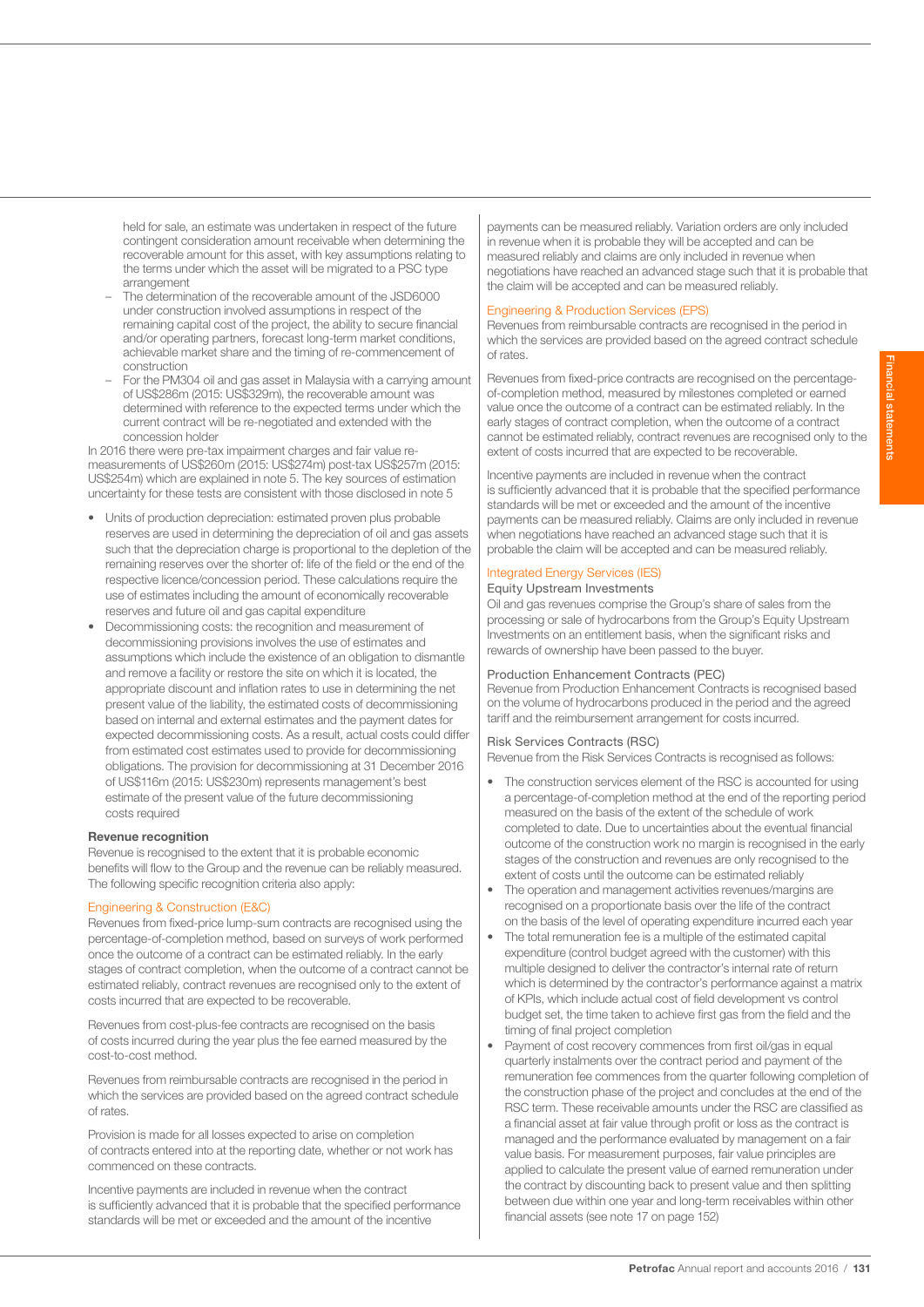held for sale, an estimate was undertaken in respect of the future contingent consideration amount receivable when determining the recoverable amount for this asset, with key assumptions relating to the terms under which the asset will be migrated to a PSC type arrangement

- The determination of the recoverable amount of the JSD6000 under construction involved assumptions in respect of the remaining capital cost of the project, the ability to secure financial and/or operating partners, forecast long-term market conditions, achievable market share and the timing of re-commencement of construction
- For the PM304 oil and gas asset in Malaysia with a carrying amount of US$286m (2015: US$329m), the recoverable amount was determined with reference to the expected terms under which the current contract will be re-negotiated and extended with the concession holder

In 2016 there were pre-tax impairment charges and fair value re-measurements of US$260m (2015: US$274m) post-tax US$257m (2015: US$254m) which are explained in note 5. The key sources of estimation uncertainty for these tests are consistent with those disclosed in note 5

- Units of production depreciation: estimated proven plus probable reserves are used in determining the depreciation of oil and gas assets such that the depreciation charge is proportional to the depletion of the remaining reserves over the shorter of: life of the field or the end of the respective licence/concession period. These calculations require the use of estimates including the amount of economically recoverable reserves and future oil and gas capital expenditure
- Decommissioning costs: the recognition and measurement of decommissioning provisions involves the use of estimates and assumptions which include the existence of an obligation to dismantle and remove a facility or restore the site on which it is located, the appropriate discount and inflation rates to use in determining the net present value of the liability, the estimated costs of decommissioning based on internal and external estimates and the payment dates for expected decommissioning costs. As a result, actual costs could differ from estimated cost estimates used to provide for decommissioning obligations. The provision for decommissioning at 31 December 2016 of US$116m (2015: US$230m) represents management's best estimate of the present value of the future decommissioning costs required

**Revenue recognition**

Revenue is recognised to the extent that it is probable economic benefits will flow to the Group and the revenue can be reliably measured. The following specific recognition criteria also apply:

#### Engineering & Construction (E&C)

Revenues from fixed-price lump-sum contracts are recognised using the percentage-of-completion method, based on surveys of work performed once the outcome of a contract can be estimated reliably. In the early stages of contract completion, when the outcome of a contract cannot be estimated reliably, contract revenues are recognised only to the extent of costs incurred that are expected to be recoverable.

Revenues from cost-plus-fee contracts are recognised on the basis of costs incurred during the year plus the fee earned measured by the cost-to-cost method.

Revenues from reimbursable contracts are recognised in the period in which the services are provided based on the agreed contract schedule of rates.

Provision is made for all losses expected to arise on completion of contracts entered into at the reporting date, whether or not work has commenced on these contracts.

Incentive payments are included in revenue when the contract is sufficiently advanced that it is probable that the specified performance standards will be met or exceeded and the amount of the incentive payments can be measured reliably. Variation orders are only included in revenue when it is probable they will be accepted and can be measured reliably and claims are only included in revenue when negotiations have reached an advanced stage such that it is probable that the claim will be accepted and can be measured reliably.

#### Engineering & Production Services (EPS)

Revenues from reimbursable contracts are recognised in the period in which the services are provided based on the agreed contract schedule of rates.

Revenues from fixed-price contracts are recognised on the percentage-of-completion method, measured by milestones completed or earned value once the outcome of a contract can be estimated reliably. In the early stages of contract completion, when the outcome of a contract cannot be estimated reliably, contract revenues are recognised only to the extent of costs incurred that are expected to be recoverable.

Incentive payments are included in revenue when the contract is sufficiently advanced that it is probable that the specified performance standards will be met or exceeded and the amount of the incentive payments can be measured reliably. Claims are only included in revenue when negotiations have reached an advanced stage such that it is probable the claim will be accepted and can be measured reliably.

#### Integrated Energy Services (IES)

Equity Upstream Investments

Oil and gas revenues comprise the Group's share of sales from the processing or sale of hydrocarbons from the Group's Equity Upstream Investments on an entitlement basis, when the significant risks and rewards of ownership have been passed to the buyer.

Production Enhancement Contracts (PEC)

Revenue from Production Enhancement Contracts is recognised based on the volume of hydrocarbons produced in the period and the agreed tariff and the reimbursement arrangement for costs incurred.

Risk Services Contracts (RSC)

Revenue from the Risk Services Contracts is recognised as follows:

- The construction services element of the RSC is accounted for using a percentage-of-completion method at the end of the reporting period measured on the basis of the extent of the schedule of work completed to date. Due to uncertainties about the eventual financial outcome of the construction work no margin is recognised in the early stages of the construction and revenues are only recognised to the extent of costs until the outcome can be estimated reliably
- The operation and management activities revenues/margins are recognised on a proportionate basis over the life of the contract on the basis of the level of operating expenditure incurred each year
- The total remuneration fee is a multiple of the estimated capital expenditure (control budget agreed with the customer) with this multiple designed to deliver the contractor's internal rate of return which is determined by the contractor's performance against a matrix of KPIs, which include actual cost of field development vs control budget set, the time taken to achieve first gas from the field and the timing of final project completion
- Payment of cost recovery commences from first oil/gas in equal quarterly instalments over the contract period and payment of the remuneration fee commences from the quarter following completion of the construction phase of the project and concludes at the end of the RSC term. These receivable amounts under the RSC are classified as a financial asset at fair value through profit or loss as the contract is managed and the performance evaluated by management on a fair value basis. For measurement purposes, fair value principles are applied to calculate the present value of earned remuneration under the contract by discounting back to present value and then splitting between due within one year and long-term receivables within other financial assets (see note 17 on page 152)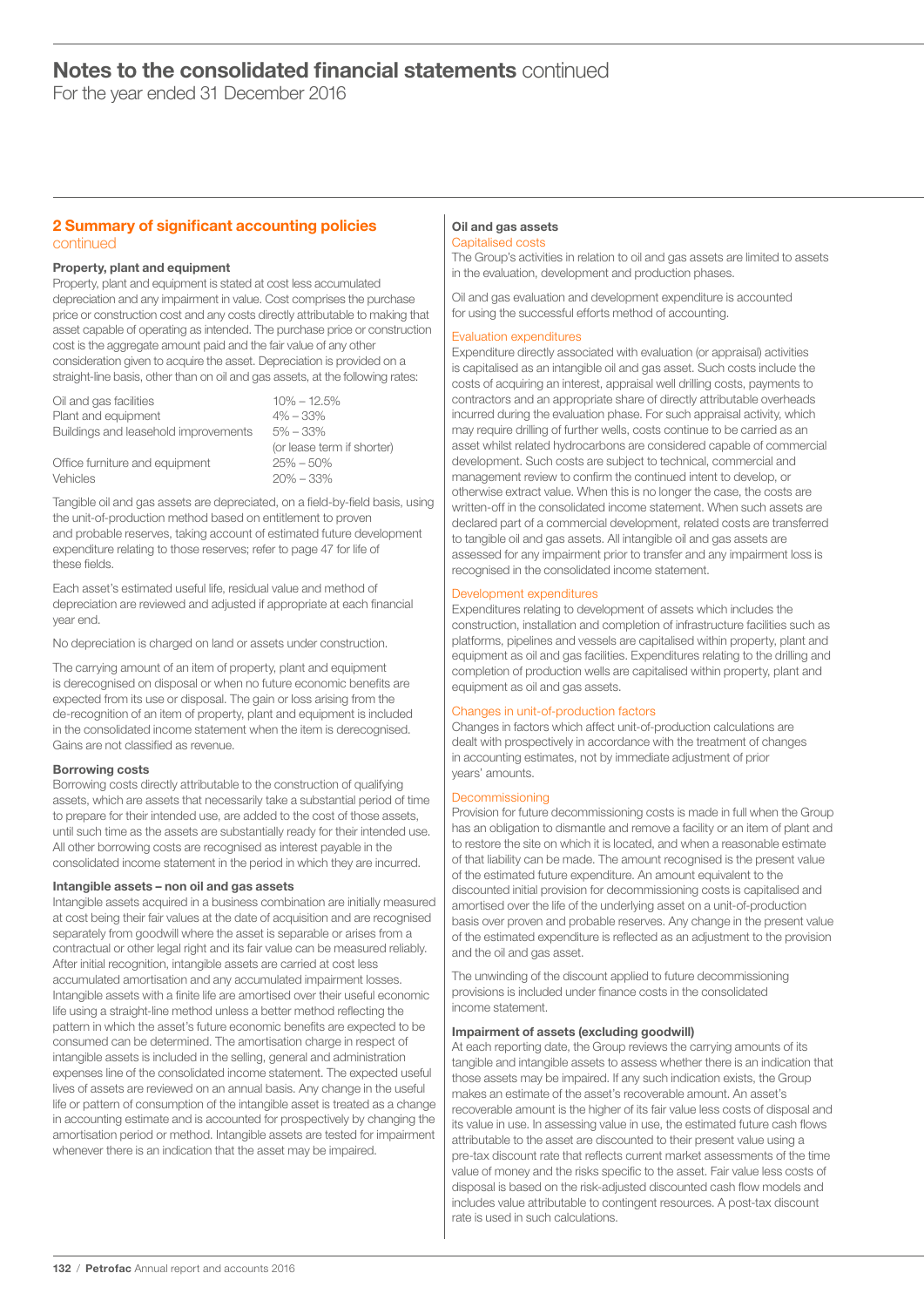# Notes to the consolidated financial statements continued

For the year ended 31 December 2016

## 2 Summary of significant accounting policies continued

### Property, plant and equipment

Property, plant and equipment is stated at cost less accumulated depreciation and any impairment in value. Cost comprises the purchase price or construction cost and any costs directly attributable to making that asset capable of operating as intended. The purchase price or construction cost is the aggregate amount paid and the fair value of any other consideration given to acquire the asset. Depreciation is provided on a straight-line basis, other than on oil and gas assets, at the following rates:

| | |
|---|---|
| Oil and gas facilities | 10% – 12.5% |
| Plant and equipment | 4% – 33% |
| Buildings and leasehold improvements | 5% – 33% (or lease term if shorter) |
| Office furniture and equipment | 25% – 50% |
| Vehicles | 20% – 33% |

Tangible oil and gas assets are depreciated, on a field-by-field basis, using the unit-of-production method based on entitlement to proven and probable reserves, taking account of estimated future development expenditure relating to those reserves; refer to page 47 for life of these fields.

Each asset's estimated useful life, residual value and method of depreciation are reviewed and adjusted if appropriate at each financial year end.

No depreciation is charged on land or assets under construction.

The carrying amount of an item of property, plant and equipment is derecognised on disposal or when no future economic benefits are expected from its use or disposal. The gain or loss arising from the de-recognition of an item of property, plant and equipment is included in the consolidated income statement when the item is derecognised. Gains are not classified as revenue.

### Borrowing costs

Borrowing costs directly attributable to the construction of qualifying assets, which are assets that necessarily take a substantial period of time to prepare for their intended use, are added to the cost of those assets, until such time as the assets are substantially ready for their intended use. All other borrowing costs are recognised as interest payable in the consolidated income statement in the period in which they are incurred.

### Intangible assets – non oil and gas assets

Intangible assets acquired in a business combination are initially measured at cost being their fair values at the date of acquisition and are recognised separately from goodwill where the asset is separable or arises from a contractual or other legal right and its fair value can be measured reliably. After initial recognition, intangible assets are carried at cost less accumulated amortisation and any accumulated impairment losses. Intangible assets with a finite life are amortised over their useful economic life using a straight-line method unless a better method reflecting the pattern in which the asset's future economic benefits are expected to be consumed can be determined. The amortisation charge in respect of intangible assets is included in the selling, general and administration expenses line of the consolidated income statement. The expected useful lives of assets are reviewed on an annual basis. Any change in the useful life or pattern of consumption of the intangible asset is treated as a change in accounting estimate and is accounted for prospectively by changing the amortisation period or method. Intangible assets are tested for impairment whenever there is an indication that the asset may be impaired.

### Oil and gas assets

#### Capitalised costs

The Group's activities in relation to oil and gas assets are limited to assets in the evaluation, development and production phases.

Oil and gas evaluation and development expenditure is accounted for using the successful efforts method of accounting.

#### Evaluation expenditures

Expenditure directly associated with evaluation (or appraisal) activities is capitalised as an intangible oil and gas asset. Such costs include the costs of acquiring an interest, appraisal well drilling costs, payments to contractors and an appropriate share of directly attributable overheads incurred during the evaluation phase. For such appraisal activity, which may require drilling of further wells, costs continue to be carried as an asset whilst related hydrocarbons are considered capable of commercial development. Such costs are subject to technical, commercial and management review to confirm the continued intent to develop, or otherwise extract value. When this is no longer the case, the costs are written-off in the consolidated income statement. When such assets are declared part of a commercial development, related costs are transferred to tangible oil and gas assets. All intangible oil and gas assets are assessed for any impairment prior to transfer and any impairment loss is recognised in the consolidated income statement.

#### Development expenditures

Expenditures relating to development of assets which includes the construction, installation and completion of infrastructure facilities such as platforms, pipelines and vessels are capitalised within property, plant and equipment as oil and gas facilities. Expenditures relating to the drilling and completion of production wells are capitalised within property, plant and equipment as oil and gas assets.

#### Changes in unit-of-production factors

Changes in factors which affect unit-of-production calculations are dealt with prospectively in accordance with the treatment of changes in accounting estimates, not by immediate adjustment of prior years' amounts.

#### Decommissioning

Provision for future decommissioning costs is made in full when the Group has an obligation to dismantle and remove a facility or an item of plant and to restore the site on which it is located, and when a reasonable estimate of that liability can be made. The amount recognised is the present value of the estimated future expenditure. An amount equivalent to the discounted initial provision for decommissioning costs is capitalised and amortised over the life of the underlying asset on a unit-of-production basis over proven and probable reserves. Any change in the present value of the estimated expenditure is reflected as an adjustment to the provision and the oil and gas asset.

The unwinding of the discount applied to future decommissioning provisions is included under finance costs in the consolidated income statement.

### Impairment of assets (excluding goodwill)

At each reporting date, the Group reviews the carrying amounts of its tangible and intangible assets to assess whether there is an indication that those assets may be impaired. If any such indication exists, the Group makes an estimate of the asset's recoverable amount. An asset's recoverable amount is the higher of its fair value less costs of disposal and its value in use. In assessing value in use, the estimated future cash flows attributable to the asset are discounted to their present value using a pre-tax discount rate that reflects current market assessments of the time value of money and the risks specific to the asset. Fair value less costs of disposal is based on the risk-adjusted discounted cash flow models and includes value attributable to contingent resources. A post-tax discount rate is used in such calculations.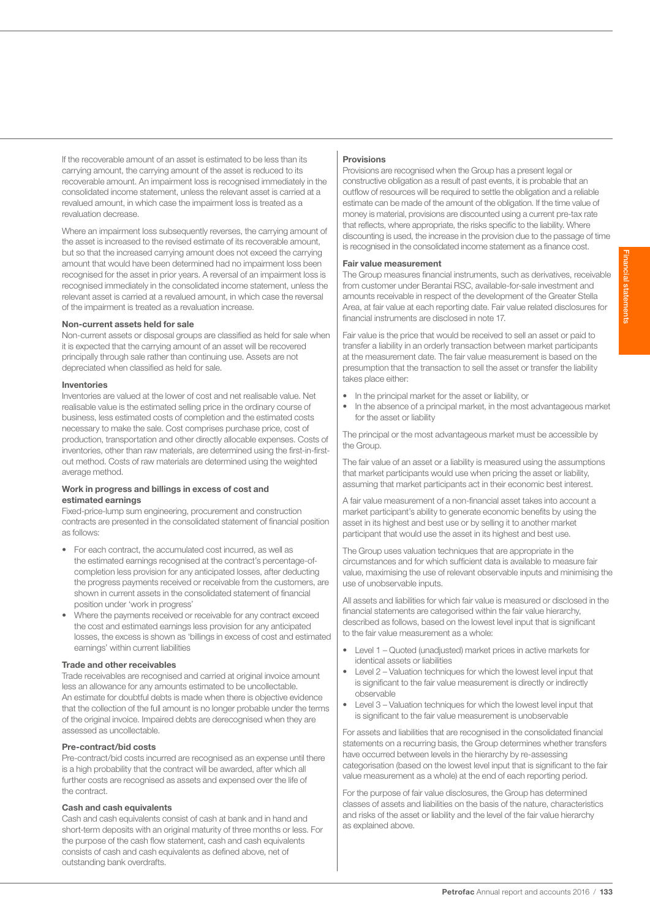If the recoverable amount of an asset is estimated to be less than its carrying amount, the carrying amount of the asset is reduced to its recoverable amount. An impairment loss is recognised immediately in the consolidated income statement, unless the relevant asset is carried at a revalued amount, in which case the impairment loss is treated as a revaluation decrease.

Where an impairment loss subsequently reverses, the carrying amount of the asset is increased to the revised estimate of its recoverable amount, but so that the increased carrying amount does not exceed the carrying amount that would have been determined had no impairment loss been recognised for the asset in prior years. A reversal of an impairment loss is recognised immediately in the consolidated income statement, unless the relevant asset is carried at a revalued amount, in which case the reversal of the impairment is treated as a revaluation increase.

**Non-current assets held for sale**

Non-current assets or disposal groups are classified as held for sale when it is expected that the carrying amount of an asset will be recovered principally through sale rather than continuing use. Assets are not depreciated when classified as held for sale.

**Inventories**

Inventories are valued at the lower of cost and net realisable value. Net realisable value is the estimated selling price in the ordinary course of business, less estimated costs of completion and the estimated costs necessary to make the sale. Cost comprises purchase price, cost of production, transportation and other directly allocable expenses. Costs of inventories, other than raw materials, are determined using the first-in-first-out method. Costs of raw materials are determined using the weighted average method.

**Work in progress and billings in excess of cost and estimated earnings**

Fixed-price-lump sum engineering, procurement and construction contracts are presented in the consolidated statement of financial position as follows:

- For each contract, the accumulated cost incurred, as well as the estimated earnings recognised at the contract's percentage-of-completion less provision for any anticipated losses, after deducting the progress payments received or receivable from the customers, are shown in current assets in the consolidated statement of financial position under 'work in progress'
- Where the payments received or receivable for any contract exceed the cost and estimated earnings less provision for any anticipated losses, the excess is shown as 'billings in excess of cost and estimated earnings' within current liabilities

**Trade and other receivables**

Trade receivables are recognised and carried at original invoice amount less an allowance for any amounts estimated to be uncollectable. An estimate for doubtful debts is made when there is objective evidence that the collection of the full amount is no longer probable under the terms of the original invoice. Impaired debts are derecognised when they are assessed as uncollectable.

**Pre-contract/bid costs**

Pre-contract/bid costs incurred are recognised as an expense until there is a high probability that the contract will be awarded, after which all further costs are recognised as assets and expensed over the life of the contract.

**Cash and cash equivalents**

Cash and cash equivalents consist of cash at bank and in hand and short-term deposits with an original maturity of three months or less. For the purpose of the cash flow statement, cash and cash equivalents consists of cash and cash equivalents as defined above, net of outstanding bank overdrafts.

**Provisions**

Provisions are recognised when the Group has a present legal or constructive obligation as a result of past events, it is probable that an outflow of resources will be required to settle the obligation and a reliable estimate can be made of the amount of the obligation. If the time value of money is material, provisions are discounted using a current pre-tax rate that reflects, where appropriate, the risks specific to the liability. Where discounting is used, the increase in the provision due to the passage of time is recognised in the consolidated income statement as a finance cost.

**Fair value measurement**

The Group measures financial instruments, such as derivatives, receivable from customer under Berantai RSC, available-for-sale investment and amounts receivable in respect of the development of the Greater Stella Area, at fair value at each reporting date. Fair value related disclosures for financial instruments are disclosed in note 17.

Fair value is the price that would be received to sell an asset or paid to transfer a liability in an orderly transaction between market participants at the measurement date. The fair value measurement is based on the presumption that the transaction to sell the asset or transfer the liability takes place either:

- In the principal market for the asset or liability, or
- In the absence of a principal market, in the most advantageous market for the asset or liability

The principal or the most advantageous market must be accessible by the Group.

The fair value of an asset or a liability is measured using the assumptions that market participants would use when pricing the asset or liability, assuming that market participants act in their economic best interest.

A fair value measurement of a non-financial asset takes into account a market participant's ability to generate economic benefits by using the asset in its highest and best use or by selling it to another market participant that would use the asset in its highest and best use.

The Group uses valuation techniques that are appropriate in the circumstances and for which sufficient data is available to measure fair value, maximising the use of relevant observable inputs and minimising the use of unobservable inputs.

All assets and liabilities for which fair value is measured or disclosed in the financial statements are categorised within the fair value hierarchy, described as follows, based on the lowest level input that is significant to the fair value measurement as a whole:

- Level 1 – Quoted (unadjusted) market prices in active markets for identical assets or liabilities
- Level 2 – Valuation techniques for which the lowest level input that is significant to the fair value measurement is directly or indirectly observable
- Level 3 – Valuation techniques for which the lowest level input that is significant to the fair value measurement is unobservable

For assets and liabilities that are recognised in the consolidated financial statements on a recurring basis, the Group determines whether transfers have occurred between levels in the hierarchy by re-assessing categorisation (based on the lowest level input that is significant to the fair value measurement as a whole) at the end of each reporting period.

For the purpose of fair value disclosures, the Group has determined classes of assets and liabilities on the basis of the nature, characteristics and risks of the asset or liability and the level of the fair value hierarchy as explained above.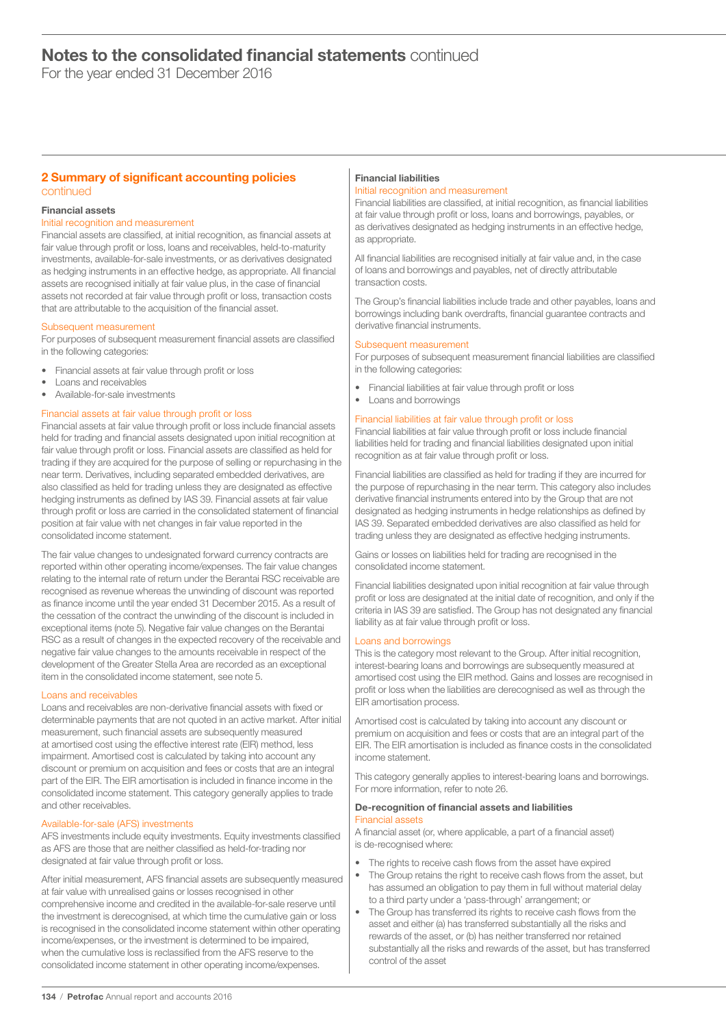## 2 Summary of significant accounting policies continued

### Financial assets

#### Initial recognition and measurement

Financial assets are classified, at initial recognition, as financial assets at fair value through profit or loss, loans and receivables, held-to-maturity investments, available-for-sale investments, or as derivatives designated as hedging instruments in an effective hedge, as appropriate. All financial assets are recognised initially at fair value plus, in the case of financial assets not recorded at fair value through profit or loss, transaction costs that are attributable to the acquisition of the financial asset.

#### Subsequent measurement

For purposes of subsequent measurement financial assets are classified in the following categories:

- Financial assets at fair value through profit or loss
- Loans and receivables
- Available-for-sale investments

#### Financial assets at fair value through profit or loss

Financial assets at fair value through profit or loss include financial assets held for trading and financial assets designated upon initial recognition at fair value through profit or loss. Financial assets are classified as held for trading if they are acquired for the purpose of selling or repurchasing in the near term. Derivatives, including separated embedded derivatives, are also classified as held for trading unless they are designated as effective hedging instruments as defined by IAS 39. Financial assets at fair value through profit or loss are carried in the consolidated statement of financial position at fair value with net changes in fair value reported in the consolidated income statement.

The fair value changes to undesignated forward currency contracts are reported within other operating income/expenses. The fair value changes relating to the internal rate of return under the Berantai RSC receivable are recognised as revenue whereas the unwinding of discount was reported as finance income until the year ended 31 December 2015. As a result of the cessation of the contract the unwinding of the discount is included in exceptional items (note 5). Negative fair value changes on the Berantai RSC as a result of changes in the expected recovery of the receivable and negative fair value changes to the amounts receivable in respect of the development of the Greater Stella Area are recorded as an exceptional item in the consolidated income statement, see note 5.

#### Loans and receivables

Loans and receivables are non-derivative financial assets with fixed or determinable payments that are not quoted in an active market. After initial measurement, such financial assets are subsequently measured at amortised cost using the effective interest rate (EIR) method, less impairment. Amortised cost is calculated by taking into account any discount or premium on acquisition and fees or costs that are an integral part of the EIR. The EIR amortisation is included in finance income in the consolidated income statement. This category generally applies to trade and other receivables.

#### Available-for-sale (AFS) investments

AFS investments include equity investments. Equity investments classified as AFS are those that are neither classified as held-for-trading nor designated at fair value through profit or loss.

After initial measurement, AFS financial assets are subsequently measured at fair value with unrealised gains or losses recognised in other comprehensive income and credited in the available-for-sale reserve until the investment is derecognised, at which time the cumulative gain or loss is recognised in the consolidated income statement within other operating income/expenses, or the investment is determined to be impaired, when the cumulative loss is reclassified from the AFS reserve to the consolidated income statement in other operating income/expenses.

### Financial liabilities

#### Initial recognition and measurement

Financial liabilities are classified, at initial recognition, as financial liabilities at fair value through profit or loss, loans and borrowings, payables, or as derivatives designated as hedging instruments in an effective hedge, as appropriate.

All financial liabilities are recognised initially at fair value and, in the case of loans and borrowings and payables, net of directly attributable transaction costs.

The Group's financial liabilities include trade and other payables, loans and borrowings including bank overdrafts, financial guarantee contracts and derivative financial instruments.

#### Subsequent measurement

For purposes of subsequent measurement financial liabilities are classified in the following categories:

- Financial liabilities at fair value through profit or loss
- Loans and borrowings

#### Financial liabilities at fair value through profit or loss

Financial liabilities at fair value through profit or loss include financial liabilities held for trading and financial liabilities designated upon initial recognition as at fair value through profit or loss.

Financial liabilities are classified as held for trading if they are incurred for the purpose of repurchasing in the near term. This category also includes derivative financial instruments entered into by the Group that are not designated as hedging instruments in hedge relationships as defined by IAS 39. Separated embedded derivatives are also classified as held for trading unless they are designated as effective hedging instruments.

Gains or losses on liabilities held for trading are recognised in the consolidated income statement.

Financial liabilities designated upon initial recognition at fair value through profit or loss are designated at the initial date of recognition, and only if the criteria in IAS 39 are satisfied. The Group has not designated any financial liability as at fair value through profit or loss.

#### Loans and borrowings

This is the category most relevant to the Group. After initial recognition, interest-bearing loans and borrowings are subsequently measured at amortised cost using the EIR method. Gains and losses are recognised in profit or loss when the liabilities are derecognised as well as through the EIR amortisation process.

Amortised cost is calculated by taking into account any discount or premium on acquisition and fees or costs that are an integral part of the EIR. The EIR amortisation is included as finance costs in the consolidated income statement.

This category generally applies to interest-bearing loans and borrowings. For more information, refer to note 26.

### De-recognition of financial assets and liabilities

#### Financial assets

A financial asset (or, where applicable, a part of a financial asset) is de-recognised where:

- The rights to receive cash flows from the asset have expired
- The Group retains the right to receive cash flows from the asset, but has assumed an obligation to pay them in full without material delay to a third party under a 'pass-through' arrangement; or
- The Group has transferred its rights to receive cash flows from the asset and either (a) has transferred substantially all the risks and rewards of the asset, or (b) has neither transferred nor retained substantially all the risks and rewards of the asset, but has transferred control of the asset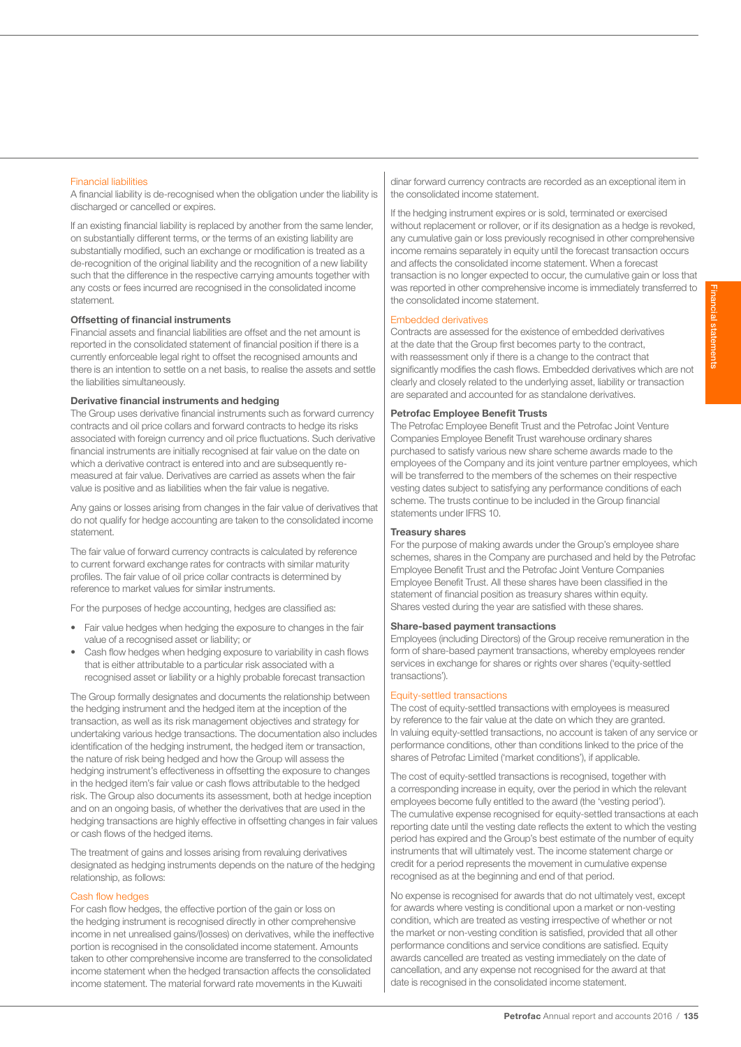### Financial liabilities

A financial liability is de-recognised when the obligation under the liability is discharged or cancelled or expires.

If an existing financial liability is replaced by another from the same lender, on substantially different terms, or the terms of an existing liability are substantially modified, such an exchange or modification is treated as a de-recognition of the original liability and the recognition of a new liability such that the difference in the respective carrying amounts together with any costs or fees incurred are recognised in the consolidated income statement.

## Offsetting of financial instruments

Financial assets and financial liabilities are offset and the net amount is reported in the consolidated statement of financial position if there is a currently enforceable legal right to offset the recognised amounts and there is an intention to settle on a net basis, to realise the assets and settle the liabilities simultaneously.

## Derivative financial instruments and hedging

The Group uses derivative financial instruments such as forward currency contracts and oil price collars and forward contracts to hedge its risks associated with foreign currency and oil price fluctuations. Such derivative financial instruments are initially recognised at fair value on the date on which a derivative contract is entered into and are subsequently re-measured at fair value. Derivatives are carried as assets when the fair value is positive and as liabilities when the fair value is negative.

Any gains or losses arising from changes in the fair value of derivatives that do not qualify for hedge accounting are taken to the consolidated income statement.

The fair value of forward currency contracts is calculated by reference to current forward exchange rates for contracts with similar maturity profiles. The fair value of oil price collar contracts is determined by reference to market values for similar instruments.

For the purposes of hedge accounting, hedges are classified as:

- Fair value hedges when hedging the exposure to changes in the fair value of a recognised asset or liability; or
- Cash flow hedges when hedging exposure to variability in cash flows that is either attributable to a particular risk associated with a recognised asset or liability or a highly probable forecast transaction

The Group formally designates and documents the relationship between the hedging instrument and the hedged item at the inception of the transaction, as well as its risk management objectives and strategy for undertaking various hedge transactions. The documentation also includes identification of the hedging instrument, the hedged item or transaction, the nature of risk being hedged and how the Group will assess the hedging instrument's effectiveness in offsetting the exposure to changes in the hedged item's fair value or cash flows attributable to the hedged risk. The Group also documents its assessment, both at hedge inception and on an ongoing basis, of whether the derivatives that are used in the hedging transactions are highly effective in offsetting changes in fair values or cash flows of the hedged items.

The treatment of gains and losses arising from revaluing derivatives designated as hedging instruments depends on the nature of the hedging relationship, as follows:

### Cash flow hedges

For cash flow hedges, the effective portion of the gain or loss on the hedging instrument is recognised directly in other comprehensive income in net unrealised gains/(losses) on derivatives, while the ineffective portion is recognised in the consolidated income statement. Amounts taken to other comprehensive income are transferred to the consolidated income statement when the hedged transaction affects the consolidated income statement. The material forward rate movements in the Kuwaiti dinar forward currency contracts are recorded as an exceptional item in the consolidated income statement.

If the hedging instrument expires or is sold, terminated or exercised without replacement or rollover, or if its designation as a hedge is revoked, any cumulative gain or loss previously recognised in other comprehensive income remains separately in equity until the forecast transaction occurs and affects the consolidated income statement. When a forecast transaction is no longer expected to occur, the cumulative gain or loss that was reported in other comprehensive income is immediately transferred to the consolidated income statement.

### Embedded derivatives

Contracts are assessed for the existence of embedded derivatives at the date that the Group first becomes party to the contract, with reassessment only if there is a change to the contract that significantly modifies the cash flows. Embedded derivatives which are not clearly and closely related to the underlying asset, liability or transaction are separated and accounted for as standalone derivatives.

## Petrofac Employee Benefit Trusts

The Petrofac Employee Benefit Trust and the Petrofac Joint Venture Companies Employee Benefit Trust warehouse ordinary shares purchased to satisfy various new share scheme awards made to the employees of the Company and its joint venture partner employees, which will be transferred to the members of the schemes on their respective vesting dates subject to satisfying any performance conditions of each scheme. The trusts continue to be included in the Group financial statements under IFRS 10.

## Treasury shares

For the purpose of making awards under the Group's employee share schemes, shares in the Company are purchased and held by the Petrofac Employee Benefit Trust and the Petrofac Joint Venture Companies Employee Benefit Trust. All these shares have been classified in the statement of financial position as treasury shares within equity. Shares vested during the year are satisfied with these shares.

## Share-based payment transactions

Employees (including Directors) of the Group receive remuneration in the form of share-based payment transactions, whereby employees render services in exchange for shares or rights over shares ('equity-settled transactions').

### Equity-settled transactions

The cost of equity-settled transactions with employees is measured by reference to the fair value at the date on which they are granted. In valuing equity-settled transactions, no account is taken of any service or performance conditions, other than conditions linked to the price of the shares of Petrofac Limited ('market conditions'), if applicable.

The cost of equity-settled transactions is recognised, together with a corresponding increase in equity, over the period in which the relevant employees become fully entitled to the award (the 'vesting period'). The cumulative expense recognised for equity-settled transactions at each reporting date until the vesting date reflects the extent to which the vesting period has expired and the Group's best estimate of the number of equity instruments that will ultimately vest. The income statement charge or credit for a period represents the movement in cumulative expense recognised as at the beginning and end of that period.

No expense is recognised for awards that do not ultimately vest, except for awards where vesting is conditional upon a market or non-vesting condition, which are treated as vesting irrespective of whether or not the market or non-vesting condition is satisfied, provided that all other performance conditions and service conditions are satisfied. Equity awards cancelled are treated as vesting immediately on the date of cancellation, and any expense not recognised for the award at that date is recognised in the consolidated income statement.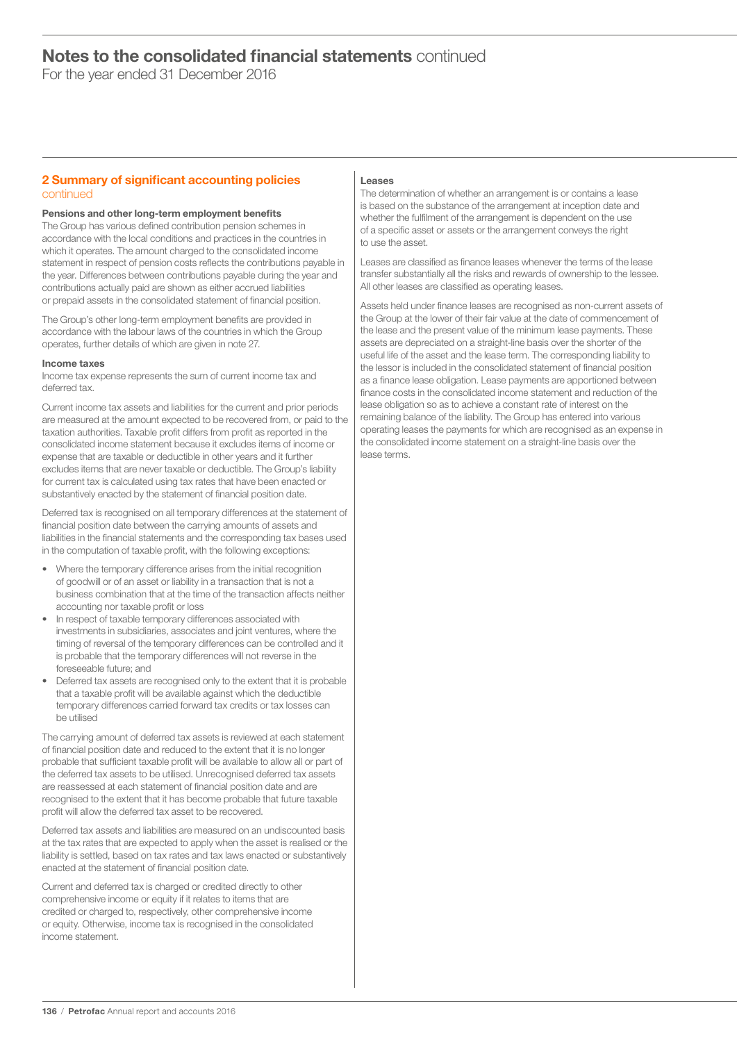# Notes to the consolidated financial statements continued

For the year ended 31 December 2016

## 2 Summary of significant accounting policies continued

### Pensions and other long-term employment benefits

The Group has various defined contribution pension schemes in accordance with the local conditions and practices in the countries in which it operates. The amount charged to the consolidated income statement in respect of pension costs reflects the contributions payable in the year. Differences between contributions payable during the year and contributions actually paid are shown as either accrued liabilities or prepaid assets in the consolidated statement of financial position.

The Group's other long-term employment benefits are provided in accordance with the labour laws of the countries in which the Group operates, further details of which are given in note 27.

### Income taxes

Income tax expense represents the sum of current income tax and deferred tax.

Current income tax assets and liabilities for the current and prior periods are measured at the amount expected to be recovered from, or paid to the taxation authorities. Taxable profit differs from profit as reported in the consolidated income statement because it excludes items of income or expense that are taxable or deductible in other years and it further excludes items that are never taxable or deductible. The Group's liability for current tax is calculated using tax rates that have been enacted or substantively enacted by the statement of financial position date.

Deferred tax is recognised on all temporary differences at the statement of financial position date between the carrying amounts of assets and liabilities in the financial statements and the corresponding tax bases used in the computation of taxable profit, with the following exceptions:

- Where the temporary difference arises from the initial recognition of goodwill or of an asset or liability in a transaction that is not a business combination that at the time of the transaction affects neither accounting nor taxable profit or loss
- In respect of taxable temporary differences associated with investments in subsidiaries, associates and joint ventures, where the timing of reversal of the temporary differences can be controlled and it is probable that the temporary differences will not reverse in the foreseeable future; and
- Deferred tax assets are recognised only to the extent that it is probable that a taxable profit will be available against which the deductible temporary differences carried forward tax credits or tax losses can be utilised

The carrying amount of deferred tax assets is reviewed at each statement of financial position date and reduced to the extent that it is no longer probable that sufficient taxable profit will be available to allow all or part of the deferred tax assets to be utilised. Unrecognised deferred tax assets are reassessed at each statement of financial position date and are recognised to the extent that it has become probable that future taxable profit will allow the deferred tax asset to be recovered.

Deferred tax assets and liabilities are measured on an undiscounted basis at the tax rates that are expected to apply when the asset is realised or the liability is settled, based on tax rates and tax laws enacted or substantively enacted at the statement of financial position date.

Current and deferred tax is charged or credited directly to other comprehensive income or equity if it relates to items that are credited or charged to, respectively, other comprehensive income or equity. Otherwise, income tax is recognised in the consolidated income statement.

### Leases

The determination of whether an arrangement is or contains a lease is based on the substance of the arrangement at inception date and whether the fulfilment of the arrangement is dependent on the use of a specific asset or assets or the arrangement conveys the right to use the asset.

Leases are classified as finance leases whenever the terms of the lease transfer substantially all the risks and rewards of ownership to the lessee. All other leases are classified as operating leases.

Assets held under finance leases are recognised as non-current assets of the Group at the lower of their fair value at the date of commencement of the lease and the present value of the minimum lease payments. These assets are depreciated on a straight-line basis over the shorter of the useful life of the asset and the lease term. The corresponding liability to the lessor is included in the consolidated statement of financial position as a finance lease obligation. Lease payments are apportioned between finance costs in the consolidated income statement and reduction of the lease obligation so as to achieve a constant rate of interest on the remaining balance of the liability. The Group has entered into various operating leases the payments for which are recognised as an expense in the consolidated income statement on a straight-line basis over the lease terms.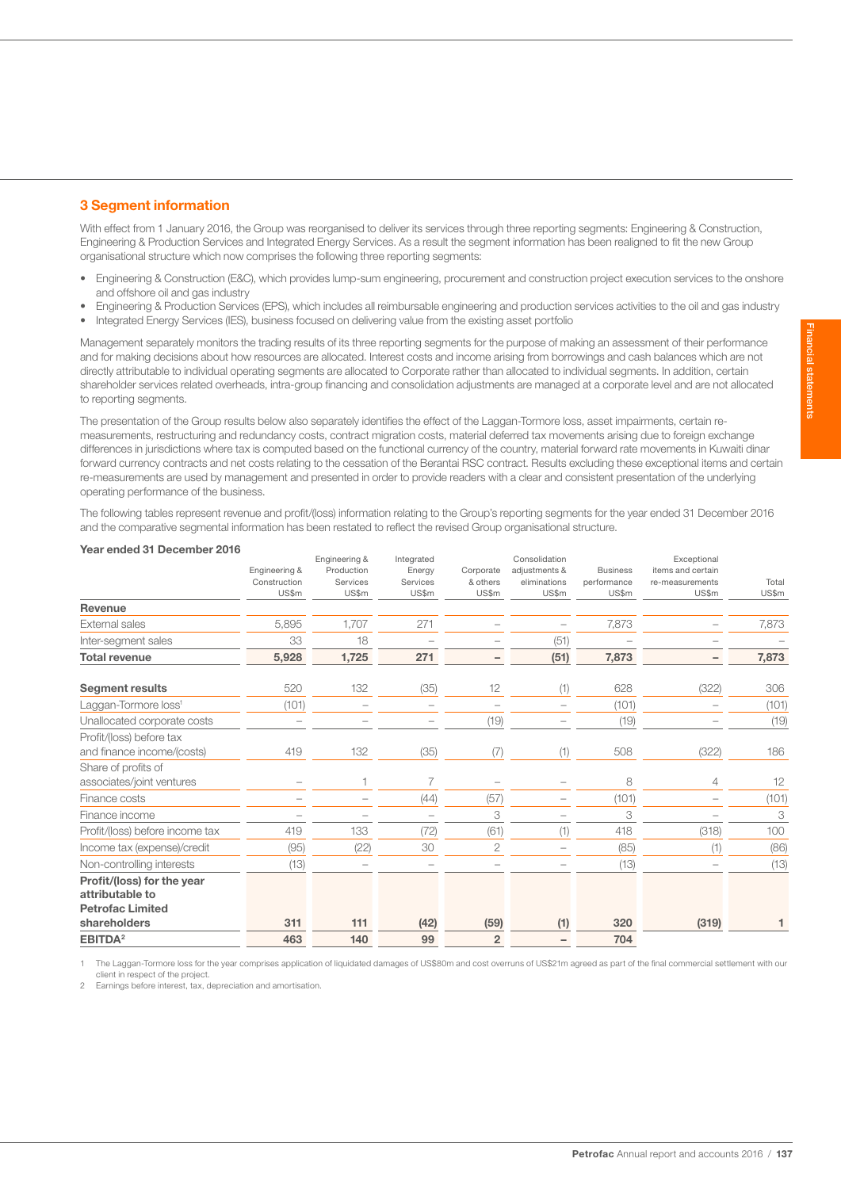## 3 Segment information

With effect from 1 January 2016, the Group was reorganised to deliver its services through three reporting segments: Engineering & Construction, Engineering & Production Services and Integrated Energy Services. As a result the segment information has been realigned to fit the new Group organisational structure which now comprises the following three reporting segments:

- Engineering & Construction (E&C), which provides lump-sum engineering, procurement and construction project execution services to the onshore and offshore oil and gas industry
- Engineering & Production Services (EPS), which includes all reimbursable engineering and production services activities to the oil and gas industry
- Integrated Energy Services (IES), business focused on delivering value from the existing asset portfolio

Management separately monitors the trading results of its three reporting segments for the purpose of making an assessment of their performance and for making decisions about how resources are allocated. Interest costs and income arising from borrowings and cash balances which are not directly attributable to individual operating segments are allocated to Corporate rather than allocated to individual segments. In addition, certain shareholder services related overheads, intra-group financing and consolidation adjustments are managed at a corporate level and are not allocated to reporting segments.

The presentation of the Group results below also separately identifies the effect of the Laggan-Tormore loss, asset impairments, certain re-measurements, restructuring and redundancy costs, contract migration costs, material deferred tax movements arising due to foreign exchange differences in jurisdictions where tax is computed based on the functional currency of the country, material forward rate movements in Kuwaiti dinar forward currency contracts and net costs relating to the cessation of the Berantai RSC contract. Results excluding these exceptional items and certain re-measurements are used by management and presented in order to provide readers with a clear and consistent presentation of the underlying operating performance of the business.

The following tables represent revenue and profit/(loss) information relating to the Group's reporting segments for the year ended 31 December 2016 and the comparative segmental information has been restated to reflect the revised Group organisational structure.

**Year ended 31 December 2016**

| | Engineering & Construction US$m | Engineering & Production Services US$m | Integrated Energy Services US$m | Corporate & others US$m | Consolidation adjustments & eliminations US$m | Business performance US$m | Exceptional items and certain re-measurements US$m | Total US$m |
|---|---|---|---|---|---|---|---|---|
| **Revenue** | | | | | | | | |
| External sales | 5,895 | 1,707 | 271 | – | – | 7,873 | – | 7,873 |
| Inter-segment sales | 33 | 18 | – | – | (51) | – | – | – |
| **Total revenue** | **5,928** | **1,725** | **271** | **–** | **(51)** | **7,873** | **–** | **7,873** |
| **Segment results** | 520 | 132 | (35) | 12 | (1) | 628 | (322) | 306 |
| Laggan-Tormore loss[1] | (101) | – | – | – | – | (101) | – | (101) |
| Unallocated corporate costs | – | – | – | (19) | – | (19) | – | (19) |
| Profit/(loss) before tax and finance income/(costs) | 419 | 132 | (35) | (7) | (1) | 508 | (322) | 186 |
| Share of profits of associates/joint ventures | – | 1 | 7 | – | – | 8 | 4 | 12 |
| Finance costs | – | – | (44) | (57) | – | (101) | – | (101) |
| Finance income | – | – | – | 3 | – | 3 | – | 3 |
| Profit/(loss) before income tax | 419 | 133 | (72) | (61) | (1) | 418 | (318) | 100 |
| Income tax (expense)/credit | (95) | (22) | 30 | 2 | – | (85) | (1) | (86) |
| Non-controlling interests | (13) | – | – | – | – | (13) | – | (13) |
| **Profit/(loss) for the year attributable to Petrofac Limited shareholders** | **311** | **111** | **(42)** | **(59)** | **(1)** | **320** | **(319)** | **1** |
| **EBITDA[2]** | **463** | **140** | **99** | **2** | **–** | **704** | | |

1 The Laggan-Tormore loss for the year comprises application of liquidated damages of US$80m and cost overruns of US$21m agreed as part of the final commercial settlement with our client in respect of the project.

2 Earnings before interest, tax, depreciation and amortisation.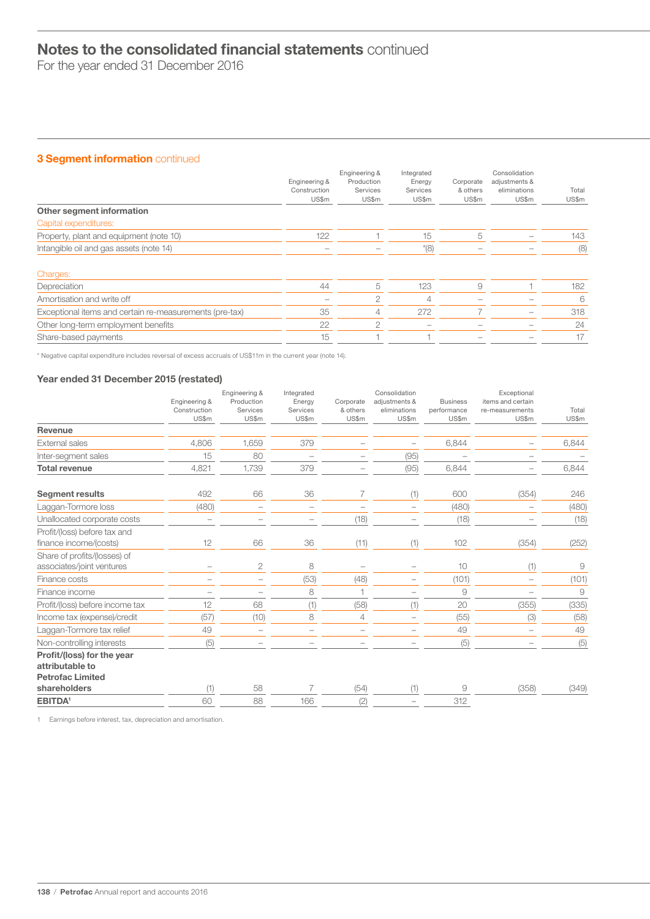# Notes to the consolidated financial statements continued

For the year ended 31 December 2016

## 3 Segment information continued

| | Engineering & Construction US$m | Engineering & Production Services US$m | Integrated Energy Services US$m | Corporate & others US$m | Consolidation adjustments & eliminations US$m | Total US$m |
|---|---|---|---|---|---|---|
| **Other segment information** | | | | | | |
| Capital expenditures: | | | | | | |
| Property, plant and equipment (note 10) | 122 | 1 | 15 | 5 | – | 143 |
| Intangible oil and gas assets (note 14) | – | – | *(8) | – | – | (8) |
| Charges: | | | | | | |
| Depreciation | 44 | 5 | 123 | 9 | 1 | 182 |
| Amortisation and write off | – | 2 | 4 | – | – | 6 |
| Exceptional items and certain re-measurements (pre-tax) | 35 | 4 | 272 | 7 | – | 318 |
| Other long-term employment benefits | 22 | 2 | – | – | – | 24 |
| Share-based payments | 15 | 1 | 1 | – | – | 17 |

* Negative capital expenditure includes reversal of excess accruals of US$11m in the current year (note 14).

### Year ended 31 December 2015 (restated)

| | Engineering & Construction US$m | Engineering & Production Services US$m | Integrated Energy Services US$m | Corporate & others US$m | Consolidation adjustments & eliminations US$m | Business performance US$m | Exceptional items and certain re-measurements US$m | Total US$m |
|---|---|---|---|---|---|---|---|---|
| **Revenue** | | | | | | | | |
| External sales | 4,806 | 1,659 | 379 | – | – | 6,844 | – | 6,844 |
| Inter-segment sales | 15 | 80 | – | – | (95) | – | – | – |
| **Total revenue** | 4,821 | 1,739 | 379 | – | (95) | 6,844 | – | 6,844 |
| **Segment results** | 492 | 66 | 36 | 7 | (1) | 600 | (354) | 246 |
| Laggan-Tormore loss | (480) | – | – | – | – | (480) | – | (480) |
| Unallocated corporate costs | – | – | – | (18) | – | (18) | – | (18) |
| Profit/(loss) before tax and finance income/(costs) | 12 | 66 | 36 | (11) | (1) | 102 | (354) | (252) |
| Share of profits/(losses) of associates/joint ventures | – | 2 | 8 | – | – | 10 | (1) | 9 |
| Finance costs | – | – | (53) | (48) | – | (101) | – | (101) |
| Finance income | – | – | 8 | 1 | – | 9 | – | 9 |
| Profit/(loss) before income tax | 12 | 68 | (1) | (58) | (1) | 20 | (355) | (335) |
| Income tax (expense)/credit | (57) | (10) | 8 | 4 | – | (55) | (3) | (58) |
| Laggan-Tormore tax relief | 49 | – | – | – | – | 49 | – | 49 |
| Non-controlling interests | (5) | – | – | – | – | (5) | – | (5) |
| **Profit/(loss) for the year attributable to Petrofac Limited shareholders** | (1) | 58 | 7 | (54) | (1) | 9 | (358) | (349) |
| **EBITDA[1]** | 60 | 88 | 166 | (2) | – | 312 | | |

1 Earnings before interest, tax, depreciation and amortisation.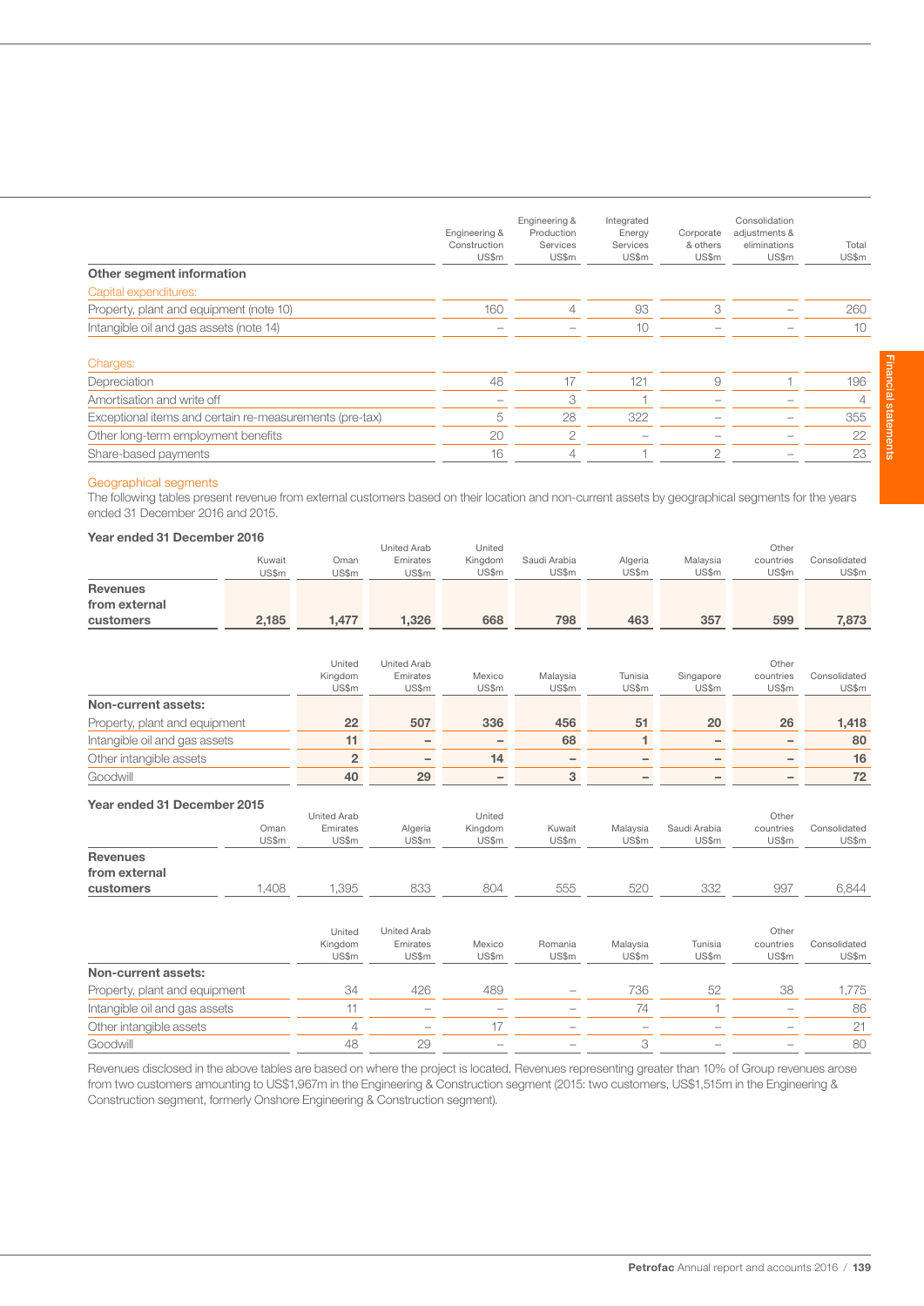| | Engineering & Construction US$m | Engineering & Production Services US$m | Integrated Energy Services US$m | Corporate & others US$m | Consolidation adjustments & eliminations US$m | Total US$m |
|---|---|---|---|---|---|---|
| **Other segment information** | | | | | | |
| Capital expenditures: | | | | | | |
| Property, plant and equipment (note 10) | 160 | 4 | 93 | 3 | – | 260 |
| Intangible oil and gas assets (note 14) | – | – | 10 | – | – | 10 |
| Charges: | | | | | | |
| Depreciation | 48 | 17 | 121 | 9 | 1 | 196 |
| Amortisation and write off | – | 3 | 1 | – | – | 4 |
| Exceptional items and certain re-measurements (pre-tax) | 5 | 28 | 322 | – | – | 355 |
| Other long-term employment benefits | 20 | 2 | – | – | – | 22 |
| Share-based payments | 16 | 4 | 1 | 2 | – | 23 |

## Geographical segments

The following tables present revenue from external customers based on their location and non-current assets by geographical segments for the years ended 31 December 2016 and 2015.

### Year ended 31 December 2016

| | Kuwait US$m | Oman US$m | United Arab Emirates US$m | United Kingdom US$m | Saudi Arabia US$m | Algeria US$m | Malaysia US$m | Other countries US$m | Consolidated US$m |
|---|---|---|---|---|---|---|---|---|---|
| **Revenues from external customers** | **2,185** | **1,477** | **1,326** | **668** | **798** | **463** | **357** | **599** | **7,873** |

| | United Kingdom US$m | United Arab Emirates US$m | Mexico US$m | Malaysia US$m | Tunisia US$m | Singapore US$m | Other countries US$m | Consolidated US$m |
|---|---|---|---|---|---|---|---|---|
| **Non-current assets:** | | | | | | | | |
| Property, plant and equipment | **22** | **507** | **336** | **456** | **51** | **20** | **26** | **1,418** |
| Intangible oil and gas assets | **11** | **–** | **–** | **68** | **1** | **–** | **–** | **80** |
| Other intangible assets | **2** | **–** | **14** | **–** | **–** | **–** | **–** | **16** |
| Goodwill | **40** | **29** | **–** | **3** | **–** | **–** | **–** | **72** |

### Year ended 31 December 2015

| | Oman US$m | United Arab Emirates US$m | Algeria US$m | United Kingdom US$m | Kuwait US$m | Malaysia US$m | Saudi Arabia US$m | Other countries US$m | Consolidated US$m |
|---|---|---|---|---|---|---|---|---|---|
| **Revenues from external customers** | 1,408 | 1,395 | 833 | 804 | 555 | 520 | 332 | 997 | 6,844 |

| | United Kingdom US$m | United Arab Emirates US$m | Mexico US$m | Romania US$m | Malaysia US$m | Tunisia US$m | Other countries US$m | Consolidated US$m |
|---|---|---|---|---|---|---|---|---|
| **Non-current assets:** | | | | | | | | |
| Property, plant and equipment | 34 | 426 | 489 | – | 736 | 52 | 38 | 1,775 |
| Intangible oil and gas assets | 11 | – | – | – | 74 | 1 | – | 86 |
| Other intangible assets | 4 | – | 17 | – | – | – | – | 21 |
| Goodwill | 48 | 29 | – | – | 3 | – | – | 80 |

Revenues disclosed in the above tables are based on where the project is located. Revenues representing greater than 10% of Group revenues arose from two customers amounting to US$1,967m in the Engineering & Construction segment (2015: two customers, US$1,515m in the Engineering & Construction segment, formerly Onshore Engineering & Construction segment).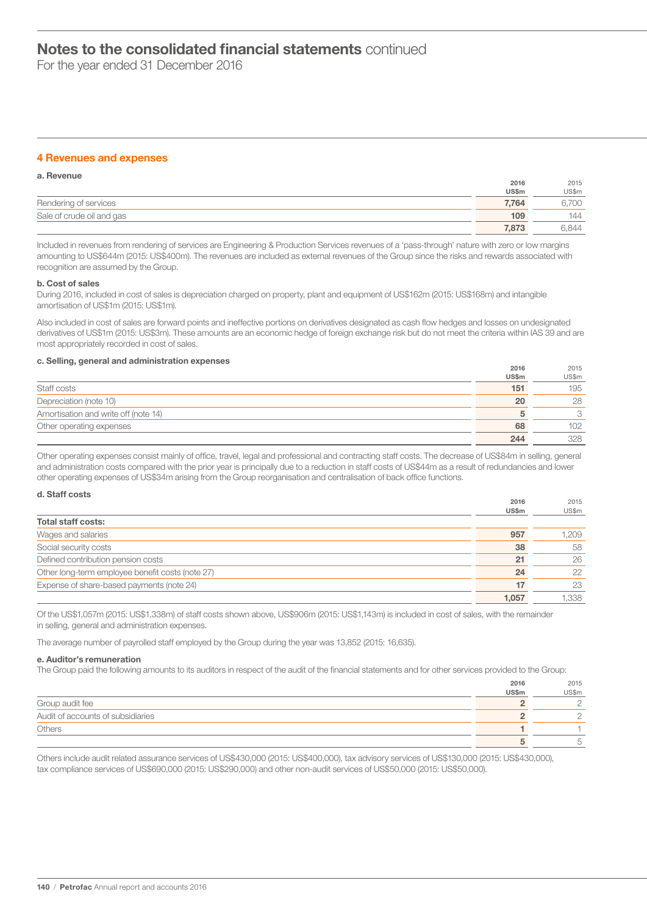# Notes to the consolidated financial statements continued

For the year ended 31 December 2016

## 4 Revenues and expenses

### a. Revenue

| | 2016 US$m | 2015 US$m |
|---|---|---|
| Rendering of services | **7,764** | 6,700 |
| Sale of crude oil and gas | **109** | 144 |
| | **7,873** | 6,844 |

Included in revenues from rendering of services are Engineering & Production Services revenues of a 'pass-through' nature with zero or low margins amounting to US$644m (2015: US$400m). The revenues are included as external revenues of the Group since the risks and rewards associated with recognition are assumed by the Group.

### b. Cost of sales

During 2016, included in cost of sales is depreciation charged on property, plant and equipment of US$162m (2015: US$168m) and intangible amortisation of US$1m (2015: US$1m).

Also included in cost of sales are forward points and ineffective portions on derivatives designated as cash flow hedges and losses on undesignated derivatives of US$1m (2015: US$3m). These amounts are an economic hedge of foreign exchange risk but do not meet the criteria within IAS 39 and are most appropriately recorded in cost of sales.

### c. Selling, general and administration expenses

| | 2016 US$m | 2015 US$m |
|---|---|---|
| Staff costs | **151** | 195 |
| Depreciation (note 10) | **20** | 28 |
| Amortisation and write off (note 14) | **5** | 3 |
| Other operating expenses | **68** | 102 |
| | **244** | 328 |

Other operating expenses consist mainly of office, travel, legal and professional and contracting staff costs. The decrease of US$84m in selling, general and administration costs compared with the prior year is principally due to a reduction in staff costs of US$44m as a result of redundancies and lower other operating expenses of US$34m arising from the Group reorganisation and centralisation of back office functions.

### d. Staff costs

| | 2016 US$m | 2015 US$m |
|---|---|---|
| **Total staff costs:** | | |
| Wages and salaries | **957** | 1,209 |
| Social security costs | **38** | 58 |
| Defined contribution pension costs | **21** | 26 |
| Other long-term employee benefit costs (note 27) | **24** | 22 |
| Expense of share-based payments (note 24) | **17** | 23 |
| | **1,057** | 1,338 |

Of the US$1,057m (2015: US$1,338m) of staff costs shown above, US$906m (2015: US$1,143m) is included in cost of sales, with the remainder in selling, general and administration expenses.

The average number of payrolled staff employed by the Group during the year was 13,852 (2015: 16,635).

### e. Auditor's remuneration

The Group paid the following amounts to its auditors in respect of the audit of the financial statements and for other services provided to the Group:

| | 2016 US$m | 2015 US$m |
|---|---|---|
| Group audit fee | **2** | 2 |
| Audit of accounts of subsidiaries | **2** | 2 |
| Others | **1** | 1 |
| | **5** | 5 |

Others include audit related assurance services of US$430,000 (2015: US$400,000), tax advisory services of US$130,000 (2015: US$430,000), tax compliance services of US$690,000 (2015: US$290,000) and other non-audit services of US$50,000 (2015: US$50,000).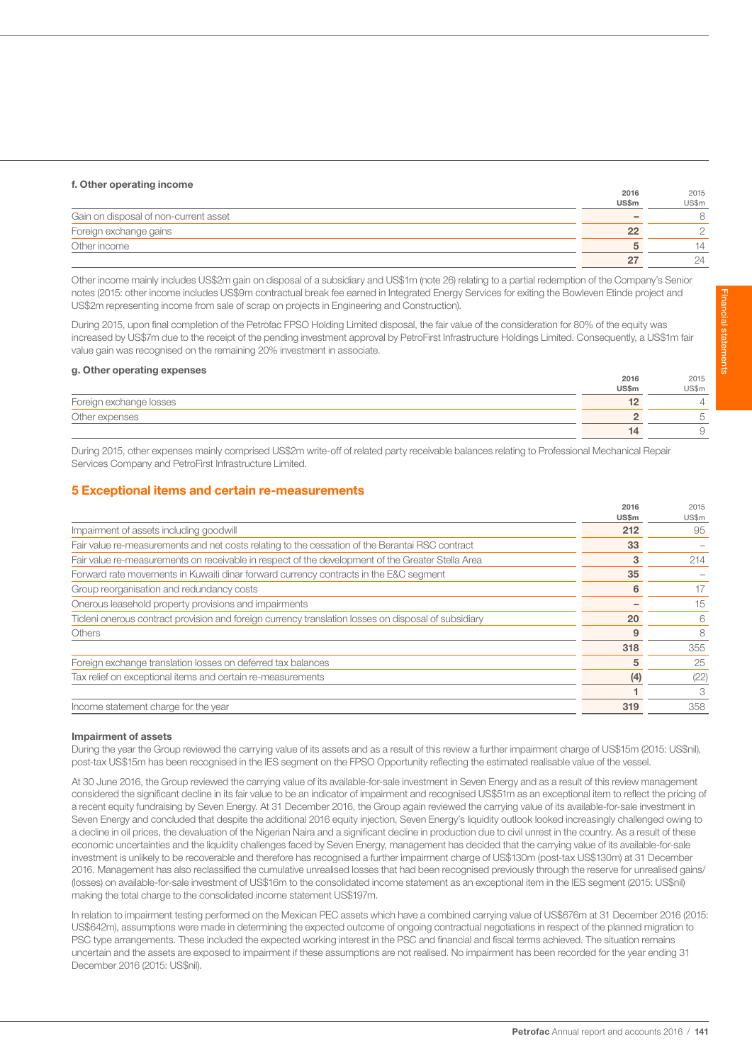#### f. Other operating income

| | 2016 US$m | 2015 US$m |
|---|---|---|
| Gain on disposal of non-current asset | – | 8 |
| Foreign exchange gains | 22 | 2 |
| Other income | 5 | 14 |
| | 27 | 24 |

Other income mainly includes US$2m gain on disposal of a subsidiary and US$1m (note 26) relating to a partial redemption of the Company's Senior notes (2015: other income includes US$9m contractual break fee earned in Integrated Energy Services for exiting the Bowleven Etinde project and US$2m representing income from sale of scrap on projects in Engineering and Construction).

During 2015, upon final completion of the Petrofac FPSO Holding Limited disposal, the fair value of the consideration for 80% of the equity was increased by US$7m due to the receipt of the pending investment approval by PetroFirst Infrastructure Holdings Limited. Consequently, a US$1m fair value gain was recognised on the remaining 20% investment in associate.

#### g. Other operating expenses

| | 2016 US$m | 2015 US$m |
|---|---|---|
| Foreign exchange losses | 12 | 4 |
| Other expenses | 2 | 5 |
| | 14 | 9 |

During 2015, other expenses mainly comprised US$2m write-off of related party receivable balances relating to Professional Mechanical Repair Services Company and PetroFirst Infrastructure Limited.

## 5 Exceptional items and certain re-measurements

| | 2016 US$m | 2015 US$m |
|---|---|---|
| Impairment of assets including goodwill | 212 | 95 |
| Fair value re-measurements and net costs relating to the cessation of the Berantai RSC contract | 33 | – |
| Fair value re-measurements on receivable in respect of the development of the Greater Stella Area | 3 | 214 |
| Forward rate movements in Kuwaiti dinar forward currency contracts in the E&C segment | 35 | – |
| Group reorganisation and redundancy costs | 6 | 17 |
| Onerous leasehold property provisions and impairments | – | 15 |
| Ticleni onerous contract provision and foreign currency translation losses on disposal of subsidiary | 20 | 6 |
| Others | 9 | 8 |
| | 318 | 355 |
| Foreign exchange translation losses on deferred tax balances | 5 | 25 |
| Tax relief on exceptional items and certain re-measurements | (4) | (22) |
| | 1 | 3 |
| Income statement charge for the year | 319 | 358 |

#### Impairment of assets

During the year the Group reviewed the carrying value of its assets and as a result of this review a further impairment charge of US$15m (2015: US$nil), post-tax US$15m has been recognised in the IES segment on the FPSO Opportunity reflecting the estimated realisable value of the vessel.

At 30 June 2016, the Group reviewed the carrying value of its available-for-sale investment in Seven Energy and as a result of this review management considered the significant decline in its fair value to be an indicator of impairment and recognised US$51m as an exceptional item to reflect the pricing of a recent equity fundraising by Seven Energy. At 31 December 2016, the Group again reviewed the carrying value of its available-for-sale investment in Seven Energy and concluded that despite the additional 2016 equity injection, Seven Energy's liquidity outlook looked increasingly challenged owing to a decline in oil prices, the devaluation of the Nigerian Naira and a significant decline in production due to civil unrest in the country. As a result of these economic uncertainties and the liquidity challenges faced by Seven Energy, management has decided that the carrying value of its available-for-sale investment is unlikely to be recoverable and therefore has recognised a further impairment charge of US$130m (post-tax US$130m) at 31 December 2016. Management has also reclassified the cumulative unrealised losses that had been recognised previously through the reserve for unrealised gains/(losses) on available-for-sale investment of US$16m to the consolidated income statement as an exceptional item in the IES segment (2015: US$nil) making the total charge to the consolidated income statement US$197m.

In relation to impairment testing performed on the Mexican PEC assets which have a combined carrying value of US$676m at 31 December 2016 (2015: US$642m), assumptions were made in determining the expected outcome of ongoing contractual negotiations in respect of the planned migration to PSC type arrangements. These included the expected working interest in the PSC and financial and fiscal terms achieved. The situation remains uncertain and the assets are exposed to impairment if these assumptions are not realised. No impairment has been recorded for the year ending 31 December 2016 (2015: US$nil).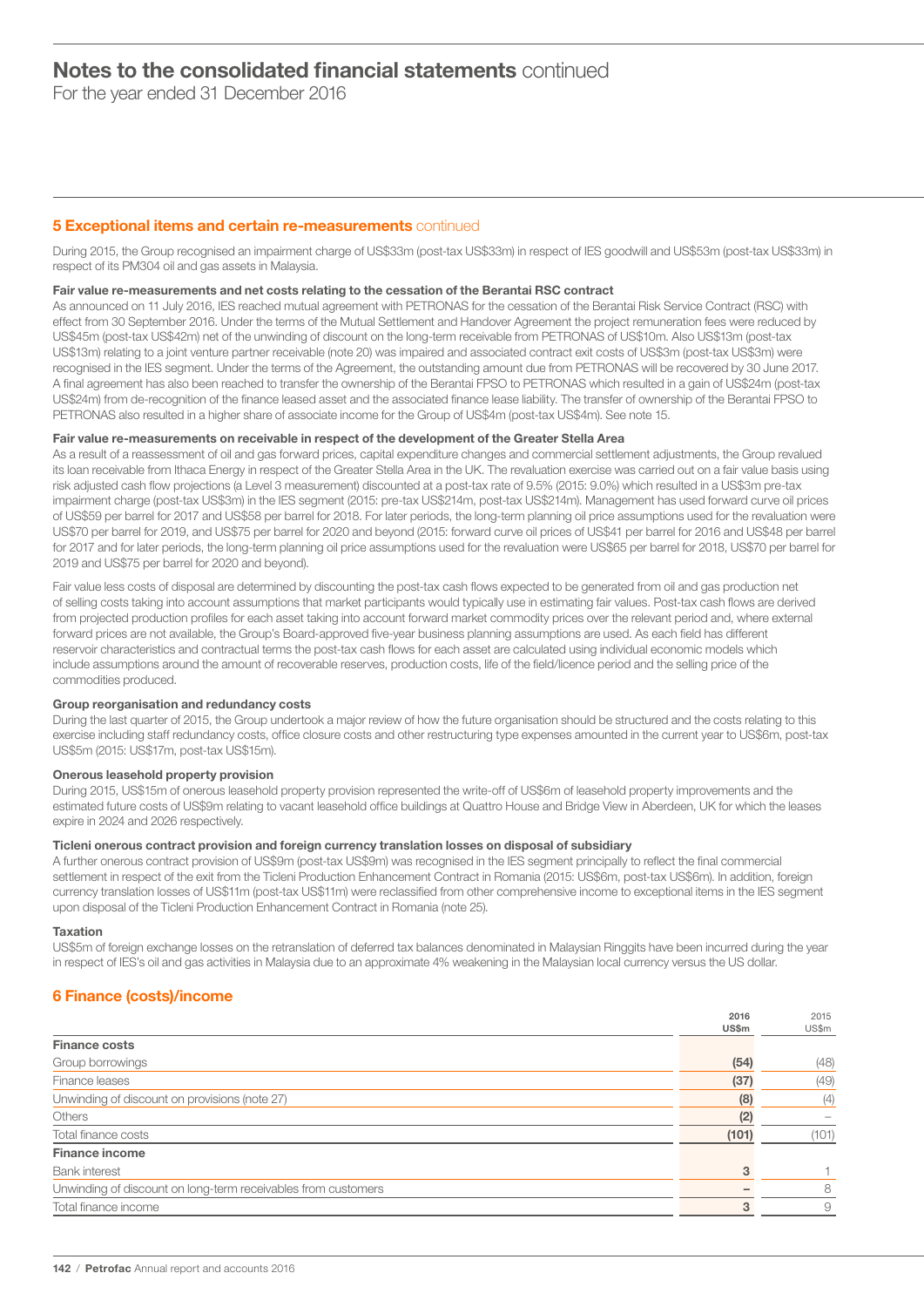# Notes to the consolidated financial statements continued

For the year ended 31 December 2016

## 5 Exceptional items and certain re-measurements continued

During 2015, the Group recognised an impairment charge of US$33m (post-tax US$33m) in respect of IES goodwill and US$53m (post-tax US$33m) in respect of its PM304 oil and gas assets in Malaysia.

### Fair value re-measurements and net costs relating to the cessation of the Berantai RSC contract

As announced on 11 July 2016, IES reached mutual agreement with PETRONAS for the cessation of the Berantai Risk Service Contract (RSC) with effect from 30 September 2016. Under the terms of the Mutual Settlement and Handover Agreement the project remuneration fees were reduced by US$45m (post-tax US$42m) net of the unwinding of discount on the long-term receivable from PETRONAS of US$10m. Also US$13m (post-tax US$13m) relating to a joint venture partner receivable (note 20) was impaired and associated contract exit costs of US$3m (post-tax US$3m) were recognised in the IES segment. Under the terms of the Agreement, the outstanding amount due from PETRONAS will be recovered by 30 June 2017. A final agreement has also been reached to transfer the ownership of the Berantai FPSO to PETRONAS which resulted in a gain of US$24m (post-tax US$24m) from de-recognition of the finance leased asset and the associated finance lease liability. The transfer of ownership of the Berantai FPSO to PETRONAS also resulted in a higher share of associate income for the Group of US$4m (post-tax US$4m). See note 15.

### Fair value re-measurements on receivable in respect of the development of the Greater Stella Area

As a result of a reassessment of oil and gas forward prices, capital expenditure changes and commercial settlement adjustments, the Group revalued its loan receivable from Ithaca Energy in respect of the Greater Stella Area in the UK. The revaluation exercise was carried out on a fair value basis using risk adjusted cash flow projections (a Level 3 measurement) discounted at a post-tax rate of 9.5% (2015: 9.0%) which resulted in a US$3m pre-tax impairment charge (post-tax US$3m) in the IES segment (2015: pre-tax US$214m, post-tax US$214m). Management has used forward curve oil prices of US$59 per barrel for 2017 and US$58 per barrel for 2018. For later periods, the long-term planning oil price assumptions used for the revaluation were US$70 per barrel for 2019, and US$75 per barrel for 2020 and beyond (2015: forward curve oil prices of US$41 per barrel for 2016 and US$48 per barrel for 2017 and for later periods, the long-term planning oil price assumptions used for the revaluation were US$65 per barrel for 2018, US$70 per barrel for 2019 and US$75 per barrel for 2020 and beyond).

Fair value less costs of disposal are determined by discounting the post-tax cash flows expected to be generated from oil and gas production net of selling costs taking into account assumptions that market participants would typically use in estimating fair values. Post-tax cash flows are derived from projected production profiles for each asset taking into account forward market commodity prices over the relevant period and, where external forward prices are not available, the Group's Board-approved five-year business planning assumptions are used. As each field has different reservoir characteristics and contractual terms the post-tax cash flows for each asset are calculated using individual economic models which include assumptions around the amount of recoverable reserves, production costs, life of the field/licence period and the selling price of the commodities produced.

### Group reorganisation and redundancy costs

During the last quarter of 2015, the Group undertook a major review of how the future organisation should be structured and the costs relating to this exercise including staff redundancy costs, office closure costs and other restructuring type expenses amounted in the current year to US$6m, post-tax US$5m (2015: US$17m, post-tax US$15m).

### Onerous leasehold property provision

During 2015, US$15m of onerous leasehold property provision represented the write-off of US$6m of leasehold property improvements and the estimated future costs of US$9m relating to vacant leasehold office buildings at Quattro House and Bridge View in Aberdeen, UK for which the leases expire in 2024 and 2026 respectively.

### Ticleni onerous contract provision and foreign currency translation losses on disposal of subsidiary

A further onerous contract provision of US$9m (post-tax US$9m) was recognised in the IES segment principally to reflect the final commercial settlement in respect of the exit from the Ticleni Production Enhancement Contract in Romania (2015: US$6m, post-tax US$6m). In addition, foreign currency translation losses of US$11m (post-tax US$11m) were reclassified from other comprehensive income to exceptional items in the IES segment upon disposal of the Ticleni Production Enhancement Contract in Romania (note 25).

### Taxation

US$5m of foreign exchange losses on the retranslation of deferred tax balances denominated in Malaysian Ringgits have been incurred during the year in respect of IES's oil and gas activities in Malaysia due to an approximate 4% weakening in the Malaysian local currency versus the US dollar.

## 6 Finance (costs)/income

| | 2016 US$m | 2015 US$m |
|---|---|---|
| **Finance costs** | | |
| Group borrowings | **(54)** | (48) |
| Finance leases | **(37)** | (49) |
| Unwinding of discount on provisions (note 27) | **(8)** | (4) |
| Others | **(2)** | – |
| Total finance costs | **(101)** | (101) |
| **Finance income** | | |
| Bank interest | **3** | 1 |
| Unwinding of discount on long-term receivables from customers | **–** | 8 |
| Total finance income | **3** | 9 |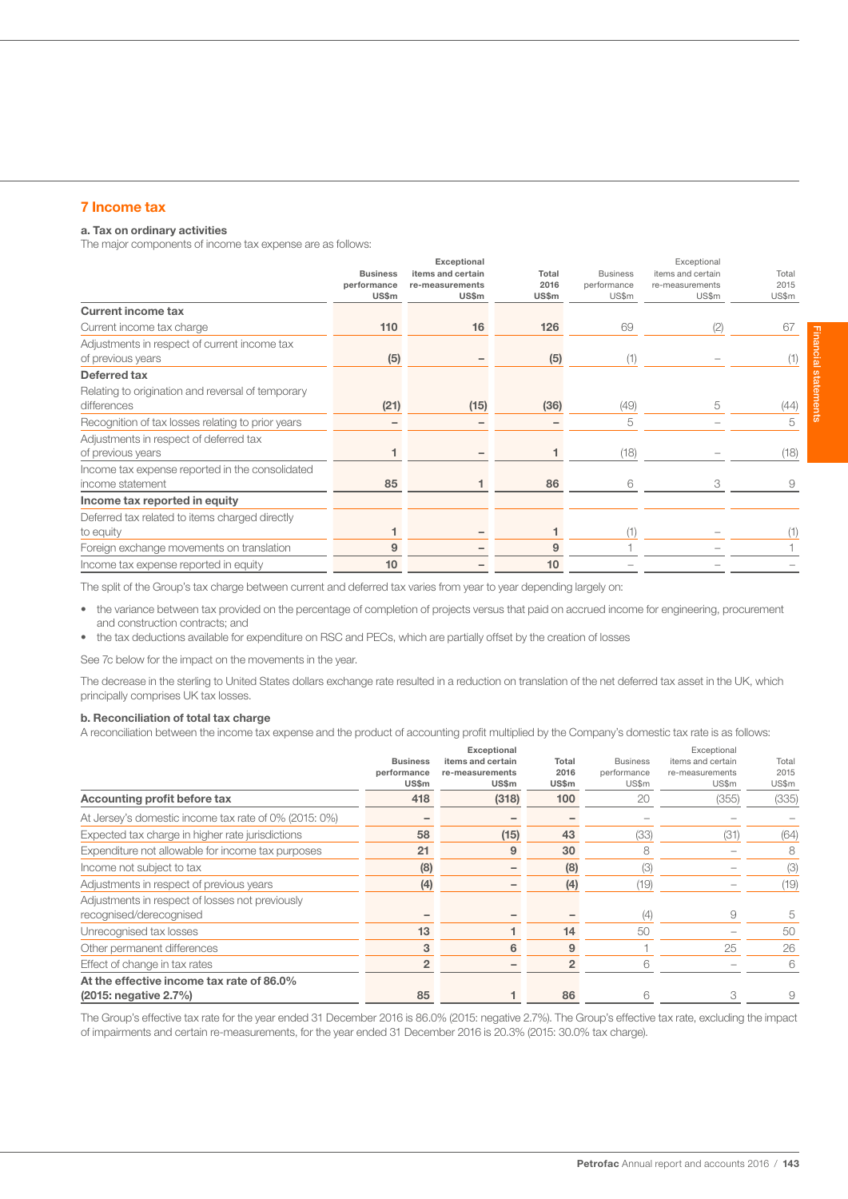## 7 Income tax

### a. Tax on ordinary activities

The major components of income tax expense are as follows:

| | Business performance US$m | Exceptional items and certain re-measurements US$m | Total 2016 US$m | Business performance US$m | Exceptional items and certain re-measurements US$m | Total 2015 US$m |
|---|---|---|---|---|---|---|
| **Current income tax** | | | | | | |
| Current income tax charge | 110 | 16 | 126 | 69 | (2) | 67 |
| Adjustments in respect of current income tax of previous years | (5) | – | (5) | (1) | – | (1) |
| **Deferred tax** | | | | | | |
| Relating to origination and reversal of temporary differences | (21) | (15) | (36) | (49) | 5 | (44) |
| Recognition of tax losses relating to prior years | – | – | – | 5 | – | 5 |
| Adjustments in respect of deferred tax of previous years | 1 | – | 1 | (18) | – | (18) |
| Income tax expense reported in the consolidated income statement | 85 | 1 | 86 | 6 | 3 | 9 |
| **Income tax reported in equity** | | | | | | |
| Deferred tax related to items charged directly to equity | 1 | – | 1 | (1) | – | (1) |
| Foreign exchange movements on translation | 9 | – | 9 | 1 | – | 1 |
| Income tax expense reported in equity | 10 | – | 10 | – | – | – |

The split of the Group's tax charge between current and deferred tax varies from year to year depending largely on:

- the variance between tax provided on the percentage of completion of projects versus that paid on accrued income for engineering, procurement and construction contracts; and
- the tax deductions available for expenditure on RSC and PECs, which are partially offset by the creation of losses

See 7c below for the impact on the movements in the year.

The decrease in the sterling to United States dollars exchange rate resulted in a reduction on translation of the net deferred tax asset in the UK, which principally comprises UK tax losses.

### b. Reconciliation of total tax charge

A reconciliation between the income tax expense and the product of accounting profit multiplied by the Company's domestic tax rate is as follows:

| | Business performance US$m | Exceptional items and certain re-measurements US$m | Total 2016 US$m | Business performance US$m | Exceptional items and certain re-measurements US$m | Total 2015 US$m |
|---|---|---|---|---|---|---|
| **Accounting profit before tax** | 418 | (318) | 100 | 20 | (355) | (335) |
| At Jersey's domestic income tax rate of 0% (2015: 0%) | – | – | – | – | – | – |
| Expected tax charge in higher rate jurisdictions | 58 | (15) | 43 | (33) | (31) | (64) |
| Expenditure not allowable for income tax purposes | 21 | 9 | 30 | 8 | – | 8 |
| Income not subject to tax | (8) | – | (8) | (3) | – | (3) |
| Adjustments in respect of previous years | (4) | – | (4) | (19) | – | (19) |
| Adjustments in respect of losses not previously recognised/derecognised | – | – | – | (4) | 9 | 5 |
| Unrecognised tax losses | 13 | 1 | 14 | 50 | – | 50 |
| Other permanent differences | 3 | 6 | 9 | 1 | 25 | 26 |
| Effect of change in tax rates | 2 | – | 2 | 6 | – | 6 |
| **At the effective income tax rate of 86.0% (2015: negative 2.7%)** | 85 | 1 | 86 | 6 | 3 | 9 |

The Group's effective tax rate for the year ended 31 December 2016 is 86.0% (2015: negative 2.7%). The Group's effective tax rate, excluding the impact of impairments and certain re-measurements, for the year ended 31 December 2016 is 20.3% (2015: 30.0% tax charge).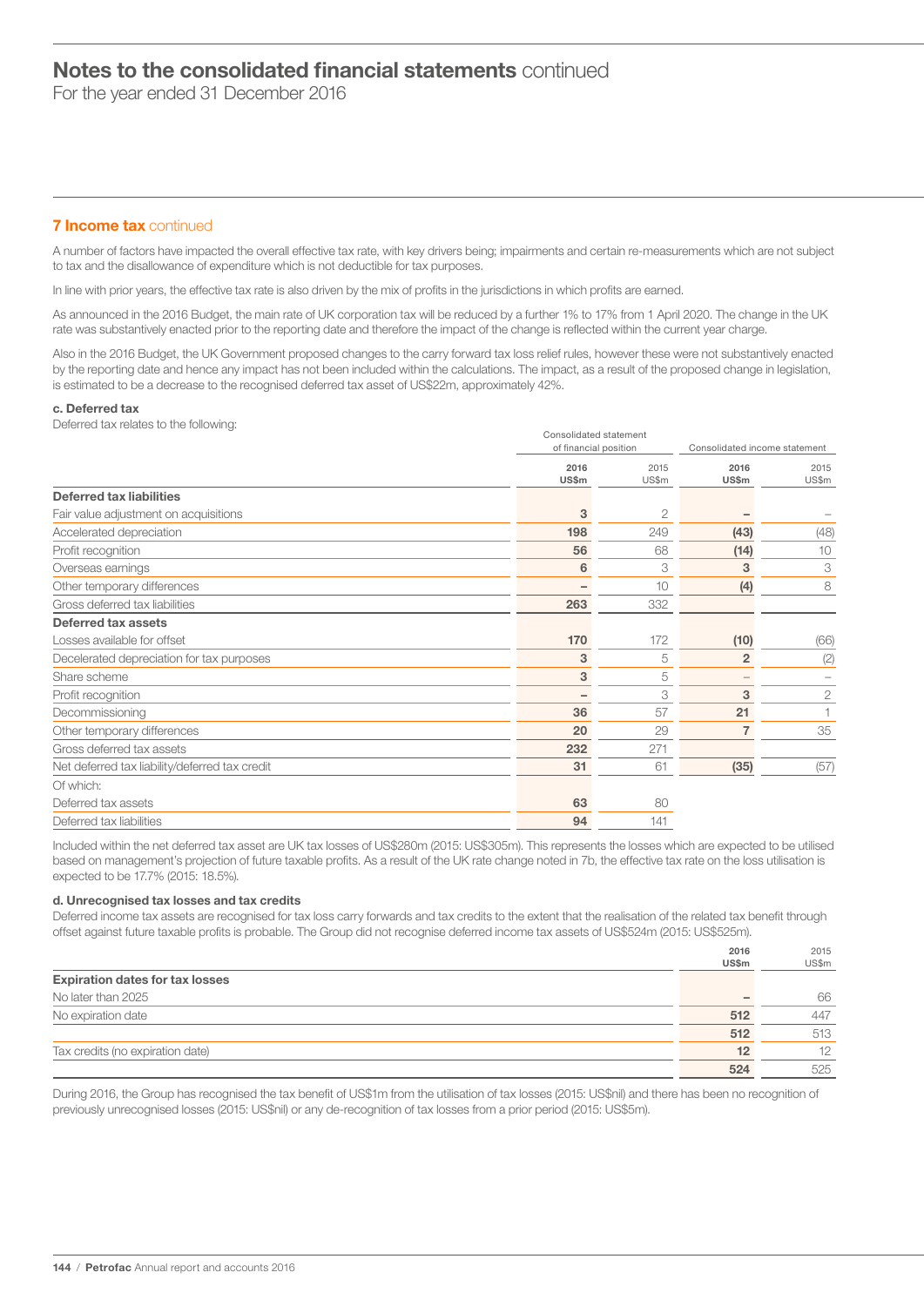# Notes to the consolidated financial statements continued

For the year ended 31 December 2016

## 7 Income tax continued

A number of factors have impacted the overall effective tax rate, with key drivers being; impairments and certain re-measurements which are not subject to tax and the disallowance of expenditure which is not deductible for tax purposes.

In line with prior years, the effective tax rate is also driven by the mix of profits in the jurisdictions in which profits are earned.

As announced in the 2016 Budget, the main rate of UK corporation tax will be reduced by a further 1% to 17% from 1 April 2020. The change in the UK rate was substantively enacted prior to the reporting date and therefore the impact of the change is reflected within the current year charge.

Also in the 2016 Budget, the UK Government proposed changes to the carry forward tax loss relief rules, however these were not substantively enacted by the reporting date and hence any impact has not been included within the calculations. The impact, as a result of the proposed change in legislation, is estimated to be a decrease to the recognised deferred tax asset of US$22m, approximately 42%.

### c. Deferred tax

Deferred tax relates to the following:

| | Consolidated statement of financial position | | Consolidated income statement | |
|---|---|---|---|---|
| | **2016 US$m** | 2015 US$m | **2016 US$m** | 2015 US$m |
| **Deferred tax liabilities** | | | | |
| Fair value adjustment on acquisitions | **3** | 2 | **–** | – |
| Accelerated depreciation | **198** | 249 | **(43)** | (48) |
| Profit recognition | **56** | 68 | **(14)** | 10 |
| Overseas earnings | **6** | 3 | **3** | 3 |
| Other temporary differences | **–** | 10 | **(4)** | 8 |
| Gross deferred tax liabilities | **263** | 332 | | |
| **Deferred tax assets** | | | | |
| Losses available for offset | **170** | 172 | **(10)** | (66) |
| Decelerated depreciation for tax purposes | **3** | 5 | **2** | (2) |
| Share scheme | **3** | 5 | – | – |
| Profit recognition | **–** | 3 | **3** | 2 |
| Decommissioning | **36** | 57 | **21** | 1 |
| Other temporary differences | **20** | 29 | **7** | 35 |
| Gross deferred tax assets | **232** | 271 | | |
| Net deferred tax liability/deferred tax credit | **31** | 61 | **(35)** | (57) |
| Of which: | | | | |
| Deferred tax assets | **63** | 80 | | |
| Deferred tax liabilities | **94** | 141 | | |

Included within the net deferred tax asset are UK tax losses of US$280m (2015: US$305m). This represents the losses which are expected to be utilised based on management's projection of future taxable profits. As a result of the UK rate change noted in 7b, the effective tax rate on the loss utilisation is expected to be 17.7% (2015: 18.5%).

### d. Unrecognised tax losses and tax credits

Deferred income tax assets are recognised for tax loss carry forwards and tax credits to the extent that the realisation of the related tax benefit through offset against future taxable profits is probable. The Group did not recognise deferred income tax assets of US$524m (2015: US$525m).

| | **2016 US$m** | 2015 US$m |
|---|---|---|
| **Expiration dates for tax losses** | | |
| No later than 2025 | **–** | 66 |
| No expiration date | **512** | 447 |
| | **512** | 513 |
| Tax credits (no expiration date) | **12** | 12 |
| | **524** | 525 |

During 2016, the Group has recognised the tax benefit of US$1m from the utilisation of tax losses (2015: US$nil) and there has been no recognition of previously unrecognised losses (2015: US$nil) or any de-recognition of tax losses from a prior period (2015: US$5m).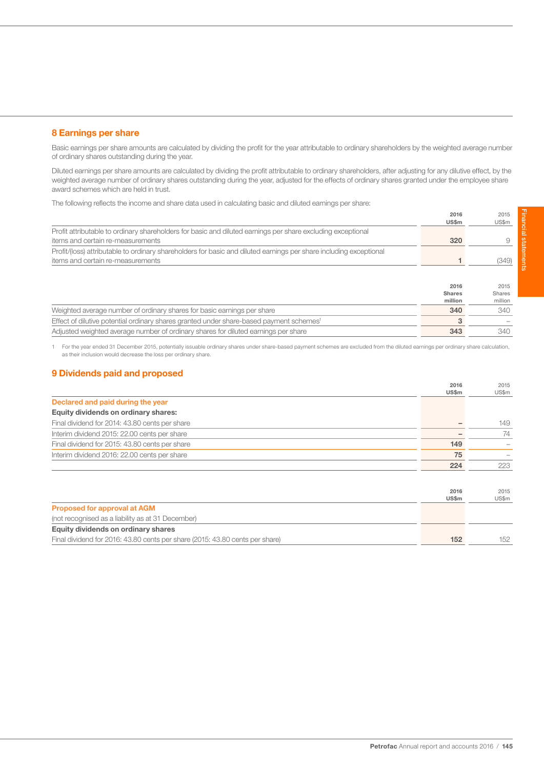## 8 Earnings per share

Basic earnings per share amounts are calculated by dividing the profit for the year attributable to ordinary shareholders by the weighted average number of ordinary shares outstanding during the year.

Diluted earnings per share amounts are calculated by dividing the profit attributable to ordinary shareholders, after adjusting for any dilutive effect, by the weighted average number of ordinary shares outstanding during the year, adjusted for the effects of ordinary shares granted under the employee share award schemes which are held in trust.

The following reflects the income and share data used in calculating basic and diluted earnings per share:

| | 2016 US$m | 2015 US$m |
|---|---|---|
| Profit attributable to ordinary shareholders for basic and diluted earnings per share excluding exceptional items and certain re-measurements | **320** | 9 |
| Profit/(loss) attributable to ordinary shareholders for basic and diluted earnings per share including exceptional items and certain re-measurements | **1** | (349) |

| | 2016 Shares million | 2015 Shares million |
|---|---|---|
| Weighted average number of ordinary shares for basic earnings per share | **340** | 340 |
| Effect of dilutive potential ordinary shares granted under share-based payment schemes[1] | **3** | – |
| Adjusted weighted average number of ordinary shares for diluted earnings per share | **343** | 340 |

1 For the year ended 31 December 2015, potentially issuable ordinary shares under share-based payment schemes are excluded from the diluted earnings per ordinary share calculation, as their inclusion would decrease the loss per ordinary share.

## 9 Dividends paid and proposed

| | 2016 US$m | 2015 US$m |
|---|---|---|
| **Declared and paid during the year** | | |
| **Equity dividends on ordinary shares:** | | |
| Final dividend for 2014: 43.80 cents per share | **–** | 149 |
| Interim dividend 2015: 22.00 cents per share | **–** | 74 |
| Final dividend for 2015: 43.80 cents per share | **149** | – |
| Interim dividend 2016: 22.00 cents per share | **75** | – |
| | **224** | 223 |

| | 2016 US$m | 2015 US$m |
|---|---|---|
| **Proposed for approval at AGM** | | |
| (not recognised as a liability as at 31 December) | | |
| **Equity dividends on ordinary shares** | | |
| Final dividend for 2016: 43.80 cents per share (2015: 43.80 cents per share) | **152** | 152 |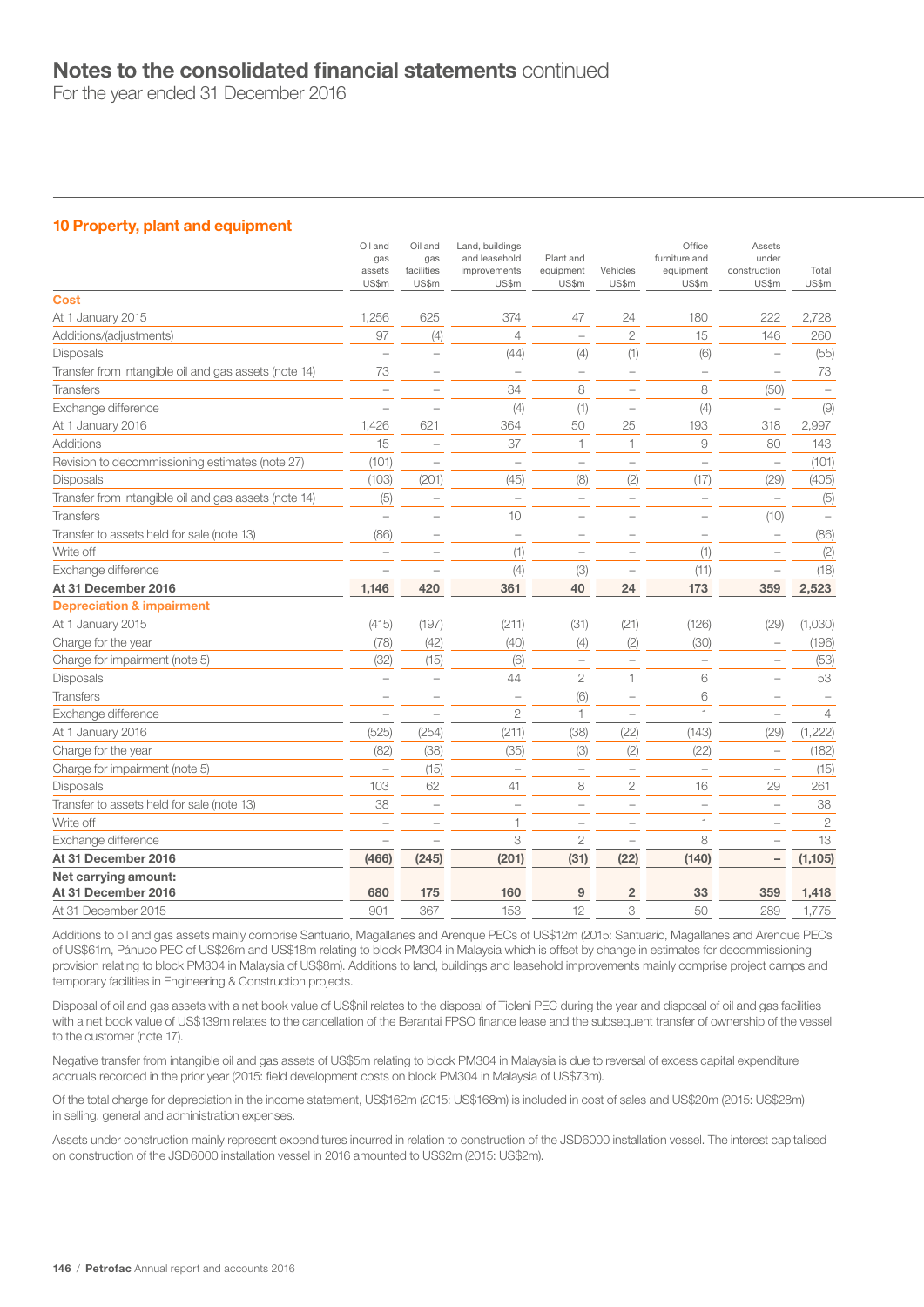# Notes to the consolidated financial statements continued

For the year ended 31 December 2016

## 10 Property, plant and equipment

| | Oil and gas assets US$m | Oil and gas facilities US$m | Land, buildings and leasehold improvements US$m | Plant and equipment US$m | Vehicles US$m | Office furniture and equipment US$m | Assets under construction US$m | Total US$m |
|---|---|---|---|---|---|---|---|---|
| **Cost** | | | | | | | | |
| At 1 January 2015 | 1,256 | 625 | 374 | 47 | 24 | 180 | 222 | 2,728 |
| Additions/(adjustments) | 97 | (4) | 4 | – | 2 | 15 | 146 | 260 |
| Disposals | – | – | (44) | (4) | (1) | (6) | – | (55) |
| Transfer from intangible oil and gas assets (note 14) | 73 | – | – | – | – | – | – | 73 |
| Transfers | – | – | 34 | 8 | – | 8 | (50) | – |
| Exchange difference | – | – | (4) | (1) | – | (4) | – | (9) |
| At 1 January 2016 | 1,426 | 621 | 364 | 50 | 25 | 193 | 318 | 2,997 |
| Additions | 15 | – | 37 | 1 | 1 | 9 | 80 | 143 |
| Revision to decommissioning estimates (note 27) | (101) | – | – | – | – | – | – | (101) |
| Disposals | (103) | (201) | (45) | (8) | (2) | (17) | (29) | (405) |
| Transfer from intangible oil and gas assets (note 14) | (5) | – | – | – | – | – | – | (5) |
| Transfers | – | – | 10 | – | – | – | (10) | – |
| Transfer to assets held for sale (note 13) | (86) | – | – | – | – | – | – | (86) |
| Write off | – | – | (1) | – | – | (1) | – | (2) |
| Exchange difference | – | – | (4) | (3) | – | (11) | – | (18) |
| **At 31 December 2016** | **1,146** | **420** | **361** | **40** | **24** | **173** | **359** | **2,523** |
| **Depreciation & impairment** | | | | | | | | |
| At 1 January 2015 | (415) | (197) | (211) | (31) | (21) | (126) | (29) | (1,030) |
| Charge for the year | (78) | (42) | (40) | (4) | (2) | (30) | – | (196) |
| Charge for impairment (note 5) | (32) | (15) | (6) | – | – | – | – | (53) |
| Disposals | – | – | 44 | 2 | 1 | 6 | – | 53 |
| Transfers | – | – | – | (6) | – | 6 | – | – |
| Exchange difference | – | – | 2 | 1 | – | 1 | – | 4 |
| At 1 January 2016 | (525) | (254) | (211) | (38) | (22) | (143) | (29) | (1,222) |
| Charge for the year | (82) | (38) | (35) | (3) | (2) | (22) | – | (182) |
| Charge for impairment (note 5) | – | (15) | – | – | – | – | – | (15) |
| Disposals | 103 | 62 | 41 | 8 | 2 | 16 | 29 | 261 |
| Transfer to assets held for sale (note 13) | 38 | – | – | – | – | – | – | 38 |
| Write off | – | – | 1 | – | – | 1 | – | 2 |
| Exchange difference | – | – | 3 | 2 | – | 8 | – | 13 |
| **At 31 December 2016** | **(466)** | **(245)** | **(201)** | **(31)** | **(22)** | **(140)** | **–** | **(1,105)** |
| **Net carrying amount:** | | | | | | | | |
| **At 31 December 2016** | **680** | **175** | **160** | **9** | **2** | **33** | **359** | **1,418** |
| At 31 December 2015 | 901 | 367 | 153 | 12 | 3 | 50 | 289 | 1,775 |

Additions to oil and gas assets mainly comprise Santuario, Magallanes and Arenque PECs of US$12m (2015: Santuario, Magallanes and Arenque PECs of US$61m, Pánuco PEC of US$26m and US$18m relating to block PM304 in Malaysia which is offset by change in estimates for decommissioning provision relating to block PM304 in Malaysia of US$8m). Additions to land, buildings and leasehold improvements mainly comprise project camps and temporary facilities in Engineering & Construction projects.

Disposal of oil and gas assets with a net book value of US$nil relates to the disposal of Ticleni PEC during the year and disposal of oil and gas facilities with a net book value of US$139m relates to the cancellation of the Berantai FPSO finance lease and the subsequent transfer of ownership of the vessel to the customer (note 17).

Negative transfer from intangible oil and gas assets of US$5m relating to block PM304 in Malaysia is due to reversal of excess capital expenditure accruals recorded in the prior year (2015: field development costs on block PM304 in Malaysia of US$73m).

Of the total charge for depreciation in the income statement, US$162m (2015: US$168m) is included in cost of sales and US$20m (2015: US$28m) in selling, general and administration expenses.

Assets under construction mainly represent expenditures incurred in relation to construction of the JSD6000 installation vessel. The interest capitalised on construction of the JSD6000 installation vessel in 2016 amounted to US$2m (2015: US$2m).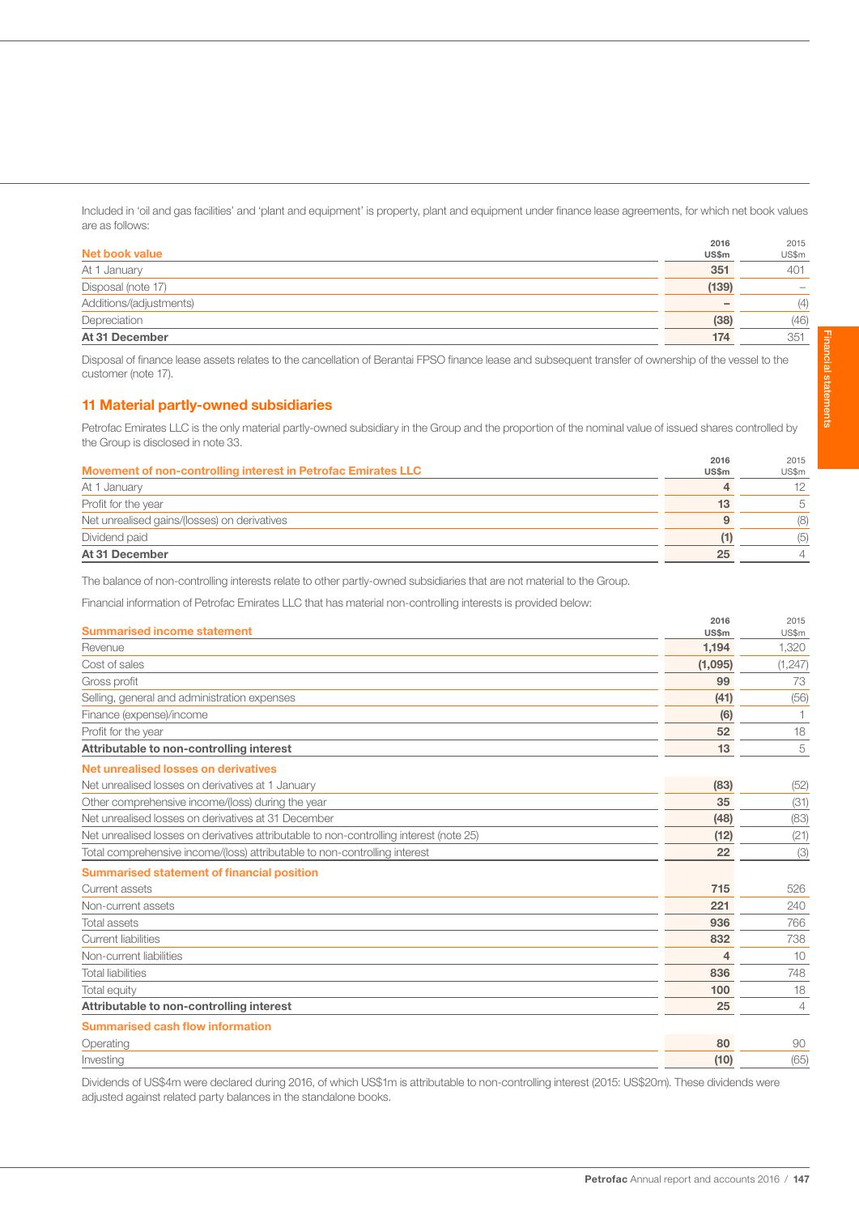Included in 'oil and gas facilities' and 'plant and equipment' is property, plant and equipment under finance lease agreements, for which net book values are as follows:

| Net book value | 2016 US$m | 2015 US$m |
|---|---|---|
| At 1 January | **351** | 401 |
| Disposal (note 17) | **(139)** | – |
| Additions/(adjustments) | **–** | (4) |
| Depreciation | **(38)** | (46) |
| **At 31 December** | **174** | 351 |

Disposal of finance lease assets relates to the cancellation of Berantai FPSO finance lease and subsequent transfer of ownership of the vessel to the customer (note 17).

## 11 Material partly-owned subsidiaries

Petrofac Emirates LLC is the only material partly-owned subsidiary in the Group and the proportion of the nominal value of issued shares controlled by the Group is disclosed in note 33.

| Movement of non-controlling interest in Petrofac Emirates LLC | 2016 US$m | 2015 US$m |
|---|---|---|
| At 1 January | **4** | 12 |
| Profit for the year | **13** | 5 |
| Net unrealised gains/(losses) on derivatives | **9** | (8) |
| Dividend paid | **(1)** | (5) |
| **At 31 December** | **25** | 4 |

The balance of non-controlling interests relate to other partly-owned subsidiaries that are not material to the Group.

Financial information of Petrofac Emirates LLC that has material non-controlling interests is provided below:

| Summarised income statement | 2016 US$m | 2015 US$m |
|---|---|---|
| Revenue | **1,194** | 1,320 |
| Cost of sales | **(1,095)** | (1,247) |
| Gross profit | **99** | 73 |
| Selling, general and administration expenses | **(41)** | (56) |
| Finance (expense)/income | **(6)** | 1 |
| Profit for the year | **52** | 18 |
| **Attributable to non-controlling interest** | **13** | 5 |
| **Net unrealised losses on derivatives** | | |
| Net unrealised losses on derivatives at 1 January | **(83)** | (52) |
| Other comprehensive income/(loss) during the year | **35** | (31) |
| Net unrealised losses on derivatives at 31 December | **(48)** | (83) |
| Net unrealised losses on derivatives attributable to non-controlling interest (note 25) | **(12)** | (21) |
| Total comprehensive income/(loss) attributable to non-controlling interest | **22** | (3) |
| **Summarised statement of financial position** | | |
| Current assets | **715** | 526 |
| Non-current assets | **221** | 240 |
| Total assets | **936** | 766 |
| Current liabilities | **832** | 738 |
| Non-current liabilities | **4** | 10 |
| Total liabilities | **836** | 748 |
| Total equity | **100** | 18 |
| **Attributable to non-controlling interest** | **25** | 4 |
| **Summarised cash flow information** | | |
| Operating | **80** | 90 |
| Investing | **(10)** | (65) |

Dividends of US$4m were declared during 2016, of which US$1m is attributable to non-controlling interest (2015: US$20m). These dividends were adjusted against related party balances in the standalone books.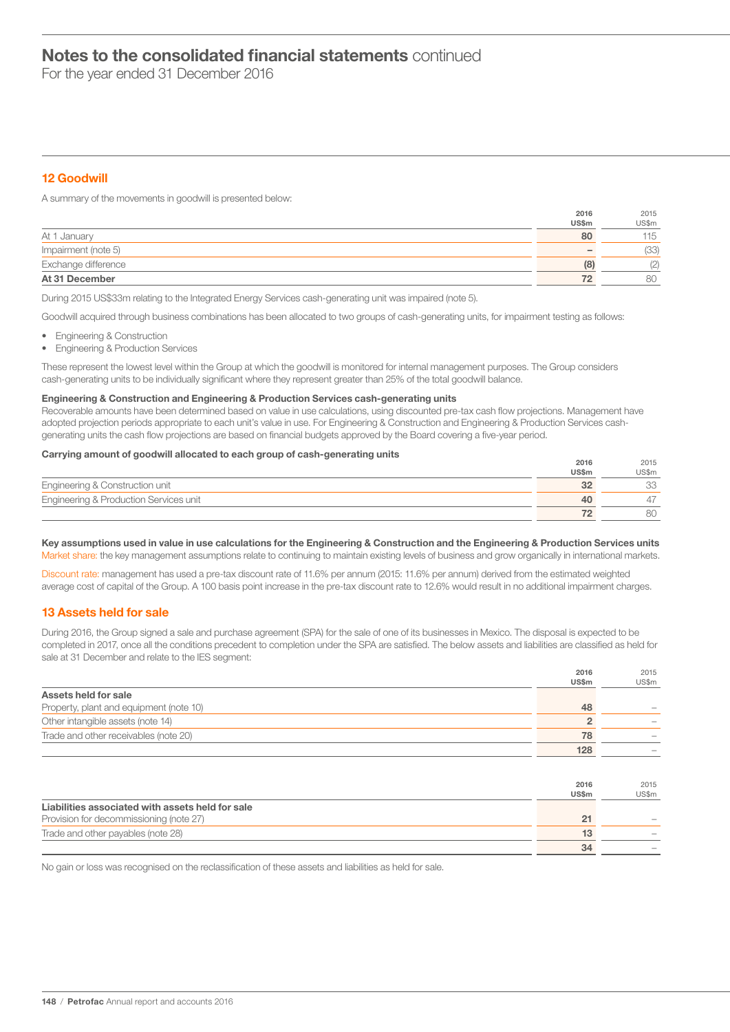# Notes to the consolidated financial statements continued

For the year ended 31 December 2016

## 12 Goodwill

A summary of the movements in goodwill is presented below:

| | 2016 US$m | 2015 US$m |
|---|---|---|
| At 1 January | 80 | 115 |
| Impairment (note 5) | – | (33) |
| Exchange difference | (8) | (2) |
| **At 31 December** | **72** | 80 |

During 2015 US$33m relating to the Integrated Energy Services cash-generating unit was impaired (note 5).

Goodwill acquired through business combinations has been allocated to two groups of cash-generating units, for impairment testing as follows:

- Engineering & Construction
- Engineering & Production Services

These represent the lowest level within the Group at which the goodwill is monitored for internal management purposes. The Group considers cash-generating units to be individually significant where they represent greater than 25% of the total goodwill balance.

**Engineering & Construction and Engineering & Production Services cash-generating units**

Recoverable amounts have been determined based on value in use calculations, using discounted pre-tax cash flow projections. Management have adopted projection periods appropriate to each unit's value in use. For Engineering & Construction and Engineering & Production Services cash-generating units the cash flow projections are based on financial budgets approved by the Board covering a five-year period.

**Carrying amount of goodwill allocated to each group of cash-generating units**

| | 2016 US$m | 2015 US$m |
|---|---|---|
| Engineering & Construction unit | 32 | 33 |
| Engineering & Production Services unit | 40 | 47 |
| | 72 | 80 |

**Key assumptions used in value in use calculations for the Engineering & Construction and the Engineering & Production Services units**

Market share: the key management assumptions relate to continuing to maintain existing levels of business and grow organically in international markets.

Discount rate: management has used a pre-tax discount rate of 11.6% per annum (2015: 11.6% per annum) derived from the estimated weighted average cost of capital of the Group. A 100 basis point increase in the pre-tax discount rate to 12.6% would result in no additional impairment charges.

## 13 Assets held for sale

During 2016, the Group signed a sale and purchase agreement (SPA) for the sale of one of its businesses in Mexico. The disposal is expected to be completed in 2017, once all the conditions precedent to completion under the SPA are satisfied. The below assets and liabilities are classified as held for sale at 31 December and relate to the IES segment:

| | 2016 US$m | 2015 US$m |
|---|---|---|
| **Assets held for sale** | | |
| Property, plant and equipment (note 10) | 48 | – |
| Other intangible assets (note 14) | 2 | – |
| Trade and other receivables (note 20) | 78 | – |
| | 128 | – |

| | 2016 US$m | 2015 US$m |
|---|---|---|
| **Liabilities associated with assets held for sale** | | |
| Provision for decommissioning (note 27) | 21 | – |
| Trade and other payables (note 28) | 13 | – |
| | 34 | – |

No gain or loss was recognised on the reclassification of these assets and liabilities as held for sale.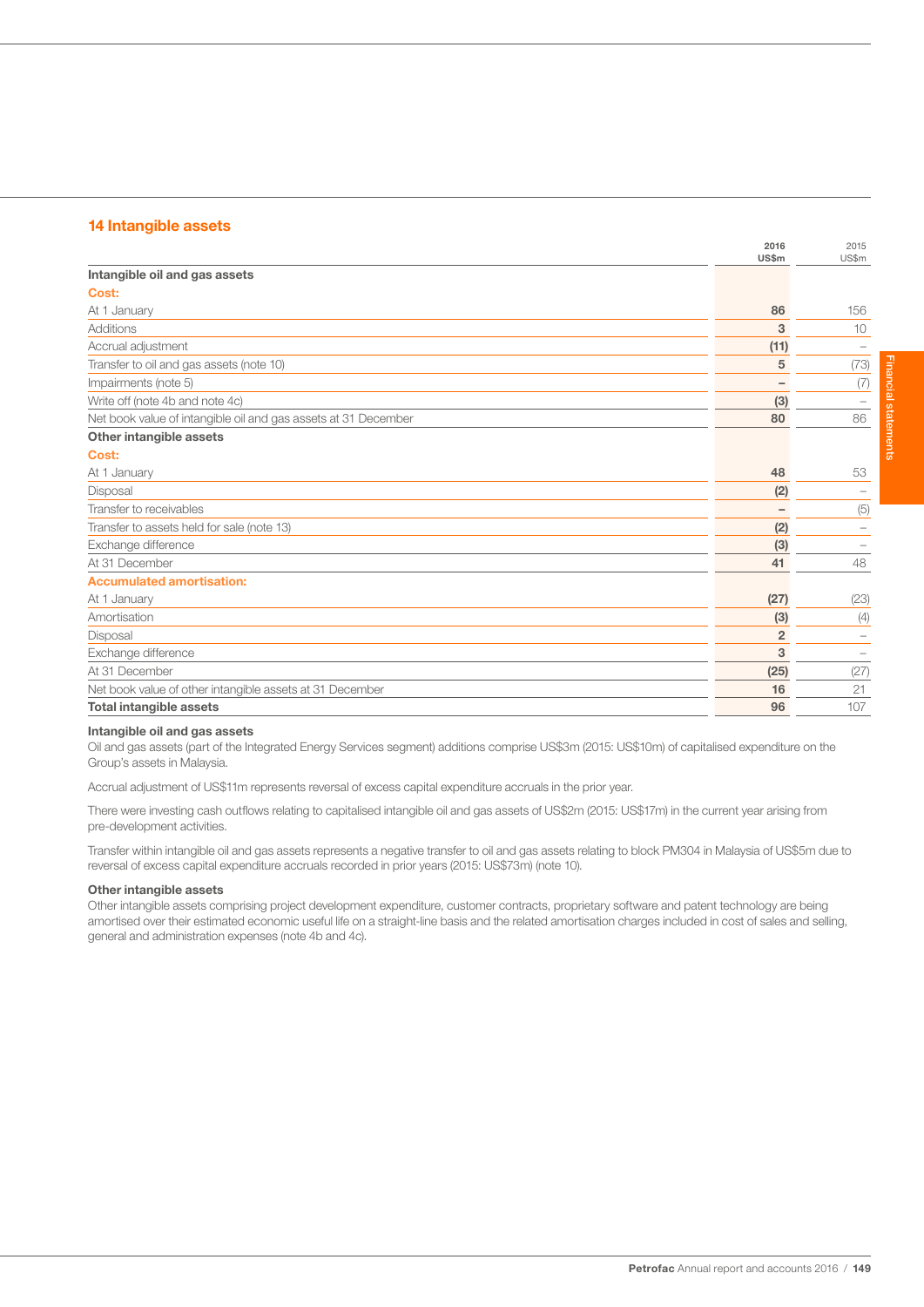## 14 Intangible assets

| | 2016 US$m | 2015 US$m |
|---|---|---|
| **Intangible oil and gas assets** | | |
| **Cost:** | | |
| At 1 January | **86** | 156 |
| Additions | **3** | 10 |
| Accrual adjustment | **(11)** | – |
| Transfer to oil and gas assets (note 10) | **5** | (73) |
| Impairments (note 5) | **–** | (7) |
| Write off (note 4b and note 4c) | **(3)** | – |
| Net book value of intangible oil and gas assets at 31 December | **80** | 86 |
| **Other intangible assets** | | |
| **Cost:** | | |
| At 1 January | **48** | 53 |
| Disposal | **(2)** | – |
| Transfer to receivables | **–** | (5) |
| Transfer to assets held for sale (note 13) | **(2)** | – |
| Exchange difference | **(3)** | – |
| At 31 December | **41** | 48 |
| **Accumulated amortisation:** | | |
| At 1 January | **(27)** | (23) |
| Amortisation | **(3)** | (4) |
| Disposal | **2** | – |
| Exchange difference | **3** | – |
| At 31 December | **(25)** | (27) |
| Net book value of other intangible assets at 31 December | **16** | 21 |
| **Total intangible assets** | **96** | 107 |

**Intangible oil and gas assets**

Oil and gas assets (part of the Integrated Energy Services segment) additions comprise US$3m (2015: US$10m) of capitalised expenditure on the Group's assets in Malaysia.

Accrual adjustment of US$11m represents reversal of excess capital expenditure accruals in the prior year.

There were investing cash outflows relating to capitalised intangible oil and gas assets of US$2m (2015: US$17m) in the current year arising from pre-development activities.

Transfer within intangible oil and gas assets represents a negative transfer to oil and gas assets relating to block PM304 in Malaysia of US$5m due to reversal of excess capital expenditure accruals recorded in prior years (2015: US$73m) (note 10).

**Other intangible assets**

Other intangible assets comprising project development expenditure, customer contracts, proprietary software and patent technology are being amortised over their estimated economic useful life on a straight-line basis and the related amortisation charges included in cost of sales and selling, general and administration expenses (note 4b and 4c).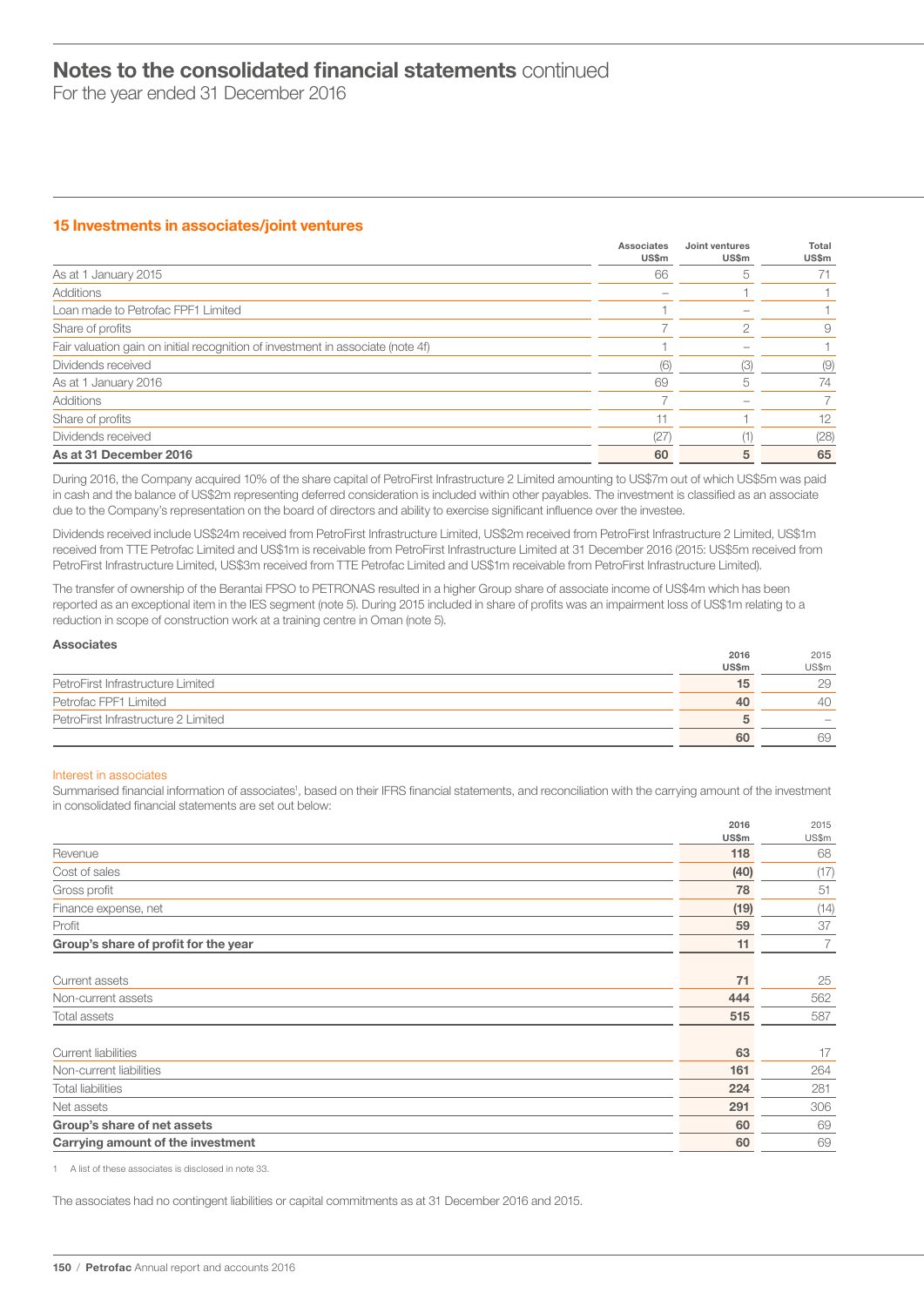# Notes to the consolidated financial statements continued

For the year ended 31 December 2016

## 15 Investments in associates/joint ventures

| | Associates US$m | Joint ventures US$m | Total US$m |
|---|---|---|---|
| As at 1 January 2015 | 66 | 5 | 71 |
| Additions | – | 1 | 1 |
| Loan made to Petrofac FPF1 Limited | 1 | – | 1 |
| Share of profits | 7 | 2 | 9 |
| Fair valuation gain on initial recognition of investment in associate (note 4f) | 1 | – | 1 |
| Dividends received | (6) | (3) | (9) |
| As at 1 January 2016 | 69 | 5 | 74 |
| Additions | 7 | – | 7 |
| Share of profits | 11 | 1 | 12 |
| Dividends received | (27) | (1) | (28) |
| **As at 31 December 2016** | **60** | **5** | **65** |

During 2016, the Company acquired 10% of the share capital of PetroFirst Infrastructure 2 Limited amounting to US$7m out of which US$5m was paid in cash and the balance of US$2m representing deferred consideration is included within other payables. The investment is classified as an associate due to the Company's representation on the board of directors and ability to exercise significant influence over the investee.

Dividends received include US$24m received from PetroFirst Infrastructure Limited, US$2m received from PetroFirst Infrastructure 2 Limited, US$1m received from TTE Petrofac Limited and US$1m is receivable from PetroFirst Infrastructure Limited at 31 December 2016 (2015: US$5m received from PetroFirst Infrastructure Limited, US$3m received from TTE Petrofac Limited and US$1m receivable from PetroFirst Infrastructure Limited).

The transfer of ownership of the Berantai FPSO to PETRONAS resulted in a higher Group share of associate income of US$4m which has been reported as an exceptional item in the IES segment (note 5). During 2015 included in share of profits was an impairment loss of US$1m relating to a reduction in scope of construction work at a training centre in Oman (note 5).

### Associates

| | 2016 US$m | 2015 US$m |
|---|---|---|
| PetroFirst Infrastructure Limited | **15** | 29 |
| Petrofac FPF1 Limited | **40** | 40 |
| PetroFirst Infrastructure 2 Limited | **5** | – |
| | **60** | 69 |

### Interest in associates

Summarised financial information of associates[1], based on their IFRS financial statements, and reconciliation with the carrying amount of the investment in consolidated financial statements are set out below:

| | 2016 US$m | 2015 US$m |
|---|---|---|
| Revenue | **118** | 68 |
| Cost of sales | **(40)** | (17) |
| Gross profit | **78** | 51 |
| Finance expense, net | **(19)** | (14) |
| Profit | **59** | 37 |
| **Group's share of profit for the year** | **11** | 7 |
| | | |
| Current assets | **71** | 25 |
| Non-current assets | **444** | 562 |
| Total assets | **515** | 587 |
| | | |
| Current liabilities | **63** | 17 |
| Non-current liabilities | **161** | 264 |
| Total liabilities | **224** | 281 |
| Net assets | **291** | 306 |
| **Group's share of net assets** | **60** | 69 |
| **Carrying amount of the investment** | **60** | 69 |

1 A list of these associates is disclosed in note 33.

The associates had no contingent liabilities or capital commitments as at 31 December 2016 and 2015.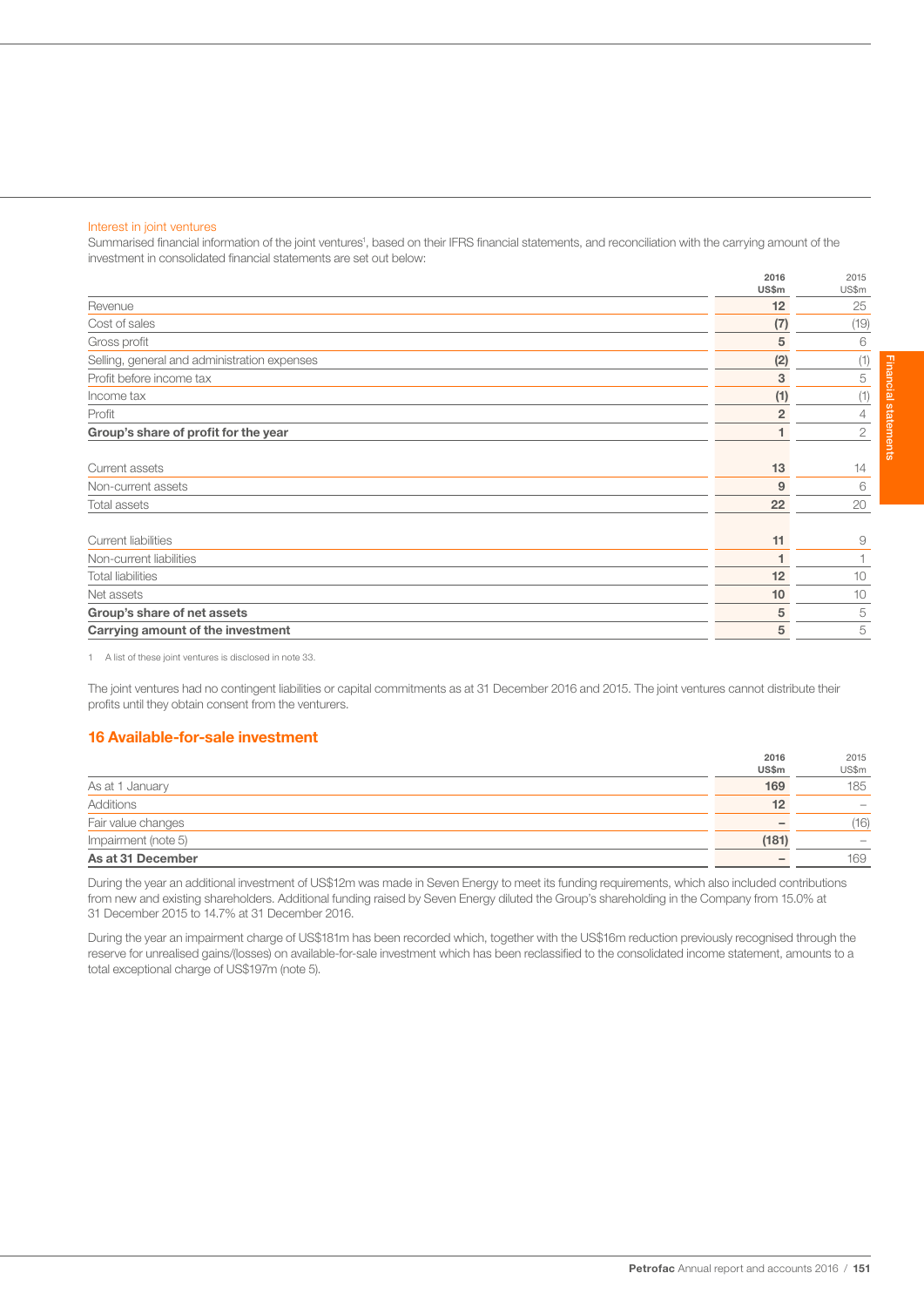### Interest in joint ventures

Summarised financial information of the joint ventures[1], based on their IFRS financial statements, and reconciliation with the carrying amount of the investment in consolidated financial statements are set out below:

| | 2016 US$m | 2015 US$m |
|---|---|---|
| Revenue | 12 | 25 |
| Cost of sales | (7) | (19) |
| Gross profit | 5 | 6 |
| Selling, general and administration expenses | (2) | (1) |
| Profit before income tax | 3 | 5 |
| Income tax | (1) | (1) |
| Profit | 2 | 4 |
| **Group's share of profit for the year** | **1** | **2** |
| | | |
| Current assets | 13 | 14 |
| Non-current assets | 9 | 6 |
| Total assets | 22 | 20 |
| | | |
| Current liabilities | 11 | 9 |
| Non-current liabilities | 1 | 1 |
| Total liabilities | 12 | 10 |
| Net assets | 10 | 10 |
| **Group's share of net assets** | **5** | **5** |
| **Carrying amount of the investment** | **5** | **5** |

1 A list of these joint ventures is disclosed in note 33.

The joint ventures had no contingent liabilities or capital commitments as at 31 December 2016 and 2015. The joint ventures cannot distribute their profits until they obtain consent from the venturers.

## 16 Available-for-sale investment

| | 2016 US$m | 2015 US$m |
|---|---|---|
| As at 1 January | 169 | 185 |
| Additions | 12 | – |
| Fair value changes | – | (16) |
| Impairment (note 5) | (181) | – |
| **As at 31 December** | **–** | **169** |

During the year an additional investment of US$12m was made in Seven Energy to meet its funding requirements, which also included contributions from new and existing shareholders. Additional funding raised by Seven Energy diluted the Group's shareholding in the Company from 15.0% at 31 December 2015 to 14.7% at 31 December 2016.

During the year an impairment charge of US$181m has been recorded which, together with the US$16m reduction previously recognised through the reserve for unrealised gains/(losses) on available-for-sale investment which has been reclassified to the consolidated income statement, amounts to a total exceptional charge of US$197m (note 5).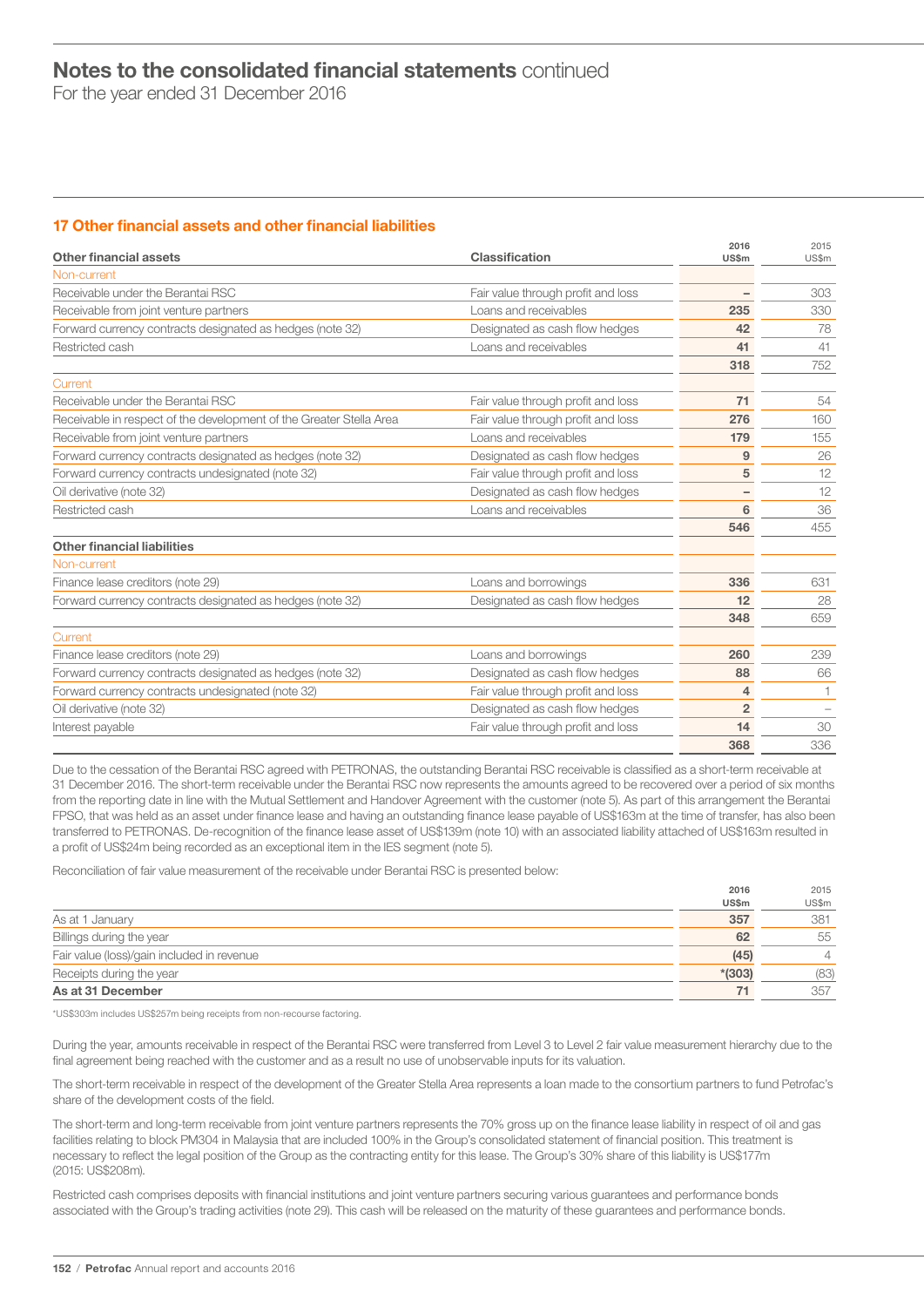## 17 Other financial assets and other financial liabilities

| Other financial assets | Classification | 2016 US$m | 2015 US$m |
|---|---|---|---|
| **Non-current** | | | |
| Receivable under the Berantai RSC | Fair value through profit and loss | – | 303 |
| Receivable from joint venture partners | Loans and receivables | 235 | 330 |
| Forward currency contracts designated as hedges (note 32) | Designated as cash flow hedges | 42 | 78 |
| Restricted cash | Loans and receivables | 41 | 41 |
| | | 318 | 752 |
| **Current** | | | |
| Receivable under the Berantai RSC | Fair value through profit and loss | 71 | 54 |
| Receivable in respect of the development of the Greater Stella Area | Fair value through profit and loss | 276 | 160 |
| Receivable from joint venture partners | Loans and receivables | 179 | 155 |
| Forward currency contracts designated as hedges (note 32) | Designated as cash flow hedges | 9 | 26 |
| Forward currency contracts undesignated (note 32) | Fair value through profit and loss | 5 | 12 |
| Oil derivative (note 32) | Designated as cash flow hedges | – | 12 |
| Restricted cash | Loans and receivables | 6 | 36 |
| | | 546 | 455 |
| **Other financial liabilities** | | | |
| **Non-current** | | | |
| Finance lease creditors (note 29) | Loans and borrowings | 336 | 631 |
| Forward currency contracts designated as hedges (note 32) | Designated as cash flow hedges | 12 | 28 |
| | | 348 | 659 |
| **Current** | | | |
| Finance lease creditors (note 29) | Loans and borrowings | 260 | 239 |
| Forward currency contracts designated as hedges (note 32) | Designated as cash flow hedges | 88 | 66 |
| Forward currency contracts undesignated (note 32) | Fair value through profit and loss | 4 | 1 |
| Oil derivative (note 32) | Designated as cash flow hedges | 2 | – |
| Interest payable | Fair value through profit and loss | 14 | 30 |
| | | 368 | 336 |

Due to the cessation of the Berantai RSC agreed with PETRONAS, the outstanding Berantai RSC receivable is classified as a short-term receivable at 31 December 2016. The short-term receivable under the Berantai RSC now represents the amounts agreed to be recovered over a period of six months from the reporting date in line with the Mutual Settlement and Handover Agreement with the customer (note 5). As part of this arrangement the Berantai FPSO, that was held as an asset under finance lease and having an outstanding finance lease payable of US$163m at the time of transfer, has also been transferred to PETRONAS. De-recognition of the finance lease asset of US$139m (note 10) with an associated liability attached of US$163m resulted in a profit of US$24m being recorded as an exceptional item in the IES segment (note 5).

Reconciliation of fair value measurement of the receivable under Berantai RSC is presented below:

| | 2016 US$m | 2015 US$m |
|---|---|---|
| As at 1 January | 357 | 381 |
| Billings during the year | 62 | 55 |
| Fair value (loss)/gain included in revenue | (45) | 4 |
| Receipts during the year | *(303) | (83) |
| **As at 31 December** | **71** | **357** |

*US$303m includes US$257m being receipts from non-recourse factoring.

During the year, amounts receivable in respect of the Berantai RSC were transferred from Level 3 to Level 2 fair value measurement hierarchy due to the final agreement being reached with the customer and as a result no use of unobservable inputs for its valuation.

The short-term receivable in respect of the development of the Greater Stella Area represents a loan made to the consortium partners to fund Petrofac's share of the development costs of the field.

The short-term and long-term receivable from joint venture partners represents the 70% gross up on the finance lease liability in respect of oil and gas facilities relating to block PM304 in Malaysia that are included 100% in the Group's consolidated statement of financial position. This treatment is necessary to reflect the legal position of the Group as the contracting entity for this lease. The Group's 30% share of this liability is US$177m (2015: US$208m).

Restricted cash comprises deposits with financial institutions and joint venture partners securing various guarantees and performance bonds associated with the Group's trading activities (note 29). This cash will be released on the maturity of these guarantees and performance bonds.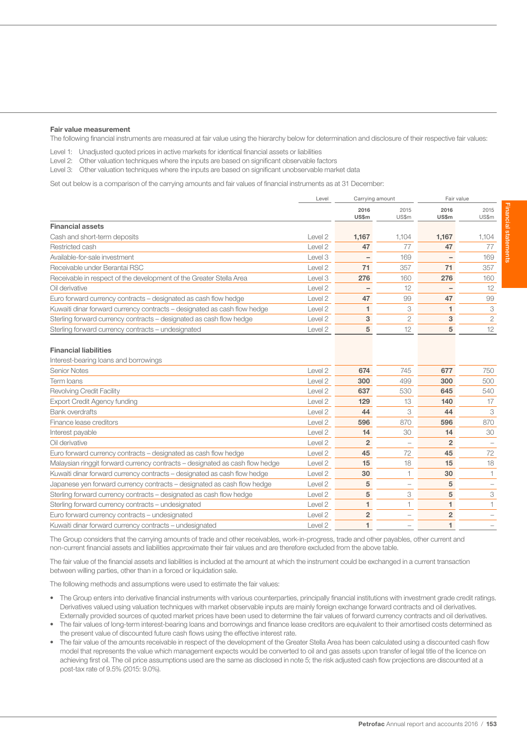**Fair value measurement**

The following financial instruments are measured at fair value using the hierarchy below for determination and disclosure of their respective fair values:

Level 1: Unadjusted quoted prices in active markets for identical financial assets or liabilities
Level 2: Other valuation techniques where the inputs are based on significant observable factors
Level 3: Other valuation techniques where the inputs are based on significant unobservable market data

Set out below is a comparison of the carrying amounts and fair values of financial instruments as at 31 December:

| | Level | Carrying amount | | Fair value | |
|---|---|---|---|---|---|
| | | **2016 US$m** | 2015 US$m | **2016 US$m** | 2015 US$m |
| **Financial assets** | | | | | |
| Cash and short-term deposits | Level 2 | **1,167** | 1,104 | **1,167** | 1,104 |
| Restricted cash | Level 2 | **47** | 77 | **47** | 77 |
| Available-for-sale investment | Level 3 | **–** | 169 | **–** | 169 |
| Receivable under Berantai RSC | Level 2 | **71** | 357 | **71** | 357 |
| Receivable in respect of the development of the Greater Stella Area | Level 3 | **276** | 160 | **276** | 160 |
| Oil derivative | Level 2 | **–** | 12 | **–** | 12 |
| Euro forward currency contracts – designated as cash flow hedge | Level 2 | **47** | 99 | **47** | 99 |
| Kuwaiti dinar forward currency contracts – designated as cash flow hedge | Level 2 | **1** | 3 | **1** | 3 |
| Sterling forward currency contracts – designated as cash flow hedge | Level 2 | **3** | 2 | **3** | 2 |
| Sterling forward currency contracts – undesignated | Level 2 | **5** | 12 | **5** | 12 |
| **Financial liabilities** | | | | | |
| Interest-bearing loans and borrowings | | | | | |
| Senior Notes | Level 2 | **674** | 745 | **677** | 750 |
| Term loans | Level 2 | **300** | 499 | **300** | 500 |
| Revolving Credit Facility | Level 2 | **637** | 530 | **645** | 540 |
| Export Credit Agency funding | Level 2 | **129** | 13 | **140** | 17 |
| Bank overdrafts | Level 2 | **44** | 3 | **44** | 3 |
| Finance lease creditors | Level 2 | **596** | 870 | **596** | 870 |
| Interest payable | Level 2 | **14** | 30 | **14** | 30 |
| Oil derivative | Level 2 | **2** | – | **2** | – |
| Euro forward currency contracts – designated as cash flow hedge | Level 2 | **45** | 72 | **45** | 72 |
| Malaysian ringgit forward currency contracts – designated as cash flow hedge | Level 2 | **15** | 18 | **15** | 18 |
| Kuwaiti dinar forward currency contracts – designated as cash flow hedge | Level 2 | **30** | 1 | **30** | 1 |
| Japanese yen forward currency contracts – designated as cash flow hedge | Level 2 | **5** | – | **5** | – |
| Sterling forward currency contracts – designated as cash flow hedge | Level 2 | **5** | 3 | **5** | 3 |
| Sterling forward currency contracts – undesignated | Level 2 | **1** | 1 | **1** | 1 |
| Euro forward currency contracts – undesignated | Level 2 | **2** | – | **2** | – |
| Kuwaiti dinar forward currency contracts – undesignated | Level 2 | **1** | – | **1** | – |

The Group considers that the carrying amounts of trade and other receivables, work-in-progress, trade and other payables, other current and non-current financial assets and liabilities approximate their fair values and are therefore excluded from the above table.

The fair value of the financial assets and liabilities is included at the amount at which the instrument could be exchanged in a current transaction between willing parties, other than in a forced or liquidation sale.

The following methods and assumptions were used to estimate the fair values:

- The Group enters into derivative financial instruments with various counterparties, principally financial institutions with investment grade credit ratings. Derivatives valued using valuation techniques with market observable inputs are mainly foreign exchange forward contracts and oil derivatives. Externally provided sources of quoted market prices have been used to determine the fair values of forward currency contracts and oil derivatives.
- The fair values of long-term interest-bearing loans and borrowings and finance lease creditors are equivalent to their amortised costs determined as the present value of discounted future cash flows using the effective interest rate.
- The fair value of the amounts receivable in respect of the development of the Greater Stella Area has been calculated using a discounted cash flow model that represents the value which management expects would be converted to oil and gas assets upon transfer of legal title of the licence on achieving first oil. The oil price assumptions used are the same as disclosed in note 5; the risk adjusted cash flow projections are discounted at a post-tax rate of 9.5% (2015: 9.0%).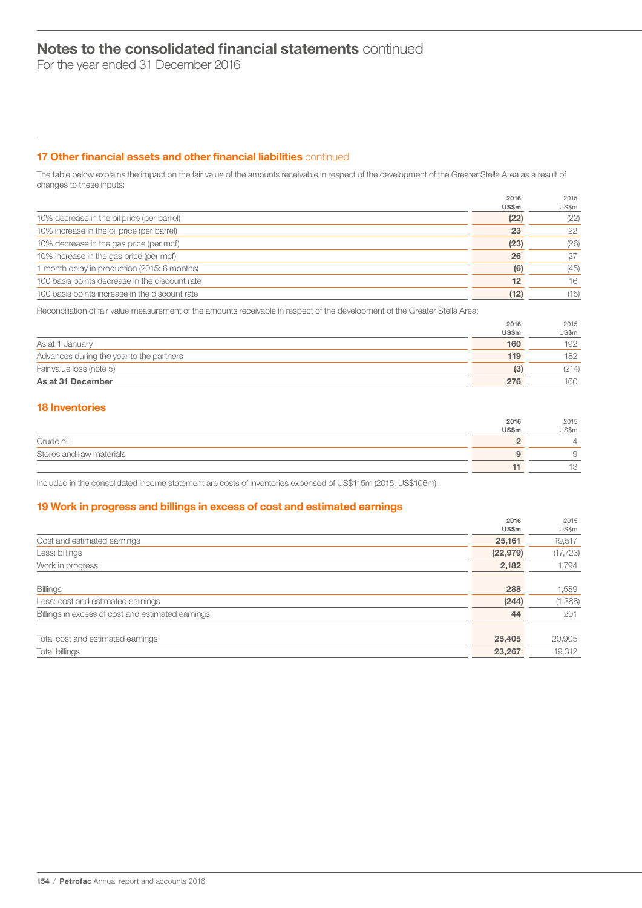## 17 Other financial assets and other financial liabilities continued

The table below explains the impact on the fair value of the amounts receivable in respect of the development of the Greater Stella Area as a result of changes to these inputs:

| | 2016 US$m | 2015 US$m |
|---|---|---|
| 10% decrease in the oil price (per barrel) | **(22)** | (22) |
| 10% increase in the oil price (per barrel) | **23** | 22 |
| 10% decrease in the gas price (per mcf) | **(23)** | (26) |
| 10% increase in the gas price (per mcf) | **26** | 27 |
| 1 month delay in production (2015: 6 months) | **(6)** | (45) |
| 100 basis points decrease in the discount rate | **12** | 16 |
| 100 basis points increase in the discount rate | **(12)** | (15) |

Reconciliation of fair value measurement of the amounts receivable in respect of the development of the Greater Stella Area:

| | 2016 US$m | 2015 US$m |
|---|---|---|
| As at 1 January | **160** | 192 |
| Advances during the year to the partners | **119** | 182 |
| Fair value loss (note 5) | **(3)** | (214) |
| **As at 31 December** | **276** | 160 |

## 18 Inventories

| | 2016 US$m | 2015 US$m |
|---|---|---|
| Crude oil | **2** | 4 |
| Stores and raw materials | **9** | 9 |
| | **11** | 13 |

Included in the consolidated income statement are costs of inventories expensed of US$115m (2015: US$106m).

## 19 Work in progress and billings in excess of cost and estimated earnings

| | 2016 US$m | 2015 US$m |
|---|---|---|
| Cost and estimated earnings | **25,161** | 19,517 |
| Less: billings | **(22,979)** | (17,723) |
| Work in progress | **2,182** | 1,794 |
| | | |
| Billings | **288** | 1,589 |
| Less: cost and estimated earnings | **(244)** | (1,388) |
| Billings in excess of cost and estimated earnings | **44** | 201 |
| | | |
| Total cost and estimated earnings | **25,405** | 20,905 |
| Total billings | **23,267** | 19,312 |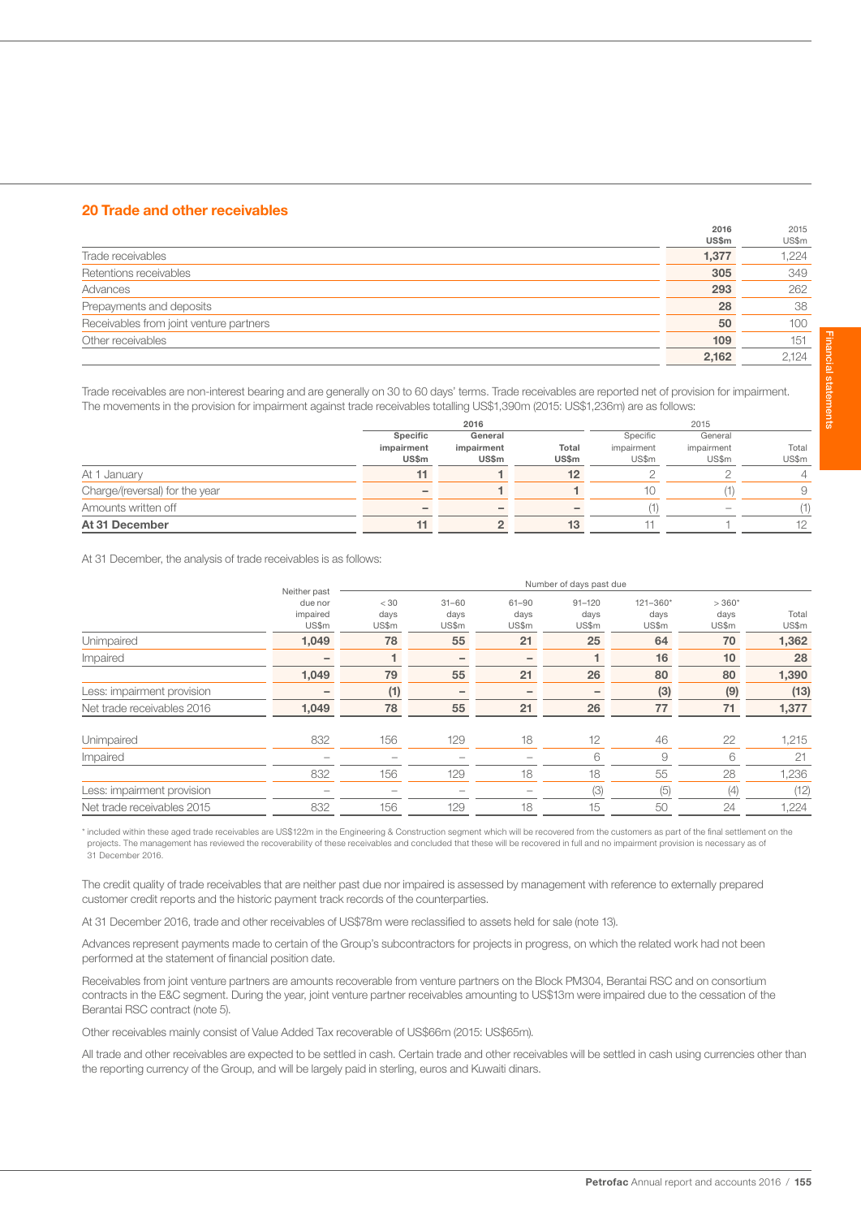## 20 Trade and other receivables

| | 2016 US$m | 2015 US$m |
|---|---|---|
| Trade receivables | **1,377** | 1,224 |
| Retentions receivables | **305** | 349 |
| Advances | **293** | 262 |
| Prepayments and deposits | **28** | 38 |
| Receivables from joint venture partners | **50** | 100 |
| Other receivables | **109** | 151 |
| | **2,162** | 2,124 |

Trade receivables are non-interest bearing and are generally on 30 to 60 days' terms. Trade receivables are reported net of provision for impairment. The movements in the provision for impairment against trade receivables totalling US$1,390m (2015: US$1,236m) are as follows:

| | 2016 | | | 2015 | | |
|---|---|---|---|---|---|---|
| | Specific impairment US$m | General impairment US$m | Total US$m | Specific impairment US$m | General impairment US$m | Total US$m |
| At 1 January | **11** | **1** | **12** | 2 | 2 | 4 |
| Charge/(reversal) for the year | **–** | **1** | **1** | 10 | (1) | 9 |
| Amounts written off | **–** | **–** | **–** | (1) | – | (1) |
| **At 31 December** | **11** | **2** | **13** | 11 | 1 | 12 |

At 31 December, the analysis of trade receivables is as follows:

| | Neither past due nor impaired US$m | Number of days past due | | | | | | Total US$m |
|---|---|---|---|---|---|---|---|---|
| | | < 30 days US$m | 31–60 days US$m | 61–90 days US$m | 91–120 days US$m | 121–360* days US$m | > 360* days US$m | |
| Unimpaired | **1,049** | **78** | **55** | **21** | **25** | **64** | **70** | **1,362** |
| Impaired | **–** | **1** | **–** | **–** | **1** | **16** | **10** | **28** |
| | **1,049** | **79** | **55** | **21** | **26** | **80** | **80** | **1,390** |
| Less: impairment provision | **–** | **(1)** | **–** | **–** | **–** | **(3)** | **(9)** | **(13)** |
| Net trade receivables 2016 | **1,049** | **78** | **55** | **21** | **26** | **77** | **71** | **1,377** |
| Unimpaired | 832 | 156 | 129 | 18 | 12 | 46 | 22 | 1,215 |
| Impaired | – | – | – | – | 6 | 9 | 6 | 21 |
| | 832 | 156 | 129 | 18 | 18 | 55 | 28 | 1,236 |
| Less: impairment provision | – | – | – | – | (3) | (5) | (4) | (12) |
| Net trade receivables 2015 | 832 | 156 | 129 | 18 | 15 | 50 | 24 | 1,224 |

\* included within these aged trade receivables are US$122m in the Engineering & Construction segment which will be recovered from the customers as part of the final settlement on the projects. The management has reviewed the recoverability of these receivables and concluded that these will be recovered in full and no impairment provision is necessary as of 31 December 2016.

The credit quality of trade receivables that are neither past due nor impaired is assessed by management with reference to externally prepared customer credit reports and the historic payment track records of the counterparties.

At 31 December 2016, trade and other receivables of US$78m were reclassified to assets held for sale (note 13).

Advances represent payments made to certain of the Group's subcontractors for projects in progress, on which the related work had not been performed at the statement of financial position date.

Receivables from joint venture partners are amounts recoverable from venture partners on the Block PM304, Berantai RSC and on consortium contracts in the E&C segment. During the year, joint venture partner receivables amounting to US$13m were impaired due to the cessation of the Berantai RSC contract (note 5).

Other receivables mainly consist of Value Added Tax recoverable of US$66m (2015: US$65m).

All trade and other receivables are expected to be settled in cash. Certain trade and other receivables will be settled in cash using currencies other than the reporting currency of the Group, and will be largely paid in sterling, euros and Kuwaiti dinars.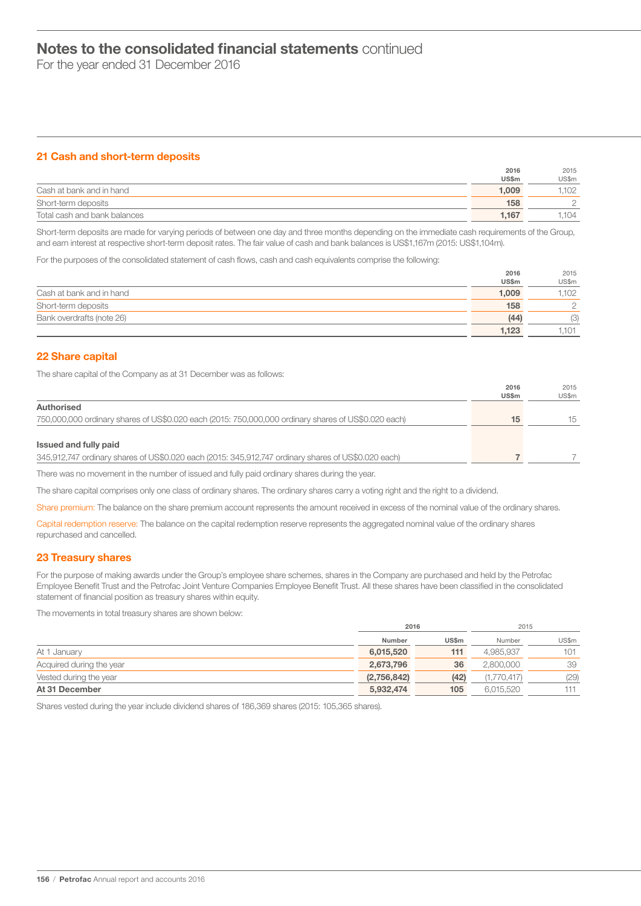# Notes to the consolidated financial statements continued

For the year ended 31 December 2016

## 21 Cash and short-term deposits

| | 2016 US$m | 2015 US$m |
|---|---|---|
| Cash at bank and in hand | **1,009** | 1,102 |
| Short-term deposits | **158** | 2 |
| Total cash and bank balances | **1,167** | 1,104 |

Short-term deposits are made for varying periods of between one day and three months depending on the immediate cash requirements of the Group, and earn interest at respective short-term deposit rates. The fair value of cash and bank balances is US$1,167m (2015: US$1,104m).

For the purposes of the consolidated statement of cash flows, cash and cash equivalents comprise the following:

| | 2016 US$m | 2015 US$m |
|---|---|---|
| Cash at bank and in hand | **1,009** | 1,102 |
| Short-term deposits | **158** | 2 |
| Bank overdrafts (note 26) | **(44)** | (3) |
| | **1,123** | 1,101 |

## 22 Share capital

The share capital of the Company as at 31 December was as follows:

| | 2016 US$m | 2015 US$m |
|---|---|---|
| **Authorised** | | |
| 750,000,000 ordinary shares of US$0.020 each (2015: 750,000,000 ordinary shares of US$0.020 each) | **15** | 15 |
| **Issued and fully paid** | | |
| 345,912,747 ordinary shares of US$0.020 each (2015: 345,912,747 ordinary shares of US$0.020 each) | **7** | 7 |

There was no movement in the number of issued and fully paid ordinary shares during the year.

The share capital comprises only one class of ordinary shares. The ordinary shares carry a voting right and the right to a dividend.

Share premium: The balance on the share premium account represents the amount received in excess of the nominal value of the ordinary shares.

Capital redemption reserve: The balance on the capital redemption reserve represents the aggregated nominal value of the ordinary shares repurchased and cancelled.

## 23 Treasury shares

For the purpose of making awards under the Group's employee share schemes, shares in the Company are purchased and held by the Petrofac Employee Benefit Trust and the Petrofac Joint Venture Companies Employee Benefit Trust. All these shares have been classified in the consolidated statement of financial position as treasury shares within equity.

The movements in total treasury shares are shown below:

| | 2016 | | 2015 | |
|---|---|---|---|---|
| | Number | US$m | Number | US$m |
| At 1 January | **6,015,520** | **111** | 4,985,937 | 101 |
| Acquired during the year | **2,673,796** | **36** | 2,800,000 | 39 |
| Vested during the year | **(2,756,842)** | **(42)** | (1,770,417) | (29) |
| **At 31 December** | **5,932,474** | **105** | 6,015,520 | 111 |

Shares vested during the year include dividend shares of 186,369 shares (2015: 105,365 shares).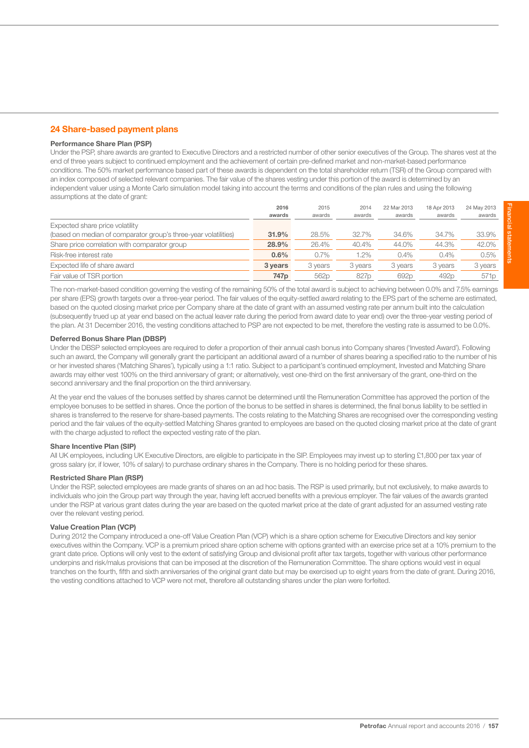## 24 Share-based payment plans

### Performance Share Plan (PSP)

Under the PSP, share awards are granted to Executive Directors and a restricted number of other senior executives of the Group. The shares vest at the end of three years subject to continued employment and the achievement of certain pre-defined market and non-market-based performance conditions. The 50% market performance based part of these awards is dependent on the total shareholder return (TSR) of the Group compared with an index composed of selected relevant companies. The fair value of the shares vesting under this portion of the award is determined by an independent valuer using a Monte Carlo simulation model taking into account the terms and conditions of the plan rules and using the following assumptions at the date of grant:

| | 2016 awards | 2015 awards | 2014 awards | 22 Mar 2013 awards | 18 Apr 2013 awards | 24 May 2013 awards |
|---|---|---|---|---|---|---|
| Expected share price volatility (based on median of comparator group's three-year volatilities) | **31.9%** | 28.5% | 32.7% | 34.6% | 34.7% | 33.9% |
| Share price correlation with comparator group | **28.9%** | 26.4% | 40.4% | 44.0% | 44.3% | 42.0% |
| Risk-free interest rate | **0.6%** | 0.7% | 1.2% | 0.4% | 0.4% | 0.5% |
| Expected life of share award | **3 years** | 3 years | 3 years | 3 years | 3 years | 3 years |
| Fair value of TSR portion | **747p** | 562p | 827p | 692p | 492p | 571p |

The non-market-based condition governing the vesting of the remaining 50% of the total award is subject to achieving between 0.0% and 7.5% earnings per share (EPS) growth targets over a three-year period. The fair values of the equity-settled award relating to the EPS part of the scheme are estimated, based on the quoted closing market price per Company share at the date of grant with an assumed vesting rate per annum built into the calculation (subsequently trued up at year end based on the actual leaver rate during the period from award date to year end) over the three-year vesting period of the plan. At 31 December 2016, the vesting conditions attached to PSP are not expected to be met, therefore the vesting rate is assumed to be 0.0%.

### Deferred Bonus Share Plan (DBSP)

Under the DBSP selected employees are required to defer a proportion of their annual cash bonus into Company shares ('Invested Award'). Following such an award, the Company will generally grant the participant an additional award of a number of shares bearing a specified ratio to the number of his or her invested shares ('Matching Shares'), typically using a 1:1 ratio. Subject to a participant's continued employment, Invested and Matching Share awards may either vest 100% on the third anniversary of grant; or alternatively, vest one-third on the first anniversary of the grant, one-third on the second anniversary and the final proportion on the third anniversary.

At the year end the values of the bonuses settled by shares cannot be determined until the Remuneration Committee has approved the portion of the employee bonuses to be settled in shares. Once the portion of the bonus to be settled in shares is determined, the final bonus liability to be settled in shares is transferred to the reserve for share-based payments. The costs relating to the Matching Shares are recognised over the corresponding vesting period and the fair values of the equity-settled Matching Shares granted to employees are based on the quoted closing market price at the date of grant with the charge adjusted to reflect the expected vesting rate of the plan.

### Share Incentive Plan (SIP)

All UK employees, including UK Executive Directors, are eligible to participate in the SIP. Employees may invest up to sterling £1,800 per tax year of gross salary (or, if lower, 10% of salary) to purchase ordinary shares in the Company. There is no holding period for these shares.

### Restricted Share Plan (RSP)

Under the RSP, selected employees are made grants of shares on an ad hoc basis. The RSP is used primarily, but not exclusively, to make awards to individuals who join the Group part way through the year, having left accrued benefits with a previous employer. The fair values of the awards granted under the RSP at various grant dates during the year are based on the quoted market price at the date of grant adjusted for an assumed vesting rate over the relevant vesting period.

### Value Creation Plan (VCP)

During 2012 the Company introduced a one-off Value Creation Plan (VCP) which is a share option scheme for Executive Directors and key senior executives within the Company. VCP is a premium priced share option scheme with options granted with an exercise price set at a 10% premium to the grant date price. Options will only vest to the extent of satisfying Group and divisional profit after tax targets, together with various other performance underpins and risk/malus provisions that can be imposed at the discretion of the Remuneration Committee. The share options would vest in equal tranches on the fourth, fifth and sixth anniversaries of the original grant date but may be exercised up to eight years from the date of grant. During 2016, the vesting conditions attached to VCP were not met, therefore all outstanding shares under the plan were forfeited.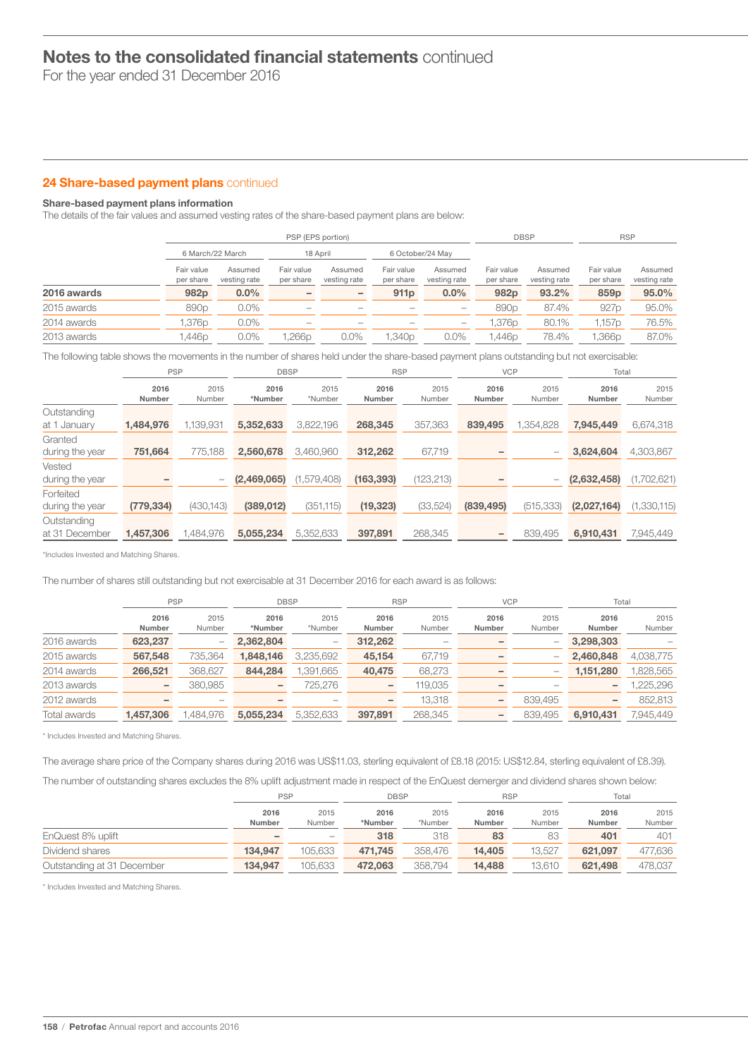## 24 Share-based payment plans continued

### Share-based payment plans information

The details of the fair values and assumed vesting rates of the share-based payment plans are below:

| | PSP (EPS portion) | | | | | | DBSP | | RSP | |
|---|---|---|---|---|---|---|---|---|---|---|
| | 6 March/22 March | | 18 April | | 6 October/24 May | | | | | |
| | Fair value per share | Assumed vesting rate | Fair value per share | Assumed vesting rate | Fair value per share | Assumed vesting rate | Fair value per share | Assumed vesting rate | Fair value per share | Assumed vesting rate |
| **2016 awards** | **982p** | **0.0%** | **–** | **–** | **911p** | **0.0%** | **982p** | **93.2%** | **859p** | **95.0%** |
| 2015 awards | 890p | 0.0% | – | – | – | – | 890p | 87.4% | 927p | 95.0% |
| 2014 awards | 1,376p | 0.0% | – | – | – | – | 1,376p | 80.1% | 1,157p | 76.5% |
| 2013 awards | 1,446p | 0.0% | 1,266p | 0.0% | 1,340p | 0.0% | 1,446p | 78.4% | 1,366p | 87.0% |

The following table shows the movements in the number of shares held under the share-based payment plans outstanding but not exercisable:

| | PSP | | DBSP | | RSP | | VCP | | Total | |
|---|---|---|---|---|---|---|---|---|---|---|
| | **2016 Number** | 2015 Number | **2016 *Number** | 2015 *Number | **2016 Number** | 2015 Number | **2016 Number** | 2015 Number | **2016 Number** | 2015 Number |
| Outstanding at 1 January | **1,484,976** | 1,139,931 | **5,352,633** | 3,822,196 | **268,345** | 357,363 | **839,495** | 1,354,828 | **7,945,449** | 6,674,318 |
| Granted during the year | **751,664** | 775,188 | **2,560,678** | 3,460,960 | **312,262** | 67,719 | **–** | – | **3,624,604** | 4,303,867 |
| Vested during the year | **–** | – | **(2,469,065)** | (1,579,408) | **(163,393)** | (123,213) | **–** | – | **(2,632,458)** | (1,702,621) |
| Forfeited during the year | **(779,334)** | (430,143) | **(389,012)** | (351,115) | **(19,323)** | (33,524) | **(839,495)** | (515,333) | **(2,027,164)** | (1,330,115) |
| Outstanding at 31 December | **1,457,306** | 1,484,976 | **5,055,234** | 5,352,633 | **397,891** | 268,345 | **–** | 839,495 | **6,910,431** | 7,945,449 |

*Includes Invested and Matching Shares.

The number of shares still outstanding but not exercisable at 31 December 2016 for each award is as follows:

| | PSP | | DBSP | | RSP | | VCP | | Total | |
|---|---|---|---|---|---|---|---|---|---|---|
| | **2016 Number** | 2015 Number | **2016 *Number** | 2015 *Number | **2016 Number** | 2015 Number | **2016 Number** | 2015 Number | **2016 Number** | 2015 Number |
| 2016 awards | **623,237** | – | **2,362,804** | – | **312,262** | – | **–** | – | **3,298,303** | – |
| 2015 awards | **567,548** | 735,364 | **1,848,146** | 3,235,692 | **45,154** | 67,719 | **–** | – | **2,460,848** | 4,038,775 |
| 2014 awards | **266,521** | 368,627 | **844,284** | 1,391,665 | **40,475** | 68,273 | **–** | – | **1,151,280** | 1,828,565 |
| 2013 awards | **–** | 380,985 | **–** | 725,276 | **–** | 119,035 | **–** | – | **–** | 1,225,296 |
| 2012 awards | **–** | – | **–** | – | **–** | 13,318 | **–** | 839,495 | **–** | 852,813 |
| Total awards | **1,457,306** | 1,484,976 | **5,055,234** | 5,352,633 | **397,891** | 268,345 | **–** | 839,495 | **6,910,431** | 7,945,449 |

* Includes Invested and Matching Shares.

The average share price of the Company shares during 2016 was US$11.03, sterling equivalent of £8.18 (2015: US$12.84, sterling equivalent of £8.39).

The number of outstanding shares excludes the 8% uplift adjustment made in respect of the EnQuest demerger and dividend shares shown below:

| | PSP | | DBSP | | RSP | | Total | |
|---|---|---|---|---|---|---|---|---|
| | **2016 Number** | 2015 Number | **2016 *Number** | 2015 *Number | **2016 Number** | 2015 Number | **2016 Number** | 2015 Number |
| EnQuest 8% uplift | **–** | – | **318** | 318 | **83** | 83 | **401** | 401 |
| Dividend shares | **134,947** | 105,633 | **471,745** | 358,476 | **14,405** | 13,527 | **621,097** | 477,636 |
| Outstanding at 31 December | **134,947** | 105,633 | **472,063** | 358,794 | **14,488** | 13,610 | **621,498** | 478,037 |

* Includes Invested and Matching Shares.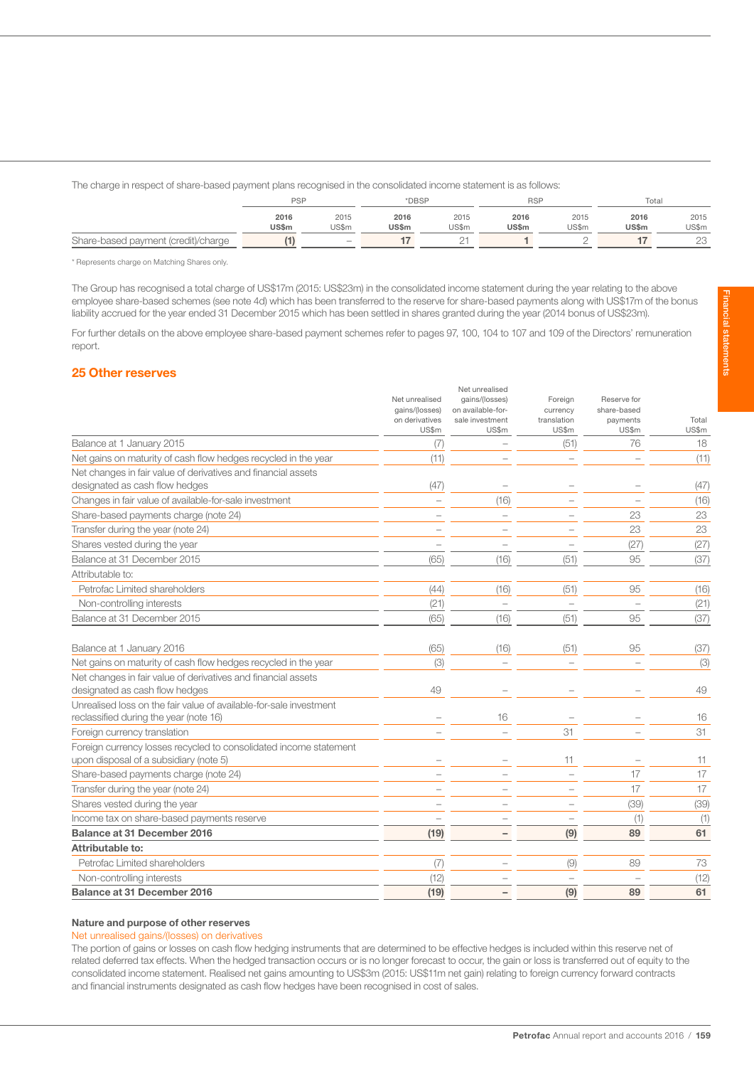The charge in respect of share-based payment plans recognised in the consolidated income statement is as follows:

| | PSP | | *DBSP | | RSP | | Total | |
|---|---|---|---|---|---|---|---|---|
| | **2016 US$m** | 2015 US$m | **2016 US$m** | 2015 US$m | **2016 US$m** | 2015 US$m | **2016 US$m** | 2015 US$m |
| Share-based payment (credit)/charge | **(1)** | – | **17** | 21 | **1** | 2 | **17** | 23 |

\* Represents charge on Matching Shares only.

The Group has recognised a total charge of US$17m (2015: US$23m) in the consolidated income statement during the year relating to the above employee share-based schemes (see note 4d) which has been transferred to the reserve for share-based payments along with US$17m of the bonus liability accrued for the year ended 31 December 2015 which has been settled in shares granted during the year (2014 bonus of US$23m).

For further details on the above employee share-based payment schemes refer to pages 97, 100, 104 to 107 and 109 of the Directors' remuneration report.

## 25 Other reserves

| | Net unrealised gains/(losses) on derivatives US$m | Net unrealised gains/(losses) on available-for-sale investment US$m | Foreign currency translation US$m | Reserve for share-based payments US$m | Total US$m |
|---|---|---|---|---|---|
| Balance at 1 January 2015 | (7) | – | (51) | 76 | 18 |
| Net gains on maturity of cash flow hedges recycled in the year | (11) | – | – | – | (11) |
| Net changes in fair value of derivatives and financial assets designated as cash flow hedges | (47) | – | – | – | (47) |
| Changes in fair value of available-for-sale investment | – | (16) | – | – | (16) |
| Share-based payments charge (note 24) | – | – | – | 23 | 23 |
| Transfer during the year (note 24) | – | – | – | 23 | 23 |
| Shares vested during the year | – | – | – | (27) | (27) |
| Balance at 31 December 2015 | (65) | (16) | (51) | 95 | (37) |
| Attributable to: | | | | | |
| Petrofac Limited shareholders | (44) | (16) | (51) | 95 | (16) |
| Non-controlling interests | (21) | – | – | – | (21) |
| Balance at 31 December 2015 | (65) | (16) | (51) | 95 | (37) |
| | | | | | |
| Balance at 1 January 2016 | (65) | (16) | (51) | 95 | (37) |
| Net gains on maturity of cash flow hedges recycled in the year | (3) | – | – | – | (3) |
| Net changes in fair value of derivatives and financial assets designated as cash flow hedges | 49 | – | – | – | 49 |
| Unrealised loss on the fair value of available-for-sale investment reclassified during the year (note 16) | – | 16 | – | – | 16 |
| Foreign currency translation | – | – | 31 | – | 31 |
| Foreign currency losses recycled to consolidated income statement upon disposal of a subsidiary (note 5) | – | – | 11 | – | 11 |
| Share-based payments charge (note 24) | – | – | – | 17 | 17 |
| Transfer during the year (note 24) | – | – | – | 17 | 17 |
| Shares vested during the year | – | – | – | (39) | (39) |
| Income tax on share-based payments reserve | – | – | – | (1) | (1) |
| **Balance at 31 December 2016** | **(19)** | **–** | **(9)** | **89** | **61** |
| **Attributable to:** | | | | | |
| Petrofac Limited shareholders | (7) | – | (9) | 89 | 73 |
| Non-controlling interests | (12) | – | – | – | (12) |
| **Balance at 31 December 2016** | **(19)** | **–** | **(9)** | **89** | **61** |

**Nature and purpose of other reserves**

Net unrealised gains/(losses) on derivatives

The portion of gains or losses on cash flow hedging instruments that are determined to be effective hedges is included within this reserve net of related deferred tax effects. When the hedged transaction occurs or is no longer forecast to occur, the gain or loss is transferred out of equity to the consolidated income statement. Realised net gains amounting to US$3m (2015: US$11m net gain) relating to foreign currency forward contracts and financial instruments designated as cash flow hedges have been recognised in cost of sales.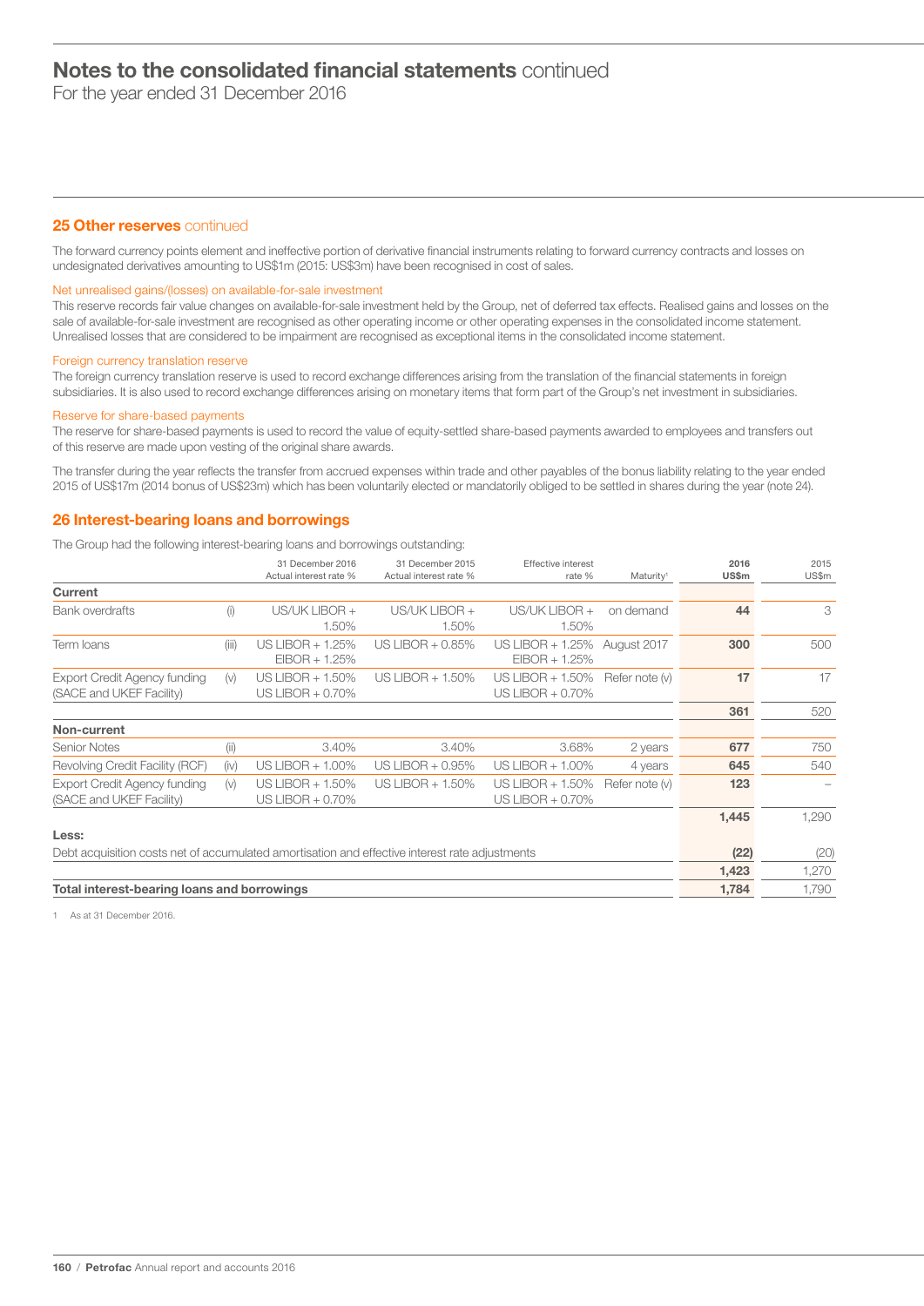## 25 Other reserves continued

The forward currency points element and ineffective portion of derivative financial instruments relating to forward currency contracts and losses on undesignated derivatives amounting to US$1m (2015: US$3m) have been recognised in cost of sales.

### Net unrealised gains/(losses) on available-for-sale investment

This reserve records fair value changes on available-for-sale investment held by the Group, net of deferred tax effects. Realised gains and losses on the sale of available-for-sale investment are recognised as other operating income or other operating expenses in the consolidated income statement. Unrealised losses that are considered to be impairment are recognised as exceptional items in the consolidated income statement.

### Foreign currency translation reserve

The foreign currency translation reserve is used to record exchange differences arising from the translation of the financial statements in foreign subsidiaries. It is also used to record exchange differences arising on monetary items that form part of the Group's net investment in subsidiaries.

### Reserve for share-based payments

The reserve for share-based payments is used to record the value of equity-settled share-based payments awarded to employees and transfers out of this reserve are made upon vesting of the original share awards.

The transfer during the year reflects the transfer from accrued expenses within trade and other payables of the bonus liability relating to the year ended 2015 of US$17m (2014 bonus of US$23m) which has been voluntarily elected or mandatorily obliged to be settled in shares during the year (note 24).

## 26 Interest-bearing loans and borrowings

The Group had the following interest-bearing loans and borrowings outstanding:

| | | 31 December 2016 Actual interest rate % | 31 December 2015 Actual interest rate % | Effective interest rate % | Maturity[1] | 2016 US$m | 2015 US$m |
|---|---|---|---|---|---|---|---|
| **Current** | | | | | | | |
| Bank overdrafts | (i) | US/UK LIBOR + 1.50% | US/UK LIBOR + 1.50% | US/UK LIBOR + 1.50% | on demand | **44** | 3 |
| Term loans | (iii) | US LIBOR + 1.25% EIBOR + 1.25% | US LIBOR + 0.85% | US LIBOR + 1.25% EIBOR + 1.25% | August 2017 | **300** | 500 |
| Export Credit Agency funding (SACE and UKEF Facility) | (v) | US LIBOR + 1.50% US LIBOR + 0.70% | US LIBOR + 1.50% | US LIBOR + 1.50% US LIBOR + 0.70% | Refer note (v) | **17** | 17 |
| | | | | | | **361** | 520 |
| **Non-current** | | | | | | | |
| Senior Notes | (ii) | 3.40% | 3.40% | 3.68% | 2 years | **677** | 750 |
| Revolving Credit Facility (RCF) | (iv) | US LIBOR + 1.00% | US LIBOR + 0.95% | US LIBOR + 1.00% | 4 years | **645** | 540 |
| Export Credit Agency funding (SACE and UKEF Facility) | (v) | US LIBOR + 1.50% US LIBOR + 0.70% | US LIBOR + 1.50% | US LIBOR + 1.50% US LIBOR + 0.70% | Refer note (v) | **123** | – |
| | | | | | | **1,445** | 1,290 |
| **Less:** | | | | | | | |
| Debt acquisition costs net of accumulated amortisation and effective interest rate adjustments | | | | | | **(22)** | (20) |
| | | | | | | **1,423** | 1,270 |
| **Total interest-bearing loans and borrowings** | | | | | | **1,784** | 1,790 |

1 As at 31 December 2016.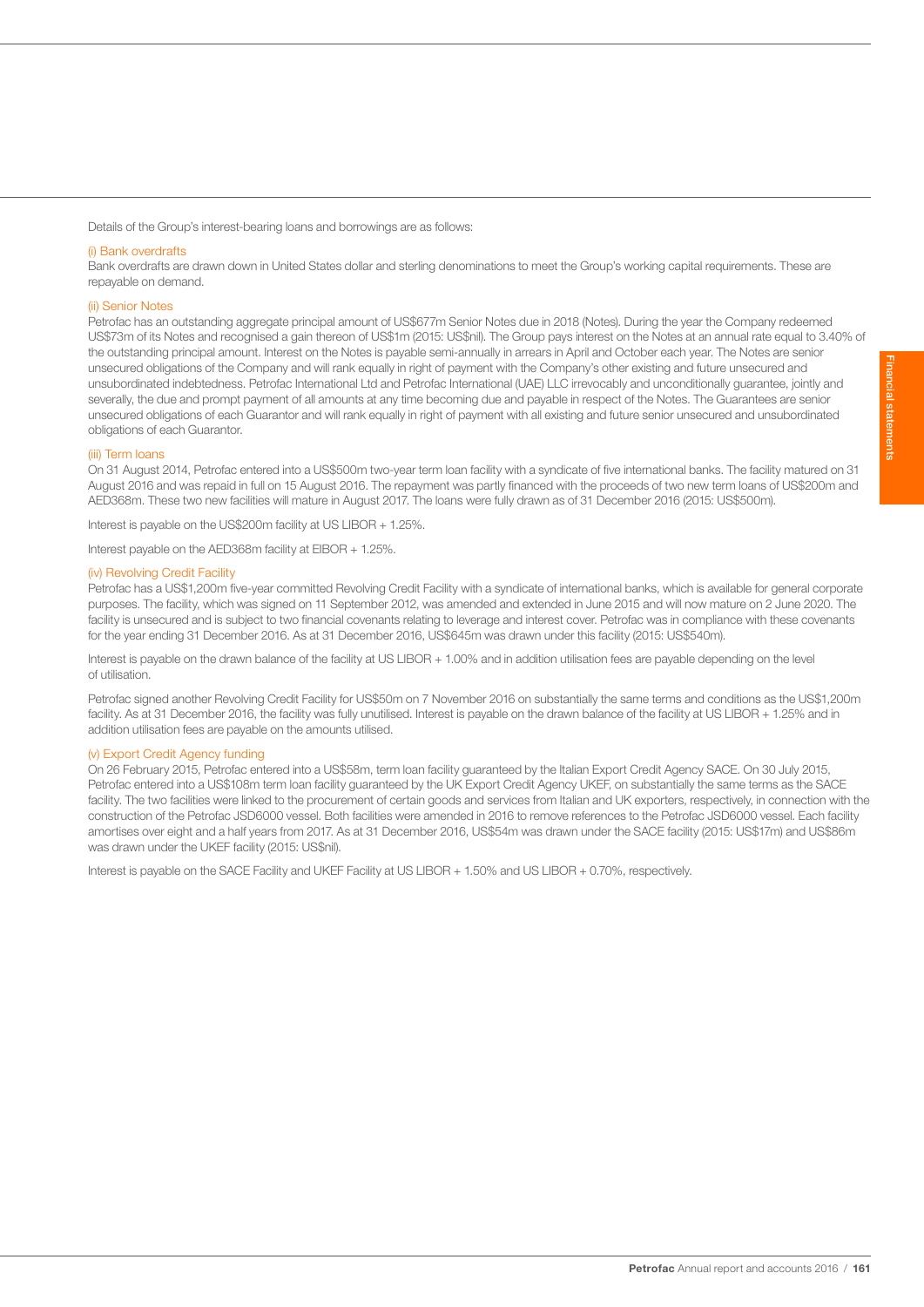Details of the Group's interest-bearing loans and borrowings are as follows:

### (i) Bank overdrafts

Bank overdrafts are drawn down in United States dollar and sterling denominations to meet the Group's working capital requirements. These are repayable on demand.

### (ii) Senior Notes

Petrofac has an outstanding aggregate principal amount of US$677m Senior Notes due in 2018 (Notes). During the year the Company redeemed US$73m of its Notes and recognised a gain thereon of US$1m (2015: US$nil). The Group pays interest on the Notes at an annual rate equal to 3.40% of the outstanding principal amount. Interest on the Notes is payable semi-annually in arrears in April and October each year. The Notes are senior unsecured obligations of the Company and will rank equally in right of payment with the Company's other existing and future unsecured and unsubordinated indebtedness. Petrofac International Ltd and Petrofac International (UAE) LLC irrevocably and unconditionally guarantee, jointly and severally, the due and prompt payment of all amounts at any time becoming due and payable in respect of the Notes. The Guarantees are senior unsecured obligations of each Guarantor and will rank equally in right of payment with all existing and future senior unsecured and unsubordinated obligations of each Guarantor.

### (iii) Term loans

On 31 August 2014, Petrofac entered into a US$500m two-year term loan facility with a syndicate of five international banks. The facility matured on 31 August 2016 and was repaid in full on 15 August 2016. The repayment was partly financed with the proceeds of two new term loans of US$200m and AED368m. These two new facilities will mature in August 2017. The loans were fully drawn as of 31 December 2016 (2015: US$500m).

Interest is payable on the US$200m facility at US LIBOR + 1.25%.

Interest payable on the AED368m facility at EIBOR + 1.25%.

### (iv) Revolving Credit Facility

Petrofac has a US$1,200m five-year committed Revolving Credit Facility with a syndicate of international banks, which is available for general corporate purposes. The facility, which was signed on 11 September 2012, was amended and extended in June 2015 and will now mature on 2 June 2020. The facility is unsecured and is subject to two financial covenants relating to leverage and interest cover. Petrofac was in compliance with these covenants for the year ending 31 December 2016. As at 31 December 2016, US$645m was drawn under this facility (2015: US$540m).

Interest is payable on the drawn balance of the facility at US LIBOR + 1.00% and in addition utilisation fees are payable depending on the level of utilisation.

Petrofac signed another Revolving Credit Facility for US$50m on 7 November 2016 on substantially the same terms and conditions as the US$1,200m facility. As at 31 December 2016, the facility was fully unutilised. Interest is payable on the drawn balance of the facility at US LIBOR + 1.25% and in addition utilisation fees are payable on the amounts utilised.

### (v) Export Credit Agency funding

On 26 February 2015, Petrofac entered into a US$58m, term loan facility guaranteed by the Italian Export Credit Agency SACE. On 30 July 2015, Petrofac entered into a US$108m term loan facility guaranteed by the UK Export Credit Agency UKEF, on substantially the same terms as the SACE facility. The two facilities were linked to the procurement of certain goods and services from Italian and UK exporters, respectively, in connection with the construction of the Petrofac JSD6000 vessel. Both facilities were amended in 2016 to remove references to the Petrofac JSD6000 vessel. Each facility amortises over eight and a half years from 2017. As at 31 December 2016, US$54m was drawn under the SACE facility (2015: US$17m) and US$86m was drawn under the UKEF facility (2015: US$nil).

Interest is payable on the SACE Facility and UKEF Facility at US LIBOR + 1.50% and US LIBOR + 0.70%, respectively.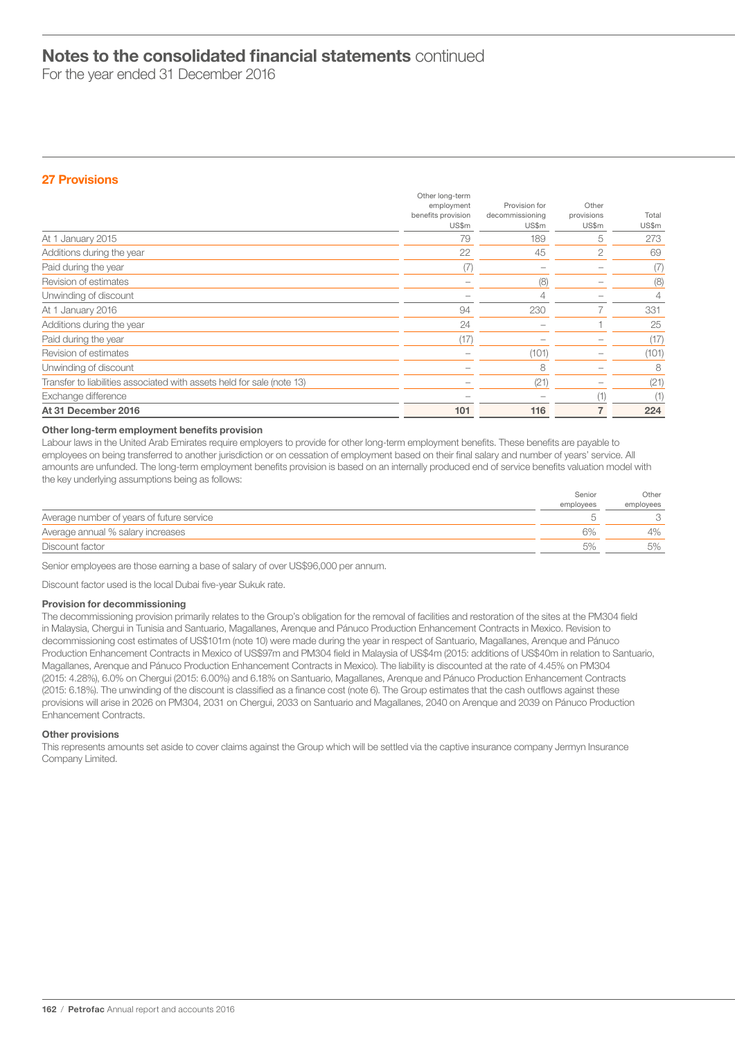## Notes to the consolidated financial statements continued

For the year ended 31 December 2016

### 27 Provisions

| | Other long-term employment benefits provision US$m | Provision for decommissioning US$m | Other provisions US$m | Total US$m |
|---|---|---|---|---|
| At 1 January 2015 | 79 | 189 | 5 | 273 |
| Additions during the year | 22 | 45 | 2 | 69 |
| Paid during the year | (7) | – | – | (7) |
| Revision of estimates | – | (8) | – | (8) |
| Unwinding of discount | – | 4 | – | 4 |
| At 1 January 2016 | 94 | 230 | 7 | 331 |
| Additions during the year | 24 | – | 1 | 25 |
| Paid during the year | (17) | – | – | (17) |
| Revision of estimates | – | (101) | – | (101) |
| Unwinding of discount | – | 8 | – | 8 |
| Transfer to liabilities associated with assets held for sale (note 13) | – | (21) | – | (21) |
| Exchange difference | – | – | (1) | (1) |
| **At 31 December 2016** | **101** | **116** | **7** | **224** |

**Other long-term employment benefits provision**

Labour laws in the United Arab Emirates require employers to provide for other long-term employment benefits. These benefits are payable to employees on being transferred to another jurisdiction or on cessation of employment based on their final salary and number of years' service. All amounts are unfunded. The long-term employment benefits provision is based on an internally produced end of service benefits valuation model with the key underlying assumptions being as follows:

| | Senior employees | Other employees |
|---|---|---|
| Average number of years of future service | 5 | 3 |
| Average annual % salary increases | 6% | 4% |
| Discount factor | 5% | 5% |

Senior employees are those earning a base of salary of over US$96,000 per annum.

Discount factor used is the local Dubai five-year Sukuk rate.

**Provision for decommissioning**

The decommissioning provision primarily relates to the Group's obligation for the removal of facilities and restoration of the sites at the PM304 field in Malaysia, Chergui in Tunisia and Santuario, Magallanes, Arenque and Pánuco Production Enhancement Contracts in Mexico. Revision to decommissioning cost estimates of US$101m (note 10) were made during the year in respect of Santuario, Magallanes, Arenque and Pánuco Production Enhancement Contracts in Mexico of US$97m and PM304 field in Malaysia of US$4m (2015: additions of US$40m in relation to Santuario, Magallanes, Arenque and Pánuco Production Enhancement Contracts in Mexico). The liability is discounted at the rate of 4.45% on PM304 (2015: 4.28%), 6.0% on Chergui (2015: 6.00%) and 6.18% on Santuario, Magallanes, Arenque and Pánuco Production Enhancement Contracts (2015: 6.18%). The unwinding of the discount is classified as a finance cost (note 6). The Group estimates that the cash outflows against these provisions will arise in 2026 on PM304, 2031 on Chergui, 2033 on Santuario and Magallanes, 2040 on Arenque and 2039 on Pánuco Production Enhancement Contracts.

**Other provisions**

This represents amounts set aside to cover claims against the Group which will be settled via the captive insurance company Jermyn Insurance Company Limited.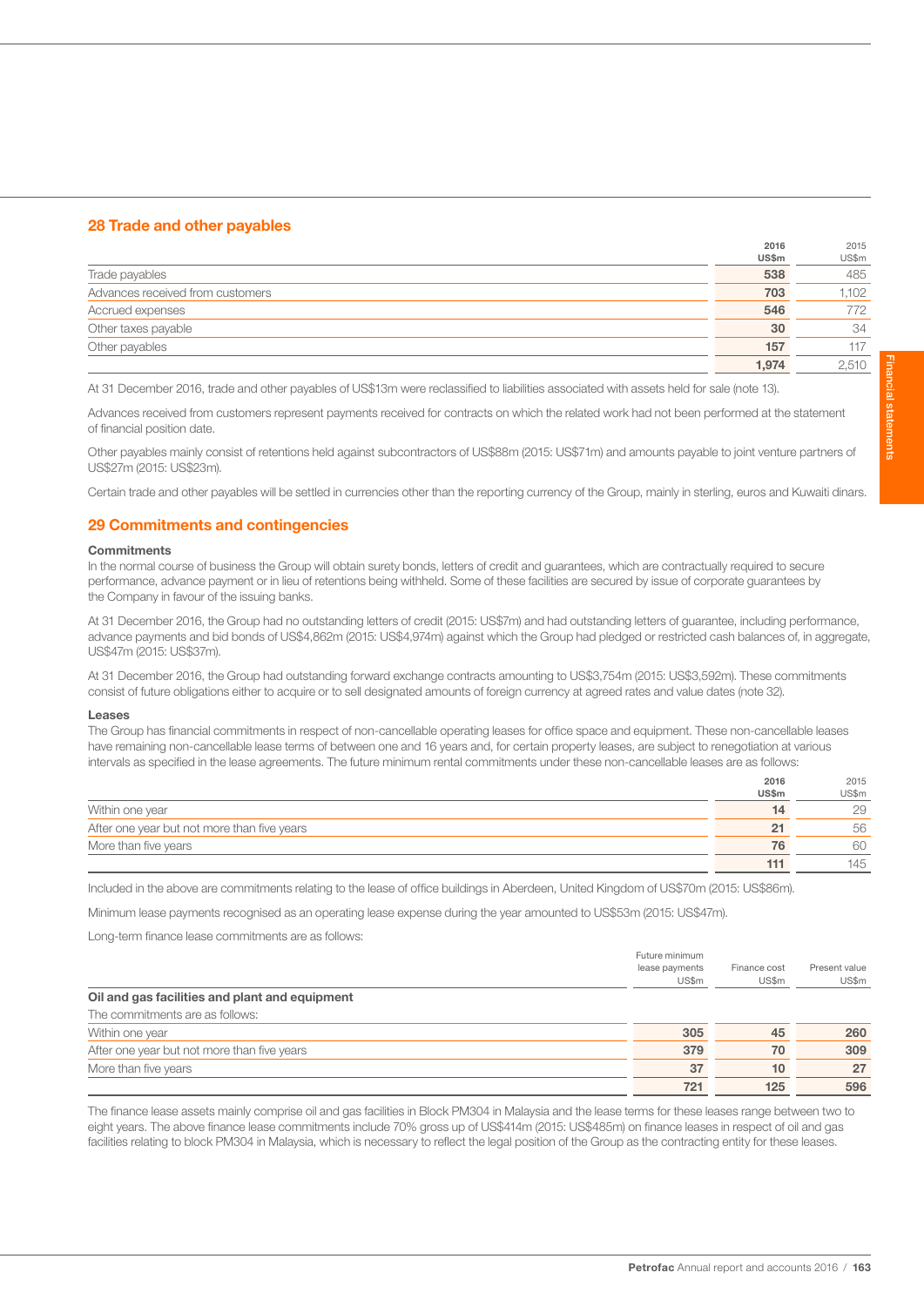## 28 Trade and other payables

| | 2016 US$m | 2015 US$m |
|---|---|---|
| Trade payables | **538** | 485 |
| Advances received from customers | **703** | 1,102 |
| Accrued expenses | **546** | 772 |
| Other taxes payable | **30** | 34 |
| Other payables | **157** | 117 |
| | **1,974** | 2,510 |

At 31 December 2016, trade and other payables of US$13m were reclassified to liabilities associated with assets held for sale (note 13).

Advances received from customers represent payments received for contracts on which the related work had not been performed at the statement of financial position date.

Other payables mainly consist of retentions held against subcontractors of US$88m (2015: US$71m) and amounts payable to joint venture partners of US$27m (2015: US$23m).

Certain trade and other payables will be settled in currencies other than the reporting currency of the Group, mainly in sterling, euros and Kuwaiti dinars.

## 29 Commitments and contingencies

### Commitments

In the normal course of business the Group will obtain surety bonds, letters of credit and guarantees, which are contractually required to secure performance, advance payment or in lieu of retentions being withheld. Some of these facilities are secured by issue of corporate guarantees by the Company in favour of the issuing banks.

At 31 December 2016, the Group had no outstanding letters of credit (2015: US$7m) and had outstanding letters of guarantee, including performance, advance payments and bid bonds of US$4,862m (2015: US$4,974m) against which the Group had pledged or restricted cash balances of, in aggregate, US$47m (2015: US$37m).

At 31 December 2016, the Group had outstanding forward exchange contracts amounting to US$3,754m (2015: US$3,592m). These commitments consist of future obligations either to acquire or to sell designated amounts of foreign currency at agreed rates and value dates (note 32).

### Leases

The Group has financial commitments in respect of non-cancellable operating leases for office space and equipment. These non-cancellable leases have remaining non-cancellable lease terms of between one and 16 years and, for certain property leases, are subject to renegotiation at various intervals as specified in the lease agreements. The future minimum rental commitments under these non-cancellable leases are as follows:

| | 2016 US$m | 2015 US$m |
|---|---|---|
| Within one year | **14** | 29 |
| After one year but not more than five years | **21** | 56 |
| More than five years | **76** | 60 |
| | **111** | 145 |

Included in the above are commitments relating to the lease of office buildings in Aberdeen, United Kingdom of US$70m (2015: US$86m).

Minimum lease payments recognised as an operating lease expense during the year amounted to US$53m (2015: US$47m).

Long-term finance lease commitments are as follows:

| | Future minimum lease payments US$m | Finance cost US$m | Present value US$m |
|---|---|---|---|
| **Oil and gas facilities and plant and equipment** | | | |
| The commitments are as follows: | | | |
| Within one year | **305** | **45** | **260** |
| After one year but not more than five years | **379** | **70** | **309** |
| More than five years | **37** | **10** | **27** |
| | **721** | **125** | **596** |

The finance lease assets mainly comprise oil and gas facilities in Block PM304 in Malaysia and the lease terms for these leases range between two to eight years. The above finance lease commitments include 70% gross up of US$414m (2015: US$485m) on finance leases in respect of oil and gas facilities relating to block PM304 in Malaysia, which is necessary to reflect the legal position of the Group as the contracting entity for these leases.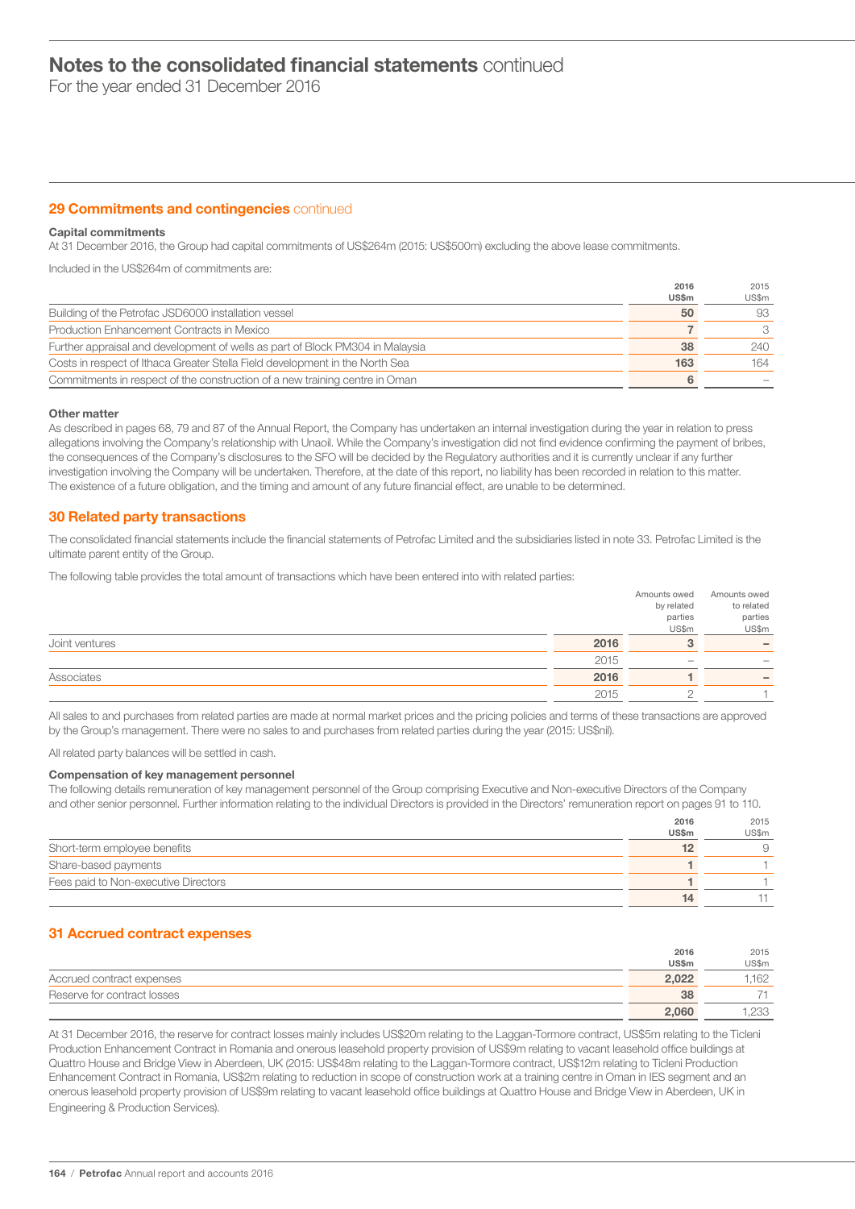# Notes to the consolidated financial statements continued

For the year ended 31 December 2016

## 29 Commitments and contingencies continued

### Capital commitments

At 31 December 2016, the Group had capital commitments of US$264m (2015: US$500m) excluding the above lease commitments.

Included in the US$264m of commitments are:

| | 2016 US$m | 2015 US$m |
|---|---|---|
| Building of the Petrofac JSD6000 installation vessel | **50** | 93 |
| Production Enhancement Contracts in Mexico | **7** | 3 |
| Further appraisal and development of wells as part of Block PM304 in Malaysia | **38** | 240 |
| Costs in respect of Ithaca Greater Stella Field development in the North Sea | **163** | 164 |
| Commitments in respect of the construction of a new training centre in Oman | **6** | – |

### Other matter

As described in pages 68, 79 and 87 of the Annual Report, the Company has undertaken an internal investigation during the year in relation to press allegations involving the Company's relationship with Unaoil. While the Company's investigation did not find evidence confirming the payment of bribes, the consequences of the Company's disclosures to the SFO will be decided by the Regulatory authorities and it is currently unclear if any further investigation involving the Company will be undertaken. Therefore, at the date of this report, no liability has been recorded in relation to this matter. The existence of a future obligation, and the timing and amount of any future financial effect, are unable to be determined.

## 30 Related party transactions

The consolidated financial statements include the financial statements of Petrofac Limited and the subsidiaries listed in note 33. Petrofac Limited is the ultimate parent entity of the Group.

The following table provides the total amount of transactions which have been entered into with related parties:

| | | Amounts owed by related parties US$m | Amounts owed to related parties US$m |
|---|---|---|---|
| Joint ventures | **2016** | **3** | **–** |
| | 2015 | – | – |
| Associates | **2016** | **1** | **–** |
| | 2015 | 2 | 1 |

All sales to and purchases from related parties are made at normal market prices and the pricing policies and terms of these transactions are approved by the Group's management. There were no sales to and purchases from related parties during the year (2015: US$nil).

All related party balances will be settled in cash.

### Compensation of key management personnel

The following details remuneration of key management personnel of the Group comprising Executive and Non-executive Directors of the Company and other senior personnel. Further information relating to the individual Directors is provided in the Directors' remuneration report on pages 91 to 110.

| | 2016 US$m | 2015 US$m |
|---|---|---|
| Short-term employee benefits | **12** | 9 |
| Share-based payments | **1** | 1 |
| Fees paid to Non-executive Directors | **1** | 1 |
| | **14** | 11 |

## 31 Accrued contract expenses

| | 2016 US$m | 2015 US$m |
|---|---|---|
| Accrued contract expenses | **2,022** | 1,162 |
| Reserve for contract losses | **38** | 71 |
| | **2,060** | 1,233 |

At 31 December 2016, the reserve for contract losses mainly includes US$20m relating to the Laggan-Tormore contract, US$5m relating to the Ticleni Production Enhancement Contract in Romania and onerous leasehold property provision of US$9m relating to vacant leasehold office buildings at Quattro House and Bridge View in Aberdeen, UK (2015: US$48m relating to the Laggan-Tormore contract, US$12m relating to Ticleni Production Enhancement Contract in Romania, US$2m relating to reduction in scope of construction work at a training centre in Oman in IES segment and an onerous leasehold property provision of US$9m relating to vacant leasehold office buildings at Quattro House and Bridge View in Aberdeen, UK in Engineering & Production Services).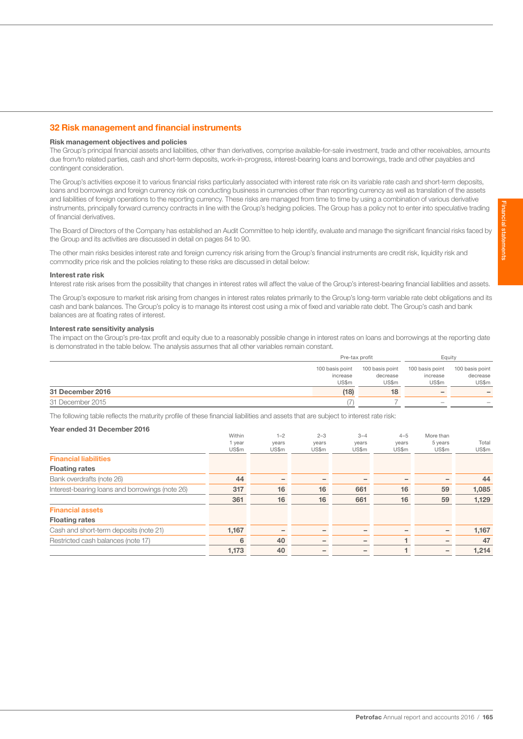## 32 Risk management and financial instruments

### Risk management objectives and policies

The Group's principal financial assets and liabilities, other than derivatives, comprise available-for-sale investment, trade and other receivables, amounts due from/to related parties, cash and short-term deposits, work-in-progress, interest-bearing loans and borrowings, trade and other payables and contingent consideration.

The Group's activities expose it to various financial risks particularly associated with interest rate risk on its variable rate cash and short-term deposits, loans and borrowings and foreign currency risk on conducting business in currencies other than reporting currency as well as translation of the assets and liabilities of foreign operations to the reporting currency. These risks are managed from time to time by using a combination of various derivative instruments, principally forward currency contracts in line with the Group's hedging policies. The Group has a policy not to enter into speculative trading of financial derivatives.

The Board of Directors of the Company has established an Audit Committee to help identify, evaluate and manage the significant financial risks faced by the Group and its activities are discussed in detail on pages 84 to 90.

The other main risks besides interest rate and foreign currency risk arising from the Group's financial instruments are credit risk, liquidity risk and commodity price risk and the policies relating to these risks are discussed in detail below:

### Interest rate risk

Interest rate risk arises from the possibility that changes in interest rates will affect the value of the Group's interest-bearing financial liabilities and assets.

The Group's exposure to market risk arising from changes in interest rates relates primarily to the Group's long-term variable rate debt obligations and its cash and bank balances. The Group's policy is to manage its interest cost using a mix of fixed and variable rate debt. The Group's cash and bank balances are at floating rates of interest.

### Interest rate sensitivity analysis

The impact on the Group's pre-tax profit and equity due to a reasonably possible change in interest rates on loans and borrowings at the reporting date is demonstrated in the table below. The analysis assumes that all other variables remain constant.

| | Pre-tax profit | | Equity | |
|---|---|---|---|---|
| | 100 basis point increase US$m | 100 basis point decrease US$m | 100 basis point increase US$m | 100 basis point decrease US$m |
| **31 December 2016** | **(18)** | **18** | **–** | **–** |
| 31 December 2015 | (7) | 7 | – | – |

The following table reflects the maturity profile of these financial liabilities and assets that are subject to interest rate risk:

### Year ended 31 December 2016

| | Within 1 year US$m | 1–2 years US$m | 2–3 years US$m | 3–4 years US$m | 4–5 years US$m | More than 5 years US$m | Total US$m |
|---|---|---|---|---|---|---|---|
| **Financial liabilities** | | | | | | | |
| **Floating rates** | | | | | | | |
| Bank overdrafts (note 26) | 44 | – | – | – | – | – | 44 |
| Interest-bearing loans and borrowings (note 26) | 317 | 16 | 16 | 661 | 16 | 59 | 1,085 |
| | 361 | 16 | 16 | 661 | 16 | 59 | 1,129 |
| **Financial assets** | | | | | | | |
| **Floating rates** | | | | | | | |
| Cash and short-term deposits (note 21) | 1,167 | – | – | – | – | – | 1,167 |
| Restricted cash balances (note 17) | 6 | 40 | – | – | 1 | – | 47 |
| | 1,173 | 40 | – | – | 1 | – | 1,214 |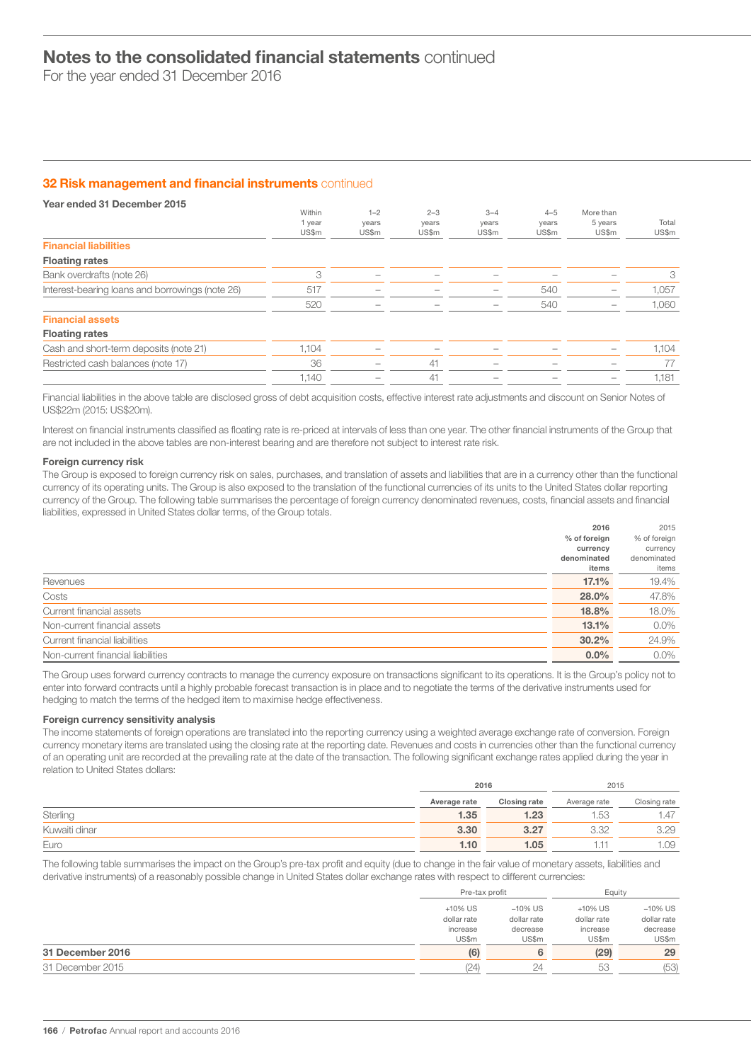## 32 Risk management and financial instruments continued

**Year ended 31 December 2015**

| | Within 1 year US$m | 1–2 years US$m | 2–3 years US$m | 3–4 years US$m | 4–5 years US$m | More than 5 years US$m | Total US$m |
|---|---|---|---|---|---|---|---|
| **Financial liabilities** | | | | | | | |
| **Floating rates** | | | | | | | |
| Bank overdrafts (note 26) | 3 | – | – | – | – | – | 3 |
| Interest-bearing loans and borrowings (note 26) | 517 | – | – | – | 540 | – | 1,057 |
| | 520 | – | – | – | 540 | – | 1,060 |
| **Financial assets** | | | | | | | |
| **Floating rates** | | | | | | | |
| Cash and short-term deposits (note 21) | 1,104 | – | – | – | – | – | 1,104 |
| Restricted cash balances (note 17) | 36 | – | 41 | – | – | – | 77 |
| | 1,140 | – | 41 | – | – | – | 1,181 |

Financial liabilities in the above table are disclosed gross of debt acquisition costs, effective interest rate adjustments and discount on Senior Notes of US$22m (2015: US$20m).

Interest on financial instruments classified as floating rate is re-priced at intervals of less than one year. The other financial instruments of the Group that are not included in the above tables are non-interest bearing and are therefore not subject to interest rate risk.

### Foreign currency risk

The Group is exposed to foreign currency risk on sales, purchases, and translation of assets and liabilities that are in a currency other than the functional currency of its operating units. The Group is also exposed to the translation of the functional currencies of its units to the United States dollar reporting currency of the Group. The following table summarises the percentage of foreign currency denominated revenues, costs, financial assets and financial liabilities, expressed in United States dollar terms, of the Group totals.

| | **2016 % of foreign currency denominated items** | 2015 % of foreign currency denominated items |
|---|---|---|
| Revenues | **17.1%** | 19.4% |
| Costs | **28.0%** | 47.8% |
| Current financial assets | **18.8%** | 18.0% |
| Non-current financial assets | **13.1%** | 0.0% |
| Current financial liabilities | **30.2%** | 24.9% |
| Non-current financial liabilities | **0.0%** | 0.0% |

The Group uses forward currency contracts to manage the currency exposure on transactions significant to its operations. It is the Group's policy not to enter into forward contracts until a highly probable forecast transaction is in place and to negotiate the terms of the derivative instruments used for hedging to match the terms of the hedged item to maximise hedge effectiveness.

### Foreign currency sensitivity analysis

The income statements of foreign operations are translated into the reporting currency using a weighted average exchange rate of conversion. Foreign currency monetary items are translated using the closing rate at the reporting date. Revenues and costs in currencies other than the functional currency of an operating unit are recorded at the prevailing rate at the date of the transaction. The following significant exchange rates applied during the year in relation to United States dollars:

| | **2016** | | 2015 | |
|---|---|---|---|---|
| | **Average rate** | **Closing rate** | Average rate | Closing rate |
| Sterling | **1.35** | **1.23** | 1.53 | 1.47 |
| Kuwaiti dinar | **3.30** | **3.27** | 3.32 | 3.29 |
| Euro | **1.10** | **1.05** | 1.11 | 1.09 |

The following table summarises the impact on the Group's pre-tax profit and equity (due to change in the fair value of monetary assets, liabilities and derivative instruments) of a reasonably possible change in United States dollar exchange rates with respect to different currencies:

| | Pre-tax profit | | Equity | |
|---|---|---|---|---|
| | +10% US dollar rate increase US$m | –10% US dollar rate decrease US$m | +10% US dollar rate increase US$m | –10% US dollar rate decrease US$m |
| **31 December 2016** | **(6)** | **6** | **(29)** | **29** |
| 31 December 2015 | (24) | 24 | 53 | (53) |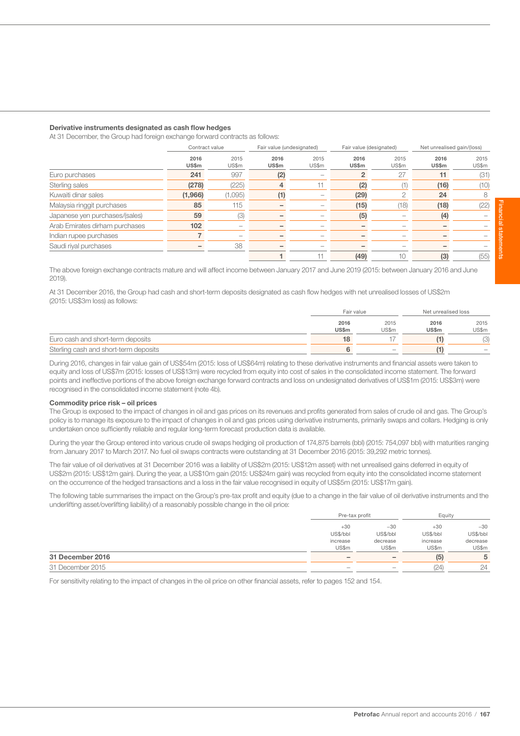**Derivative instruments designated as cash flow hedges**

At 31 December, the Group had foreign exchange forward contracts as follows:

| | Contract value | | Fair value (undesignated) | | Fair value (designated) | | Net unrealised gain/(loss) | |
|---|---|---|---|---|---|---|---|---|
| | **2016 US$m** | 2015 US$m | **2016 US$m** | 2015 US$m | **2016 US$m** | 2015 US$m | **2016 US$m** | 2015 US$m |
| Euro purchases | **241** | 997 | **(2)** | – | **2** | 27 | **11** | (31) |
| Sterling sales | **(278)** | (225) | **4** | 11 | **(2)** | (1) | **(16)** | (10) |
| Kuwaiti dinar sales | **(1,966)** | (1,095) | **(1)** | – | **(29)** | 2 | **24** | 8 |
| Malaysia ringgit purchases | **85** | 115 | **–** | – | **(15)** | (18) | **(18)** | (22) |
| Japanese yen purchases/(sales) | **59** | (3) | **–** | – | **(5)** | – | **(4)** | – |
| Arab Emirates dirham purchases | **102** | – | **–** | – | **–** | – | **–** | – |
| Indian rupee purchases | **7** | – | **–** | – | **–** | – | **–** | – |
| Saudi riyal purchases | **–** | 38 | **–** | – | **–** | – | **–** | – |
| | | | **1** | 11 | **(49)** | 10 | **(3)** | (55) |

The above foreign exchange contracts mature and will affect income between January 2017 and June 2019 (2015: between January 2016 and June 2019).

At 31 December 2016, the Group had cash and short-term deposits designated as cash flow hedges with net unrealised losses of US$2m (2015: US$3m loss) as follows:

| | Fair value | | Net unrealised loss | |
|---|---|---|---|---|
| | **2016 US$m** | 2015 US$m | **2016 US$m** | 2015 US$m |
| Euro cash and short-term deposits | **18** | 17 | **(1)** | (3) |
| Sterling cash and short-term deposits | **6** | – | **(1)** | – |

During 2016, changes in fair value gain of US$54m (2015: loss of US$64m) relating to these derivative instruments and financial assets were taken to equity and loss of US$7m (2015: losses of US$13m) were recycled from equity into cost of sales in the consolidated income statement. The forward points and ineffective portions of the above foreign exchange forward contracts and loss on undesignated derivatives of US$1m (2015: US$3m) were recognised in the consolidated income statement (note 4b).

**Commodity price risk – oil prices**

The Group is exposed to the impact of changes in oil and gas prices on its revenues and profits generated from sales of crude oil and gas. The Group's policy is to manage its exposure to the impact of changes in oil and gas prices using derivative instruments, primarily swaps and collars. Hedging is only undertaken once sufficiently reliable and regular long-term forecast production data is available.

During the year the Group entered into various crude oil swaps hedging oil production of 174,875 barrels (bbl) (2015: 754,097 bbl) with maturities ranging from January 2017 to March 2017. No fuel oil swaps contracts were outstanding at 31 December 2016 (2015: 39,292 metric tonnes).

The fair value of oil derivatives at 31 December 2016 was a liability of US$2m (2015: US$12m asset) with net unrealised gains deferred in equity of US$2m (2015: US$12m gain). During the year, a US$10m gain (2015: US$24m gain) was recycled from equity into the consolidated income statement on the occurrence of the hedged transactions and a loss in the fair value recognised in equity of US$5m (2015: US$17m gain).

The following table summarises the impact on the Group's pre-tax profit and equity (due to a change in the fair value of oil derivative instruments and the underlifting asset/overlifting liability) of a reasonably possible change in the oil price:

| | Pre-tax profit | | Equity | |
|---|---|---|---|---|
| | +30 US$/bbl increase US$m | –30 US$/bbl decrease US$m | +30 US$/bbl increase US$m | –30 US$/bbl decrease US$m |
| **31 December 2016** | **–** | **–** | **(5)** | **5** |
| 31 December 2015 | – | – | (24) | 24 |

For sensitivity relating to the impact of changes in the oil price on other financial assets, refer to pages 152 and 154.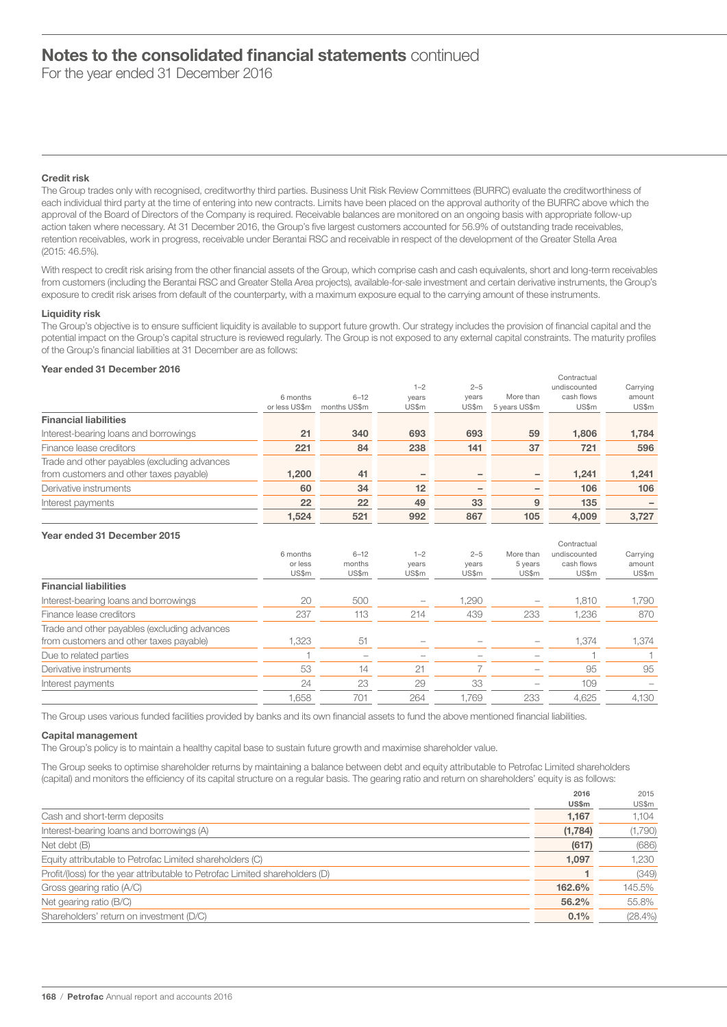# Notes to the consolidated financial statements continued

For the year ended 31 December 2016

### Credit risk

The Group trades only with recognised, creditworthy third parties. Business Unit Risk Review Committees (BURRC) evaluate the creditworthiness of each individual third party at the time of entering into new contracts. Limits have been placed on the approval authority of the BURRC above which the approval of the Board of Directors of the Company is required. Receivable balances are monitored on an ongoing basis with appropriate follow-up action taken where necessary. At 31 December 2016, the Group's five largest customers accounted for 56.9% of outstanding trade receivables, retention receivables, work in progress, receivable under Berantai RSC and receivable in respect of the development of the Greater Stella Area (2015: 46.5%).

With respect to credit risk arising from the other financial assets of the Group, which comprise cash and cash equivalents, short and long-term receivables from customers (including the Berantai RSC and Greater Stella Area projects), available-for-sale investment and certain derivative instruments, the Group's exposure to credit risk arises from default of the counterparty, with a maximum exposure equal to the carrying amount of these instruments.

### Liquidity risk

The Group's objective is to ensure sufficient liquidity is available to support future growth. Our strategy includes the provision of financial capital and the potential impact on the Group's capital structure is reviewed regularly. The Group is not exposed to any external capital constraints. The maturity profiles of the Group's financial liabilities at 31 December are as follows:

**Year ended 31 December 2016**

| | 6 months or less US$m | 6–12 months US$m | 1–2 years US$m | 2–5 years US$m | More than 5 years US$m | Contractual undiscounted cash flows US$m | Carrying amount US$m |
|---|---|---|---|---|---|---|---|
| **Financial liabilities** | | | | | | | |
| Interest-bearing loans and borrowings | **21** | **340** | **693** | **693** | **59** | **1,806** | **1,784** |
| Finance lease creditors | **221** | **84** | **238** | **141** | **37** | **721** | **596** |
| Trade and other payables (excluding advances from customers and other taxes payable) | **1,200** | **41** | **–** | **–** | **–** | **1,241** | **1,241** |
| Derivative instruments | **60** | **34** | **12** | **–** | **–** | **106** | **106** |
| Interest payments | **22** | **22** | **49** | **33** | **9** | **135** | **–** |
| | **1,524** | **521** | **992** | **867** | **105** | **4,009** | **3,727** |

**Year ended 31 December 2015**

| | 6 months or less US$m | 6–12 months US$m | 1–2 years US$m | 2–5 years US$m | More than 5 years US$m | Contractual undiscounted cash flows US$m | Carrying amount US$m |
|---|---|---|---|---|---|---|---|
| **Financial liabilities** | | | | | | | |
| Interest-bearing loans and borrowings | 20 | 500 | – | 1,290 | – | 1,810 | 1,790 |
| Finance lease creditors | 237 | 113 | 214 | 439 | 233 | 1,236 | 870 |
| Trade and other payables (excluding advances from customers and other taxes payable) | 1,323 | 51 | – | – | – | 1,374 | 1,374 |
| Due to related parties | 1 | – | – | – | – | 1 | 1 |
| Derivative instruments | 53 | 14 | 21 | 7 | – | 95 | 95 |
| Interest payments | 24 | 23 | 29 | 33 | – | 109 | – |
| | 1,658 | 701 | 264 | 1,769 | 233 | 4,625 | 4,130 |

The Group uses various funded facilities provided by banks and its own financial assets to fund the above mentioned financial liabilities.

### Capital management

The Group's policy is to maintain a healthy capital base to sustain future growth and maximise shareholder value.

The Group seeks to optimise shareholder returns by maintaining a balance between debt and equity attributable to Petrofac Limited shareholders (capital) and monitors the efficiency of its capital structure on a regular basis. The gearing ratio and return on shareholders' equity is as follows:

| | 2016 US$m | 2015 US$m |
|---|---|---|
| Cash and short-term deposits | **1,167** | 1,104 |
| Interest-bearing loans and borrowings (A) | **(1,784)** | (1,790) |
| Net debt (B) | **(617)** | (686) |
| Equity attributable to Petrofac Limited shareholders (C) | **1,097** | 1,230 |
| Profit/(loss) for the year attributable to Petrofac Limited shareholders (D) | **1** | (349) |
| Gross gearing ratio (A/C) | **162.6%** | 145.5% |
| Net gearing ratio (B/C) | **56.2%** | 55.8% |
| Shareholders' return on investment (D/C) | **0.1%** | (28.4%) |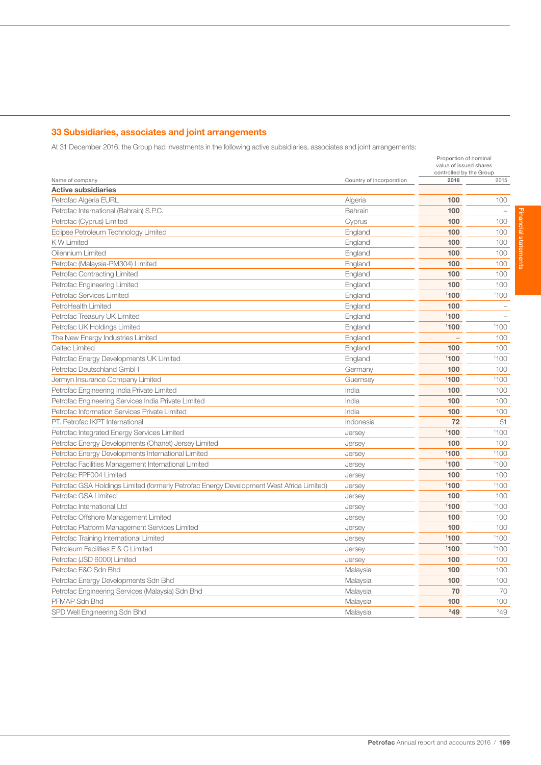## 33 Subsidiaries, associates and joint arrangements

At 31 December 2016, the Group had investments in the following active subsidiaries, associates and joint arrangements:

| Name of company | Country of incorporation | Proportion of nominal value of issued shares controlled by the Group 2016 | 2015 |
|---|---|---|---|
| **Active subsidiaries** | | | |
| Petrofac Algeria EURL | Algeria | **100** | 100 |
| Petrofac International (Bahrain) S.P.C. | Bahrain | **100** | – |
| Petrofac (Cyprus) Limited | Cyprus | **100** | 100 |
| Eclipse Petroleum Technology Limited | England | **100** | 100 |
| K W Limited | England | **100** | 100 |
| Oilennium Limited | England | **100** | 100 |
| Petrofac (Malaysia-PM304) Limited | England | **100** | 100 |
| Petrofac Contracting Limited | England | **100** | 100 |
| Petrofac Engineering Limited | England | **100** | 100 |
| Petrofac Services Limited | England | **[1]100** | [1]100 |
| PetroHealth Limited | England | **100** | – |
| Petrofac Treasury UK Limited | England | **[1]100** | – |
| Petrofac UK Holdings Limited | England | **[1]100** | [1]100 |
| The New Energy Industries Limited | England | – | 100 |
| Caltec Limited | England | **100** | 100 |
| Petrofac Energy Developments UK Limited | England | **[1]100** | [1]100 |
| Petrofac Deutschland GmbH | Germany | **100** | 100 |
| Jermyn Insurance Company Limited | Guernsey | **[1]100** | [1]100 |
| Petrofac Engineering India Private Limited | India | **100** | 100 |
| Petrofac Engineering Services India Private Limited | India | **100** | 100 |
| Petrofac Information Services Private Limited | India | **100** | 100 |
| PT. Petrofac IKPT International | Indonesia | **72** | 51 |
| Petrofac Integrated Energy Services Limited | Jersey | **[1]100** | [1]100 |
| Petrofac Energy Developments (Ohanet) Jersey Limited | Jersey | **100** | 100 |
| Petrofac Energy Developments International Limited | Jersey | **[1]100** | [1]100 |
| Petrofac Facilities Management International Limited | Jersey | **[1]100** | [1]100 |
| Petrofac FPF004 Limited | Jersey | **100** | 100 |
| Petrofac GSA Holdings Limited (formerly Petrofac Energy Development West Africa Limited) | Jersey | **[1]100** | [1]100 |
| Petrofac GSA Limited | Jersey | **100** | 100 |
| Petrofac International Ltd | Jersey | **[1]100** | [1]100 |
| Petrofac Offshore Management Limited | Jersey | **100** | 100 |
| Petrofac Platform Management Services Limited | Jersey | **100** | 100 |
| Petrofac Training International Limited | Jersey | **[1]100** | [1]100 |
| Petroleum Facilities E & C Limited | Jersey | **[1]100** | [1]100 |
| Petrofac (JSD 6000) Limited | Jersey | **100** | 100 |
| Petrofac E&C Sdn Bhd | Malaysia | **100** | 100 |
| Petrofac Energy Developments Sdn Bhd | Malaysia | **100** | 100 |
| Petrofac Engineering Services (Malaysia) Sdn Bhd | Malaysia | **70** | 70 |
| PFMAP Sdn Bhd | Malaysia | **100** | 100 |
| SPD Well Engineering Sdn Bhd | Malaysia | **[2]49** | [2]49 |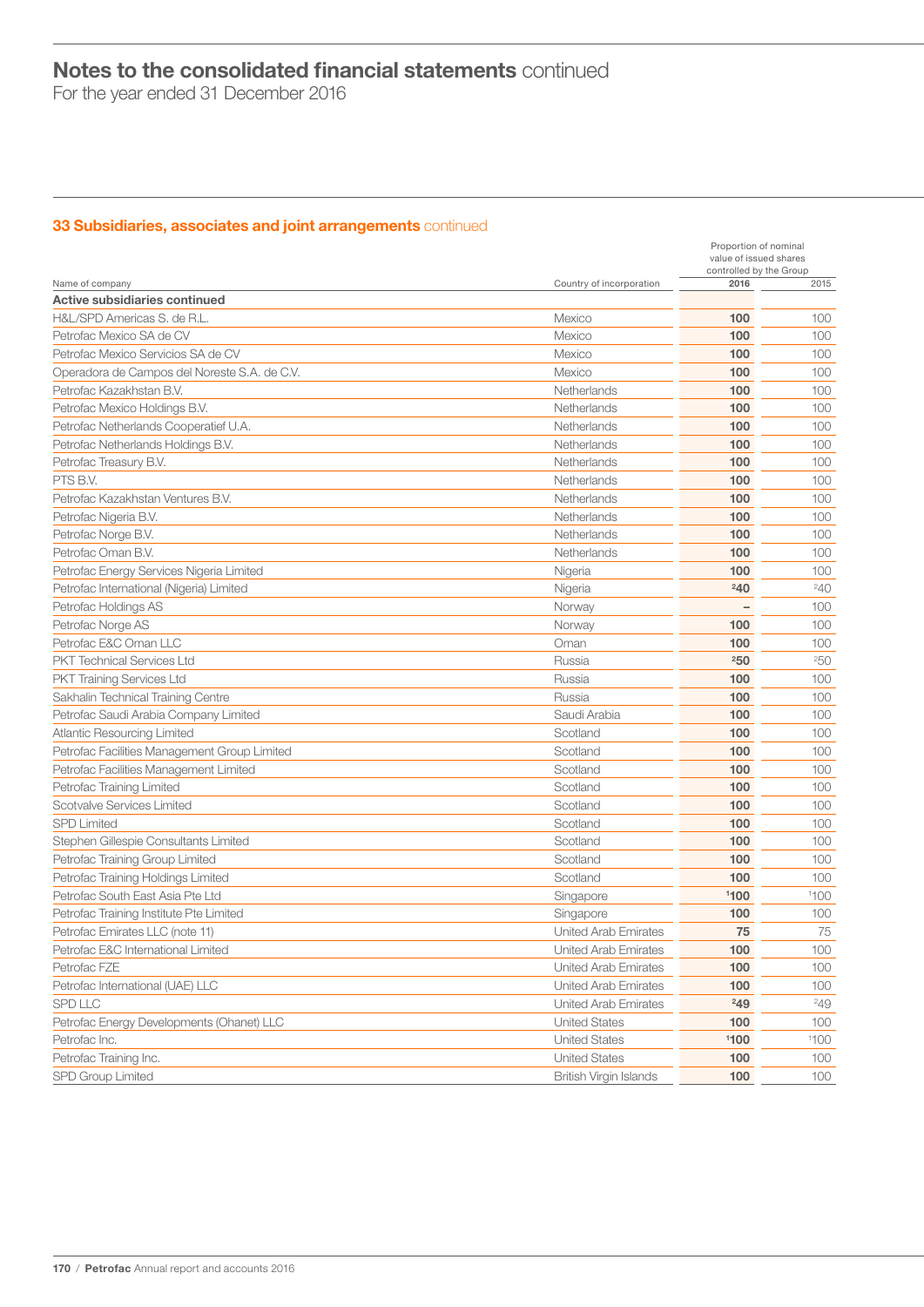# Notes to the consolidated financial statements continued

For the year ended 31 December 2016

## 33 Subsidiaries, associates and joint arrangements continued

| Name of company | Country of incorporation | Proportion of nominal value of issued shares controlled by the Group 2016 | 2015 |
|---|---|---|---|
| **Active subsidiaries continued** | | | |
| H&L/SPD Americas S. de R.L. | Mexico | **100** | 100 |
| Petrofac Mexico SA de CV | Mexico | **100** | 100 |
| Petrofac Mexico Servicios SA de CV | Mexico | **100** | 100 |
| Operadora de Campos del Noreste S.A. de C.V. | Mexico | **100** | 100 |
| Petrofac Kazakhstan B.V. | Netherlands | **100** | 100 |
| Petrofac Mexico Holdings B.V. | Netherlands | **100** | 100 |
| Petrofac Netherlands Cooperatief U.A. | Netherlands | **100** | 100 |
| Petrofac Netherlands Holdings B.V. | Netherlands | **100** | 100 |
| Petrofac Treasury B.V. | Netherlands | **100** | 100 |
| PTS B.V. | Netherlands | **100** | 100 |
| Petrofac Kazakhstan Ventures B.V. | Netherlands | **100** | 100 |
| Petrofac Nigeria B.V. | Netherlands | **100** | 100 |
| Petrofac Norge B.V. | Netherlands | **100** | 100 |
| Petrofac Oman B.V. | Netherlands | **100** | 100 |
| Petrofac Energy Services Nigeria Limited | Nigeria | **100** | 100 |
| Petrofac International (Nigeria) Limited | Nigeria | **[2]40** | [2]40 |
| Petrofac Holdings AS | Norway | **–** | 100 |
| Petrofac Norge AS | Norway | **100** | 100 |
| Petrofac E&C Oman LLC | Oman | **100** | 100 |
| PKT Technical Services Ltd | Russia | **[2]50** | [2]50 |
| PKT Training Services Ltd | Russia | **100** | 100 |
| Sakhalin Technical Training Centre | Russia | **100** | 100 |
| Petrofac Saudi Arabia Company Limited | Saudi Arabia | **100** | 100 |
| Atlantic Resourcing Limited | Scotland | **100** | 100 |
| Petrofac Facilities Management Group Limited | Scotland | **100** | 100 |
| Petrofac Facilities Management Limited | Scotland | **100** | 100 |
| Petrofac Training Limited | Scotland | **100** | 100 |
| Scotvalve Services Limited | Scotland | **100** | 100 |
| SPD Limited | Scotland | **100** | 100 |
| Stephen Gillespie Consultants Limited | Scotland | **100** | 100 |
| Petrofac Training Group Limited | Scotland | **100** | 100 |
| Petrofac Training Holdings Limited | Scotland | **100** | 100 |
| Petrofac South East Asia Pte Ltd | Singapore | **[1]100** | [1]100 |
| Petrofac Training Institute Pte Limited | Singapore | **100** | 100 |
| Petrofac Emirates LLC (note 11) | United Arab Emirates | **75** | 75 |
| Petrofac E&C International Limited | United Arab Emirates | **100** | 100 |
| Petrofac FZE | United Arab Emirates | **100** | 100 |
| Petrofac International (UAE) LLC | United Arab Emirates | **100** | 100 |
| SPD LLC | United Arab Emirates | **[2]49** | [2]49 |
| Petrofac Energy Developments (Ohanet) LLC | United States | **100** | 100 |
| Petrofac Inc. | United States | **[1]100** | [1]100 |
| Petrofac Training Inc. | United States | **100** | 100 |
| SPD Group Limited | British Virgin Islands | **100** | 100 |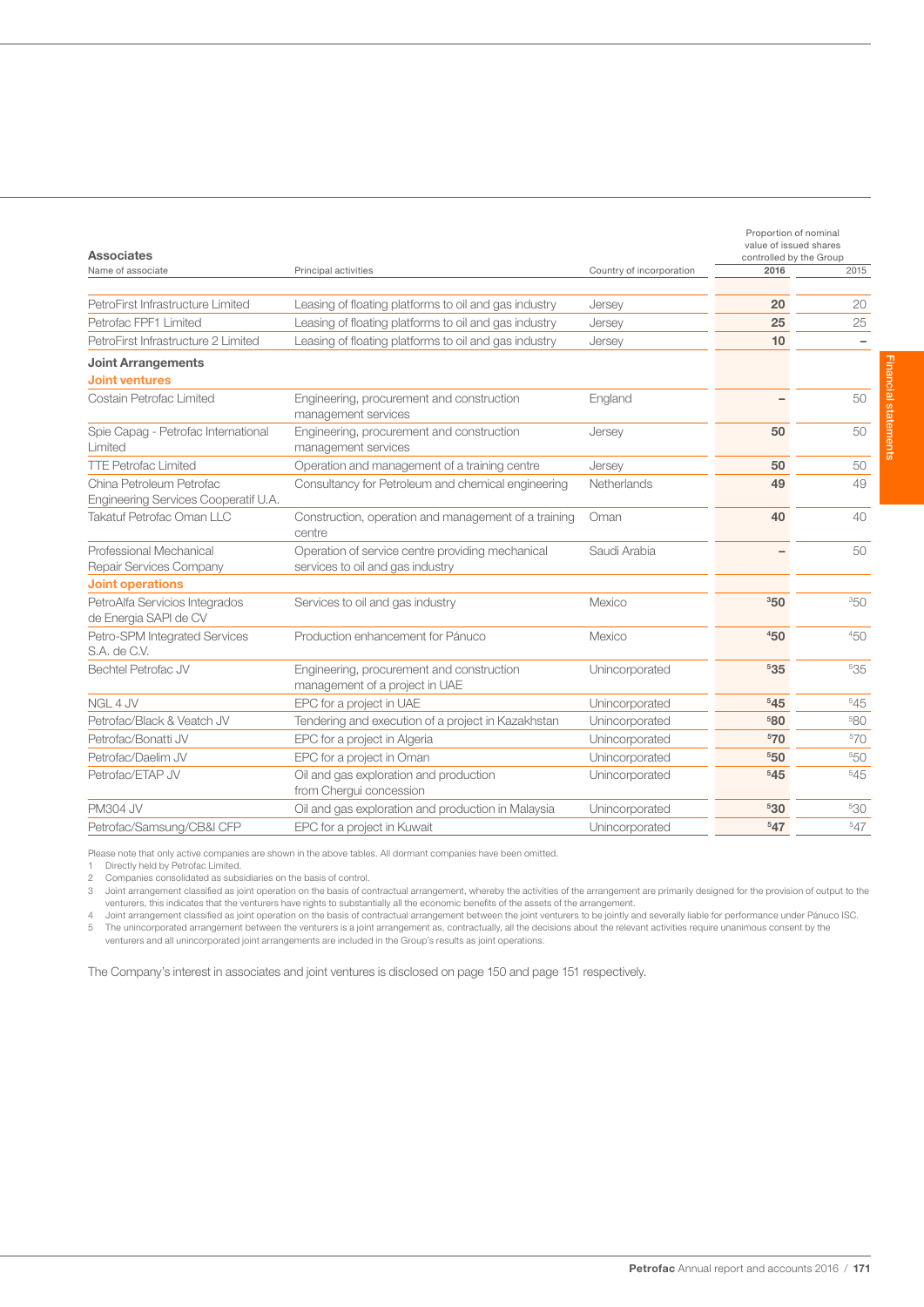| Associates | | | Proportion of nominal value of issued shares controlled by the Group | |
|---|---|---|---|---|
| Name of associate | Principal activities | Country of incorporation | 2016 | 2015 |
| PetroFirst Infrastructure Limited | Leasing of floating platforms to oil and gas industry | Jersey | **20** | 20 |
| Petrofac FPF1 Limited | Leasing of floating platforms to oil and gas industry | Jersey | **25** | 25 |
| PetroFirst Infrastructure 2 Limited | Leasing of floating platforms to oil and gas industry | Jersey | **10** | – |
| **Joint Arrangements** | | | | |
| **Joint ventures** | | | | |
| Costain Petrofac Limited | Engineering, procurement and construction management services | England | **–** | 50 |
| Spie Capag - Petrofac International Limited | Engineering, procurement and construction management services | Jersey | **50** | 50 |
| TTE Petrofac Limited | Operation and management of a training centre | Jersey | **50** | 50 |
| China Petroleum Petrofac Engineering Services Cooperatif U.A. | Consultancy for Petroleum and chemical engineering | Netherlands | **49** | 49 |
| Takatuf Petrofac Oman LLC | Construction, operation and management of a training centre | Oman | **40** | 40 |
| Professional Mechanical Repair Services Company | Operation of service centre providing mechanical services to oil and gas industry | Saudi Arabia | **–** | 50 |
| **Joint operations** | | | | |
| PetroAlfa Servicios Integrados de Energia SAPI de CV | Services to oil and gas industry | Mexico | **[3]50** | [3]50 |
| Petro-SPM Integrated Services S.A. de C.V. | Production enhancement for Pánuco | Mexico | **[4]50** | [4]50 |
| Bechtel Petrofac JV | Engineering, procurement and construction management of a project in UAE | Unincorporated | **[5]35** | [5]35 |
| NGL 4 JV | EPC for a project in UAE | Unincorporated | **[5]45** | [5]45 |
| Petrofac/Black & Veatch JV | Tendering and execution of a project in Kazakhstan | Unincorporated | **[5]80** | [5]80 |
| Petrofac/Bonatti JV | EPC for a project in Algeria | Unincorporated | **[5]70** | [5]70 |
| Petrofac/Daelim JV | EPC for a project in Oman | Unincorporated | **[5]50** | [5]50 |
| Petrofac/ETAP JV | Oil and gas exploration and production from Chergui concession | Unincorporated | **[5]45** | [5]45 |
| PM304 JV | Oil and gas exploration and production in Malaysia | Unincorporated | **[5]30** | [5]30 |
| Petrofac/Samsung/CB&I CFP | EPC for a project in Kuwait | Unincorporated | **[5]47** | [5]47 |

Please note that only active companies are shown in the above tables. All dormant companies have been omitted.

1 Directly held by Petrofac Limited.
2 Companies consolidated as subsidiaries on the basis of control.
3 Joint arrangement classified as joint operation on the basis of contractual arrangement, whereby the activities of the arrangement are primarily designed for the provision of output to the venturers, this indicates that the venturers have rights to substantially all the economic benefits of the assets of the arrangement.
4 Joint arrangement classified as joint operation on the basis of contractual arrangement between the joint venturers to be jointly and severally liable for performance under Pánuco ISC.
5 The unincorporated arrangement between the venturers is a joint arrangement as, contractually, all the decisions about the relevant activities require unanimous consent by the venturers and all unincorporated joint arrangements are included in the Group's results as joint operations.

The Company's interest in associates and joint ventures is disclosed on page 150 and page 151 respectively.